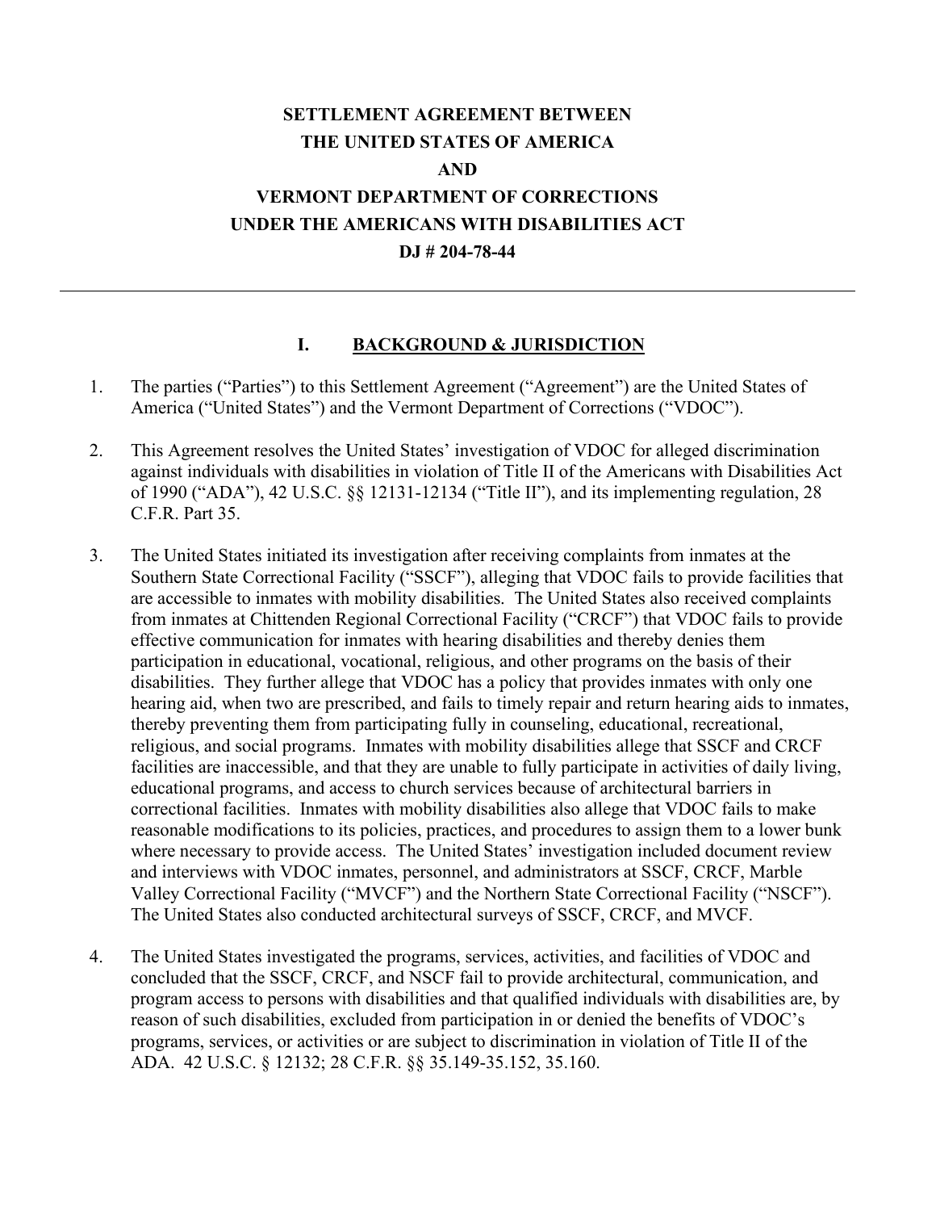# SETTLEMENT AGREEMENT BETWEEN THE UNITED STATES OF AMERICA AND VERMONT DEPARTMENT OF CORRECTIONS UNDER THE AMERICANS WITH DISABILITIES ACT DJ # 204-78-44

---

## I. BACKGROUND & JURISDICTION

1. The parties ("Parties") to this Settlement Agreement ("Agreement") are the United States of America ("United States") and the Vermont Department of Corrections ("VDOC").

2. This Agreement resolves the United States' investigation of VDOC for alleged discrimination against individuals with disabilities in violation of Title II of the Americans with Disabilities Act of 1990 ("ADA"), 42 U.S.C. §§ 12131-12134 ("Title II"), and its implementing regulation, 28 C.F.R. Part 35.

3. The United States initiated its investigation after receiving complaints from inmates at the Southern State Correctional Facility ("SSCF"), alleging that VDOC fails to provide facilities that are accessible to inmates with mobility disabilities. The United States also received complaints from inmates at Chittenden Regional Correctional Facility ("CRCF") that VDOC fails to provide effective communication for inmates with hearing disabilities and thereby denies them participation in educational, vocational, religious, and other programs on the basis of their disabilities. They further allege that VDOC has a policy that provides inmates with only one hearing aid, when two are prescribed, and fails to timely repair and return hearing aids to inmates, thereby preventing them from participating fully in counseling, educational, recreational, religious, and social programs. Inmates with mobility disabilities allege that SSCF and CRCF facilities are inaccessible, and that they are unable to fully participate in activities of daily living, educational programs, and access to church services because of architectural barriers in correctional facilities. Inmates with mobility disabilities also allege that VDOC fails to make reasonable modifications to its policies, practices, and procedures to assign them to a lower bunk where necessary to provide access. The United States' investigation included document review and interviews with VDOC inmates, personnel, and administrators at SSCF, CRCF, Marble Valley Correctional Facility ("MVCF") and the Northern State Correctional Facility ("NSCF"). The United States also conducted architectural surveys of SSCF, CRCF, and MVCF.

4. The United States investigated the programs, services, activities, and facilities of VDOC and concluded that the SSCF, CRCF, and NSCF fail to provide architectural, communication, and program access to persons with disabilities and that qualified individuals with disabilities are, by reason of such disabilities, excluded from participation in or denied the benefits of VDOC's programs, services, or activities or are subject to discrimination in violation of Title II of the ADA. 42 U.S.C. § 12132; 28 C.F.R. §§ 35.149-35.152, 35.160.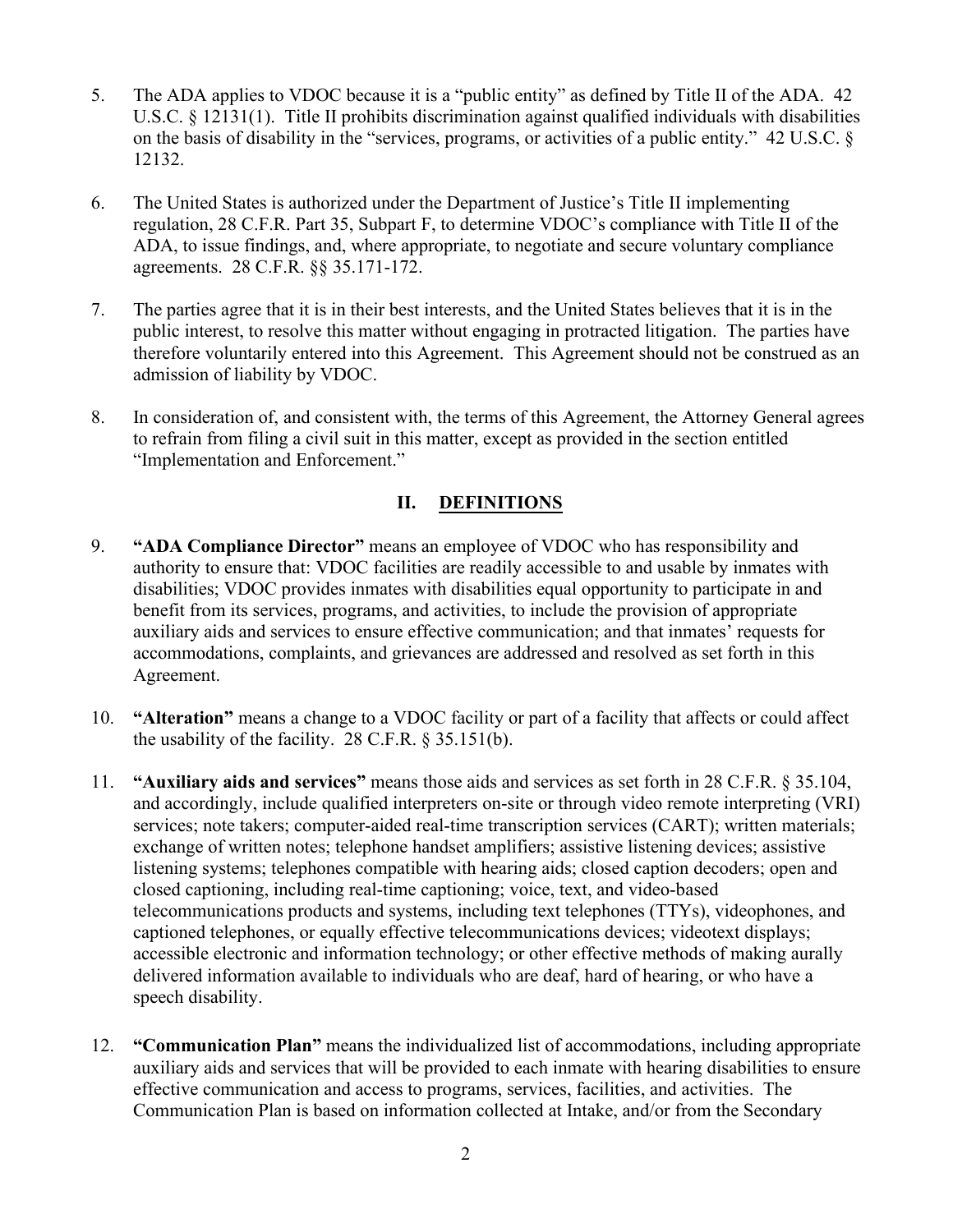5. The ADA applies to VDOC because it is a "public entity" as defined by Title II of the ADA. 42 U.S.C. § 12131(1). Title II prohibits discrimination against qualified individuals with disabilities on the basis of disability in the "services, programs, or activities of a public entity." 42 U.S.C. § 12132.

6. The United States is authorized under the Department of Justice's Title II implementing regulation, 28 C.F.R. Part 35, Subpart F, to determine VDOC's compliance with Title II of the ADA, to issue findings, and, where appropriate, to negotiate and secure voluntary compliance agreements. 28 C.F.R. §§ 35.171-172.

7. The parties agree that it is in their best interests, and the United States believes that it is in the public interest, to resolve this matter without engaging in protracted litigation. The parties have therefore voluntarily entered into this Agreement. This Agreement should not be construed as an admission of liability by VDOC.

8. In consideration of, and consistent with, the terms of this Agreement, the Attorney General agrees to refrain from filing a civil suit in this matter, except as provided in the section entitled "Implementation and Enforcement."

## II. DEFINITIONS

9. **"ADA Compliance Director"** means an employee of VDOC who has responsibility and authority to ensure that: VDOC facilities are readily accessible to and usable by inmates with disabilities; VDOC provides inmates with disabilities equal opportunity to participate in and benefit from its services, programs, and activities, to include the provision of appropriate auxiliary aids and services to ensure effective communication; and that inmates' requests for accommodations, complaints, and grievances are addressed and resolved as set forth in this Agreement.

10. **"Alteration"** means a change to a VDOC facility or part of a facility that affects or could affect the usability of the facility. 28 C.F.R. § 35.151(b).

11. **"Auxiliary aids and services"** means those aids and services as set forth in 28 C.F.R. § 35.104, and accordingly, include qualified interpreters on-site or through video remote interpreting (VRI) services; note takers; computer-aided real-time transcription services (CART); written materials; exchange of written notes; telephone handset amplifiers; assistive listening devices; assistive listening systems; telephones compatible with hearing aids; closed caption decoders; open and closed captioning, including real-time captioning; voice, text, and video-based telecommunications products and systems, including text telephones (TTYs), videophones, and captioned telephones, or equally effective telecommunications devices; videotext displays; accessible electronic and information technology; or other effective methods of making aurally delivered information available to individuals who are deaf, hard of hearing, or who have a speech disability.

12. **"Communication Plan"** means the individualized list of accommodations, including appropriate auxiliary aids and services that will be provided to each inmate with hearing disabilities to ensure effective communication and access to programs, services, facilities, and activities. The Communication Plan is based on information collected at Intake, and/or from the Secondary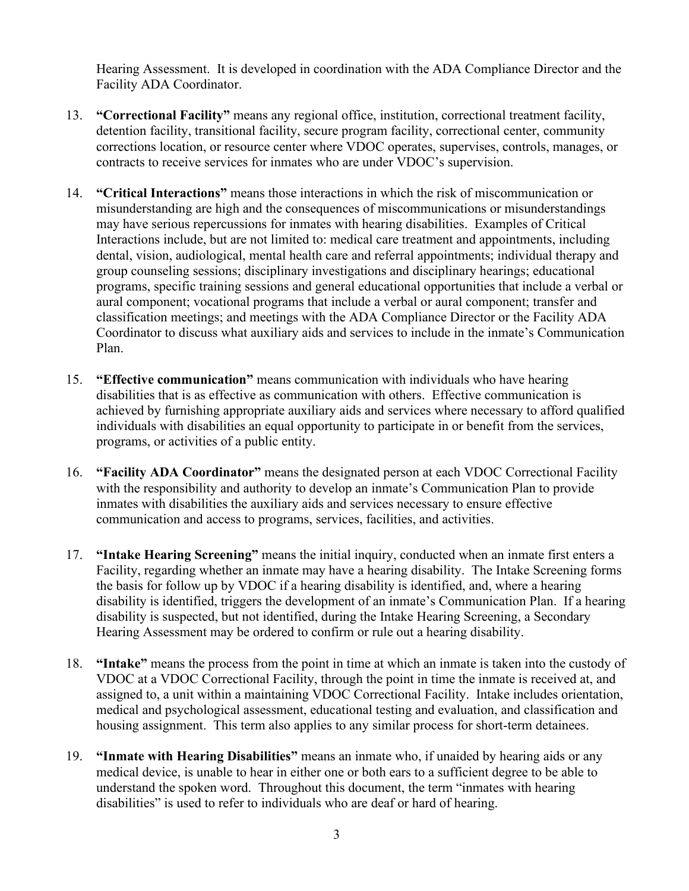Hearing Assessment. It is developed in coordination with the ADA Compliance Director and the Facility ADA Coordinator.

13. **"Correctional Facility"** means any regional office, institution, correctional treatment facility, detention facility, transitional facility, secure program facility, correctional center, community corrections location, or resource center where VDOC operates, supervises, controls, manages, or contracts to receive services for inmates who are under VDOC's supervision.

14. **"Critical Interactions"** means those interactions in which the risk of miscommunication or misunderstanding are high and the consequences of miscommunications or misunderstandings may have serious repercussions for inmates with hearing disabilities. Examples of Critical Interactions include, but are not limited to: medical care treatment and appointments, including dental, vision, audiological, mental health care and referral appointments; individual therapy and group counseling sessions; disciplinary investigations and disciplinary hearings; educational programs, specific training sessions and general educational opportunities that include a verbal or aural component; vocational programs that include a verbal or aural component; transfer and classification meetings; and meetings with the ADA Compliance Director or the Facility ADA Coordinator to discuss what auxiliary aids and services to include in the inmate's Communication Plan.

15. **"Effective communication"** means communication with individuals who have hearing disabilities that is as effective as communication with others. Effective communication is achieved by furnishing appropriate auxiliary aids and services where necessary to afford qualified individuals with disabilities an equal opportunity to participate in or benefit from the services, programs, or activities of a public entity.

16. **"Facility ADA Coordinator"** means the designated person at each VDOC Correctional Facility with the responsibility and authority to develop an inmate's Communication Plan to provide inmates with disabilities the auxiliary aids and services necessary to ensure effective communication and access to programs, services, facilities, and activities.

17. **"Intake Hearing Screening"** means the initial inquiry, conducted when an inmate first enters a Facility, regarding whether an inmate may have a hearing disability. The Intake Screening forms the basis for follow up by VDOC if a hearing disability is identified, and, where a hearing disability is identified, triggers the development of an inmate's Communication Plan. If a hearing disability is suspected, but not identified, during the Intake Hearing Screening, a Secondary Hearing Assessment may be ordered to confirm or rule out a hearing disability.

18. **"Intake"** means the process from the point in time at which an inmate is taken into the custody of VDOC at a VDOC Correctional Facility, through the point in time the inmate is received at, and assigned to, a unit within a maintaining VDOC Correctional Facility. Intake includes orientation, medical and psychological assessment, educational testing and evaluation, and classification and housing assignment. This term also applies to any similar process for short-term detainees.

19. **"Inmate with Hearing Disabilities"** means an inmate who, if unaided by hearing aids or any medical device, is unable to hear in either one or both ears to a sufficient degree to be able to understand the spoken word. Throughout this document, the term "inmates with hearing disabilities" is used to refer to individuals who are deaf or hard of hearing.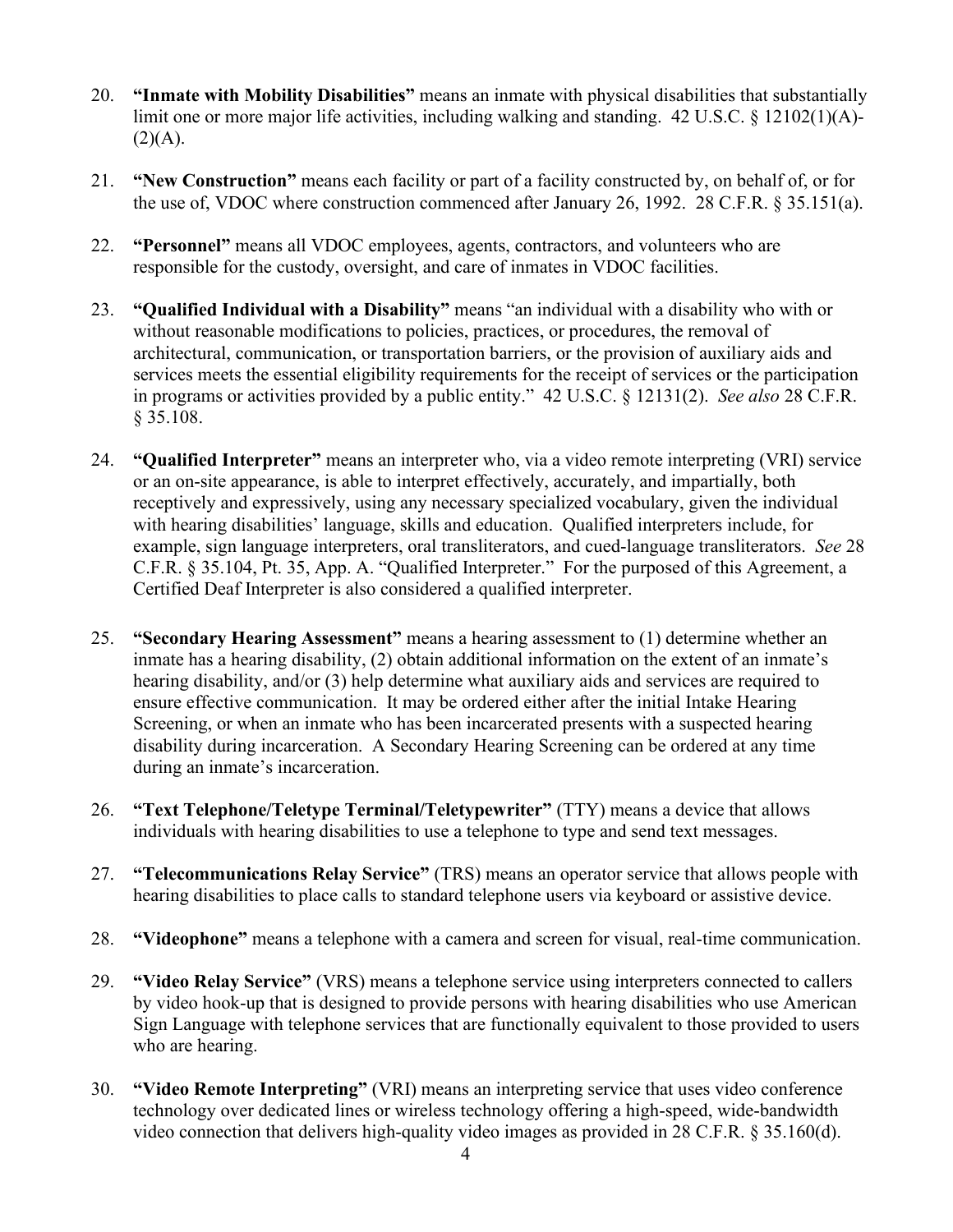20. **"Inmate with Mobility Disabilities"** means an inmate with physical disabilities that substantially limit one or more major life activities, including walking and standing. 42 U.S.C. § 12102(1)(A)-(2)(A).

21. **"New Construction"** means each facility or part of a facility constructed by, on behalf of, or for the use of, VDOC where construction commenced after January 26, 1992. 28 C.F.R. § 35.151(a).

22. **"Personnel"** means all VDOC employees, agents, contractors, and volunteers who are responsible for the custody, oversight, and care of inmates in VDOC facilities.

23. **"Qualified Individual with a Disability"** means "an individual with a disability who with or without reasonable modifications to policies, practices, or procedures, the removal of architectural, communication, or transportation barriers, or the provision of auxiliary aids and services meets the essential eligibility requirements for the receipt of services or the participation in programs or activities provided by a public entity." 42 U.S.C. § 12131(2). *See also* 28 C.F.R. § 35.108.

24. **"Qualified Interpreter"** means an interpreter who, via a video remote interpreting (VRI) service or an on-site appearance, is able to interpret effectively, accurately, and impartially, both receptively and expressively, using any necessary specialized vocabulary, given the individual with hearing disabilities' language, skills and education. Qualified interpreters include, for example, sign language interpreters, oral transliterators, and cued-language transliterators. *See* 28 C.F.R. § 35.104, Pt. 35, App. A. "Qualified Interpreter." For the purposed of this Agreement, a Certified Deaf Interpreter is also considered a qualified interpreter.

25. **"Secondary Hearing Assessment"** means a hearing assessment to (1) determine whether an inmate has a hearing disability, (2) obtain additional information on the extent of an inmate's hearing disability, and/or (3) help determine what auxiliary aids and services are required to ensure effective communication. It may be ordered either after the initial Intake Hearing Screening, or when an inmate who has been incarcerated presents with a suspected hearing disability during incarceration. A Secondary Hearing Screening can be ordered at any time during an inmate's incarceration.

26. **"Text Telephone/Teletype Terminal/Teletypewriter"** (TTY) means a device that allows individuals with hearing disabilities to use a telephone to type and send text messages.

27. **"Telecommunications Relay Service"** (TRS) means an operator service that allows people with hearing disabilities to place calls to standard telephone users via keyboard or assistive device.

28. **"Videophone"** means a telephone with a camera and screen for visual, real-time communication.

29. **"Video Relay Service"** (VRS) means a telephone service using interpreters connected to callers by video hook-up that is designed to provide persons with hearing disabilities who use American Sign Language with telephone services that are functionally equivalent to those provided to users who are hearing.

30. **"Video Remote Interpreting"** (VRI) means an interpreting service that uses video conference technology over dedicated lines or wireless technology offering a high-speed, wide-bandwidth video connection that delivers high-quality video images as provided in 28 C.F.R. § 35.160(d).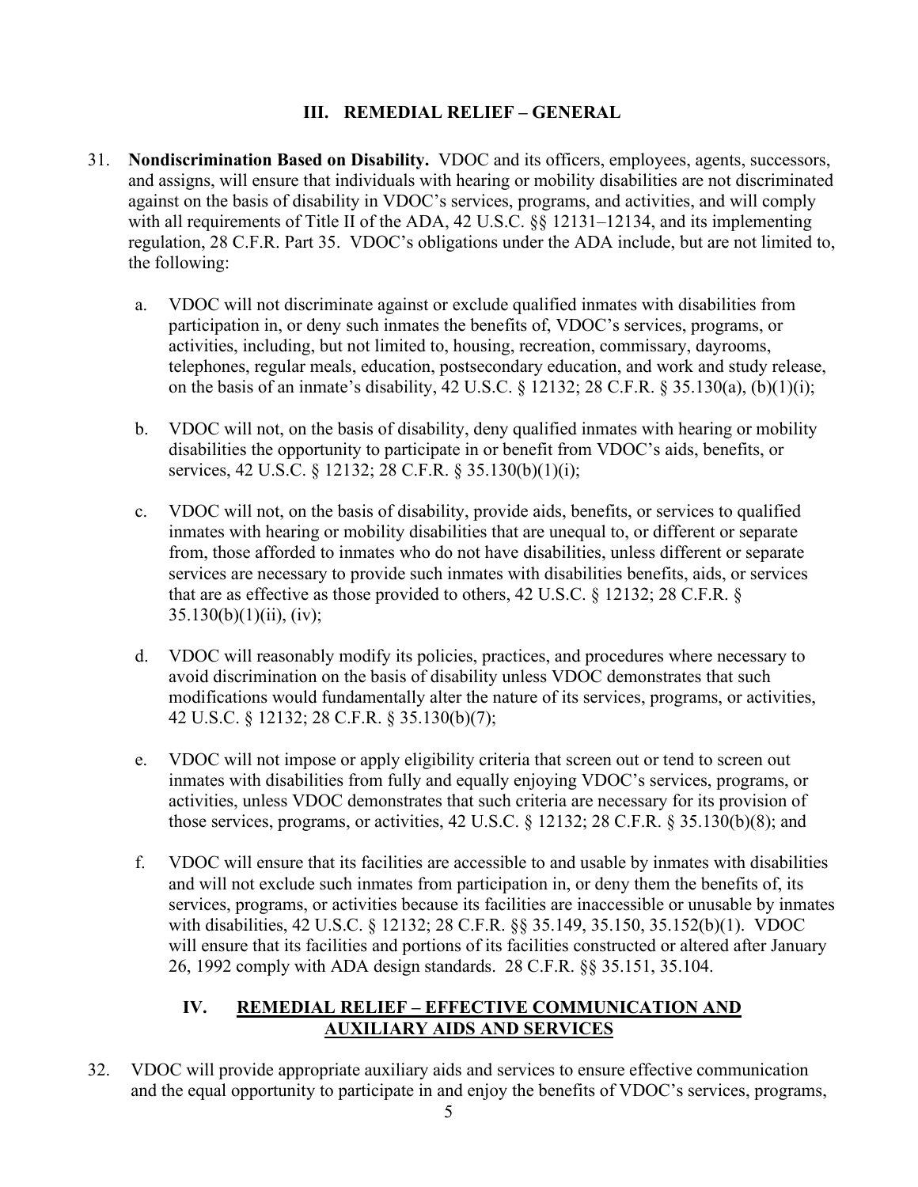## III. REMEDIAL RELIEF – GENERAL

31. **Nondiscrimination Based on Disability.** VDOC and its officers, employees, agents, successors, and assigns, will ensure that individuals with hearing or mobility disabilities are not discriminated against on the basis of disability in VDOC's services, programs, and activities, and will comply with all requirements of Title II of the ADA, 42 U.S.C. §§ 12131–12134, and its implementing regulation, 28 C.F.R. Part 35. VDOC's obligations under the ADA include, but are not limited to, the following:

    a. VDOC will not discriminate against or exclude qualified inmates with disabilities from participation in, or deny such inmates the benefits of, VDOC's services, programs, or activities, including, but not limited to, housing, recreation, commissary, dayrooms, telephones, regular meals, education, postsecondary education, and work and study release, on the basis of an inmate's disability, 42 U.S.C. § 12132; 28 C.F.R. § 35.130(a), (b)(1)(i);

    b. VDOC will not, on the basis of disability, deny qualified inmates with hearing or mobility disabilities the opportunity to participate in or benefit from VDOC's aids, benefits, or services, 42 U.S.C. § 12132; 28 C.F.R. § 35.130(b)(1)(i);

    c. VDOC will not, on the basis of disability, provide aids, benefits, or services to qualified inmates with hearing or mobility disabilities that are unequal to, or different or separate from, those afforded to inmates who do not have disabilities, unless different or separate services are necessary to provide such inmates with disabilities benefits, aids, or services that are as effective as those provided to others, 42 U.S.C. § 12132; 28 C.F.R. § 35.130(b)(1)(ii), (iv);

    d. VDOC will reasonably modify its policies, practices, and procedures where necessary to avoid discrimination on the basis of disability unless VDOC demonstrates that such modifications would fundamentally alter the nature of its services, programs, or activities, 42 U.S.C. § 12132; 28 C.F.R. § 35.130(b)(7);

    e. VDOC will not impose or apply eligibility criteria that screen out or tend to screen out inmates with disabilities from fully and equally enjoying VDOC's services, programs, or activities, unless VDOC demonstrates that such criteria are necessary for its provision of those services, programs, or activities, 42 U.S.C. § 12132; 28 C.F.R. § 35.130(b)(8); and

    f. VDOC will ensure that its facilities are accessible to and usable by inmates with disabilities and will not exclude such inmates from participation in, or deny them the benefits of, its services, programs, or activities because its facilities are inaccessible or unusable by inmates with disabilities, 42 U.S.C. § 12132; 28 C.F.R. §§ 35.149, 35.150, 35.152(b)(1). VDOC will ensure that its facilities and portions of its facilities constructed or altered after January 26, 1992 comply with ADA design standards. 28 C.F.R. §§ 35.151, 35.104.

## IV. REMEDIAL RELIEF – EFFECTIVE COMMUNICATION AND AUXILIARY AIDS AND SERVICES

32. VDOC will provide appropriate auxiliary aids and services to ensure effective communication and the equal opportunity to participate in and enjoy the benefits of VDOC's services, programs,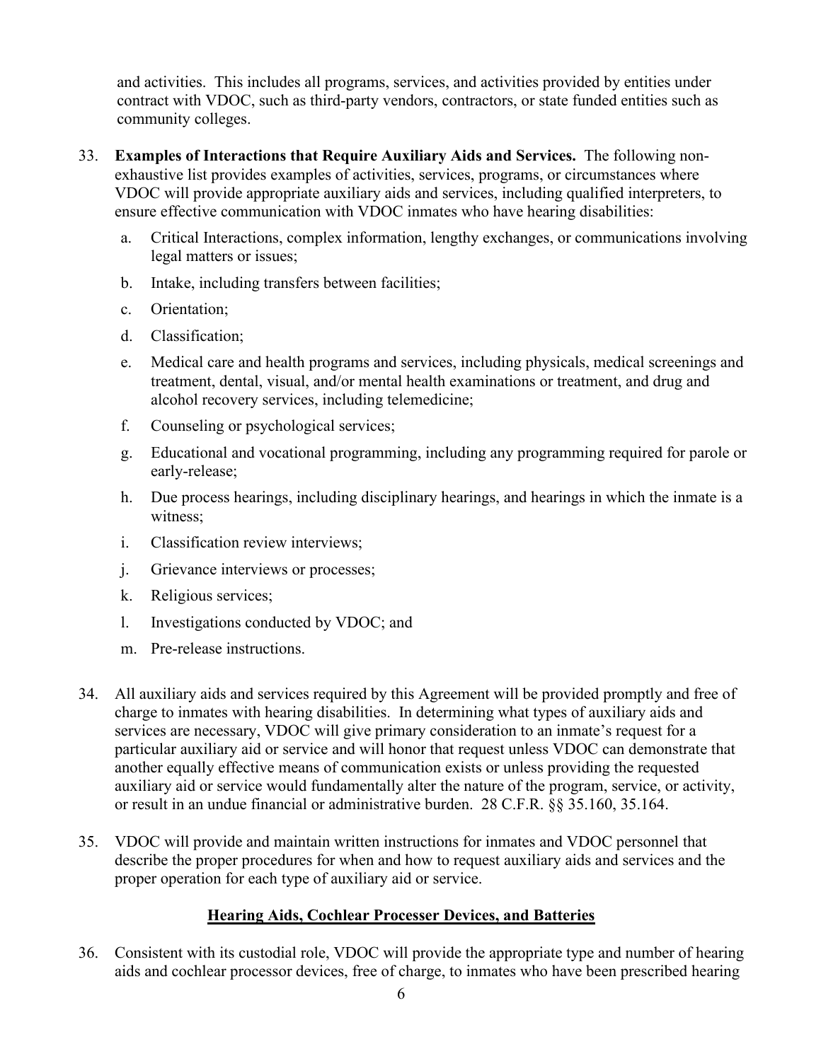and activities. This includes all programs, services, and activities provided by entities under contract with VDOC, such as third-party vendors, contractors, or state funded entities such as community colleges.

33. **Examples of Interactions that Require Auxiliary Aids and Services.** The following non-exhaustive list provides examples of activities, services, programs, or circumstances where VDOC will provide appropriate auxiliary aids and services, including qualified interpreters, to ensure effective communication with VDOC inmates who have hearing disabilities:

    a. Critical Interactions, complex information, lengthy exchanges, or communications involving legal matters or issues;

    b. Intake, including transfers between facilities;

    c. Orientation;

    d. Classification;

    e. Medical care and health programs and services, including physicals, medical screenings and treatment, dental, visual, and/or mental health examinations or treatment, and drug and alcohol recovery services, including telemedicine;

    f. Counseling or psychological services;

    g. Educational and vocational programming, including any programming required for parole or early-release;

    h. Due process hearings, including disciplinary hearings, and hearings in which the inmate is a witness;

    i. Classification review interviews;

    j. Grievance interviews or processes;

    k. Religious services;

    l. Investigations conducted by VDOC; and

    m. Pre-release instructions.

34. All auxiliary aids and services required by this Agreement will be provided promptly and free of charge to inmates with hearing disabilities. In determining what types of auxiliary aids and services are necessary, VDOC will give primary consideration to an inmate's request for a particular auxiliary aid or service and will honor that request unless VDOC can demonstrate that another equally effective means of communication exists or unless providing the requested auxiliary aid or service would fundamentally alter the nature of the program, service, or activity, or result in an undue financial or administrative burden. 28 C.F.R. §§ 35.160, 35.164.

35. VDOC will provide and maintain written instructions for inmates and VDOC personnel that describe the proper procedures for when and how to request auxiliary aids and services and the proper operation for each type of auxiliary aid or service.

## Hearing Aids, Cochlear Processer Devices, and Batteries

36. Consistent with its custodial role, VDOC will provide the appropriate type and number of hearing aids and cochlear processor devices, free of charge, to inmates who have been prescribed hearing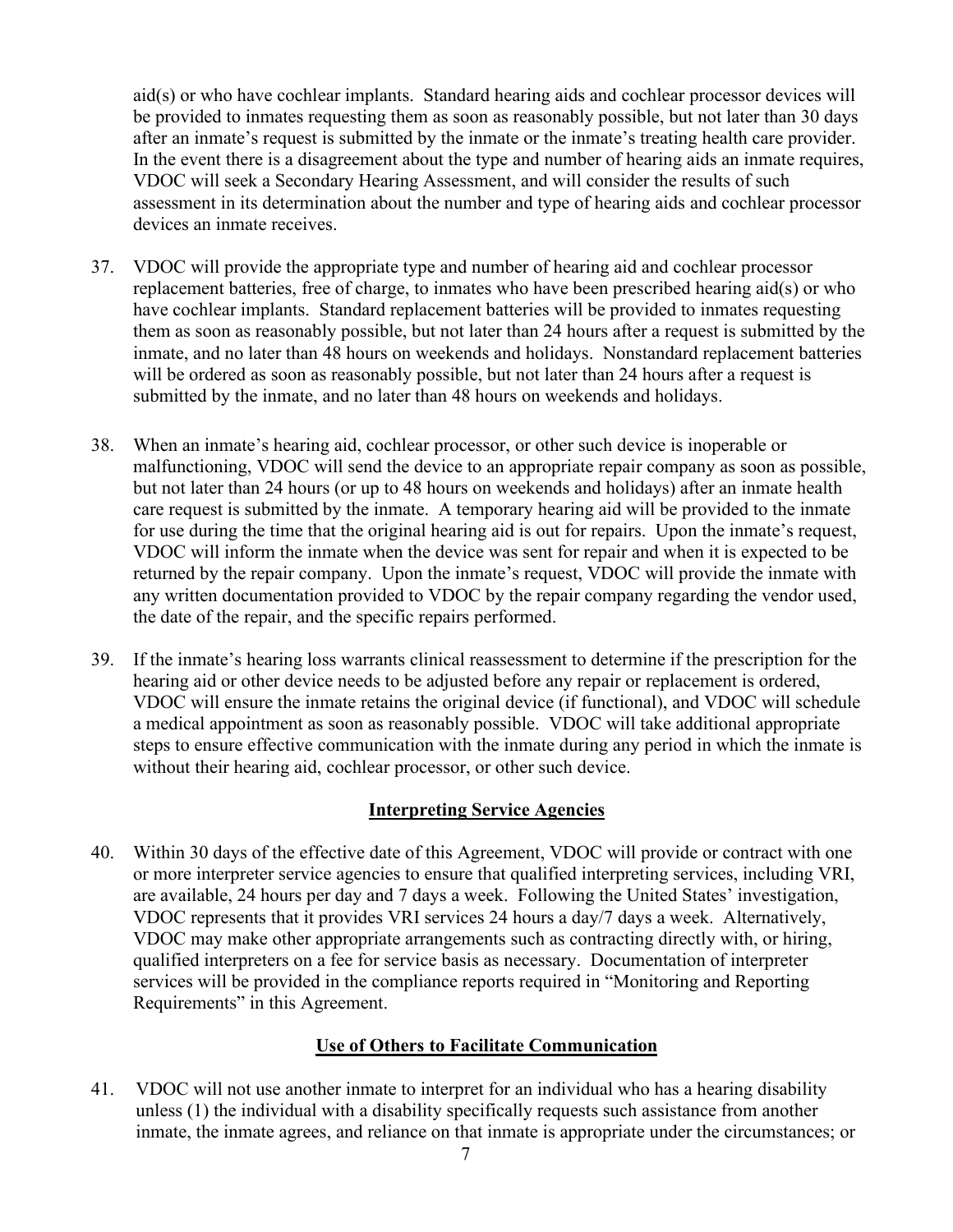aid(s) or who have cochlear implants. Standard hearing aids and cochlear processor devices will be provided to inmates requesting them as soon as reasonably possible, but not later than 30 days after an inmate's request is submitted by the inmate or the inmate's treating health care provider. In the event there is a disagreement about the type and number of hearing aids an inmate requires, VDOC will seek a Secondary Hearing Assessment, and will consider the results of such assessment in its determination about the number and type of hearing aids and cochlear processor devices an inmate receives.

37. VDOC will provide the appropriate type and number of hearing aid and cochlear processor replacement batteries, free of charge, to inmates who have been prescribed hearing aid(s) or who have cochlear implants. Standard replacement batteries will be provided to inmates requesting them as soon as reasonably possible, but not later than 24 hours after a request is submitted by the inmate, and no later than 48 hours on weekends and holidays. Nonstandard replacement batteries will be ordered as soon as reasonably possible, but not later than 24 hours after a request is submitted by the inmate, and no later than 48 hours on weekends and holidays.

38. When an inmate's hearing aid, cochlear processor, or other such device is inoperable or malfunctioning, VDOC will send the device to an appropriate repair company as soon as possible, but not later than 24 hours (or up to 48 hours on weekends and holidays) after an inmate health care request is submitted by the inmate. A temporary hearing aid will be provided to the inmate for use during the time that the original hearing aid is out for repairs. Upon the inmate's request, VDOC will inform the inmate when the device was sent for repair and when it is expected to be returned by the repair company. Upon the inmate's request, VDOC will provide the inmate with any written documentation provided to VDOC by the repair company regarding the vendor used, the date of the repair, and the specific repairs performed.

39. If the inmate's hearing loss warrants clinical reassessment to determine if the prescription for the hearing aid or other device needs to be adjusted before any repair or replacement is ordered, VDOC will ensure the inmate retains the original device (if functional), and VDOC will schedule a medical appointment as soon as reasonably possible. VDOC will take additional appropriate steps to ensure effective communication with the inmate during any period in which the inmate is without their hearing aid, cochlear processor, or other such device.

## Interpreting Service Agencies

40. Within 30 days of the effective date of this Agreement, VDOC will provide or contract with one or more interpreter service agencies to ensure that qualified interpreting services, including VRI, are available, 24 hours per day and 7 days a week. Following the United States' investigation, VDOC represents that it provides VRI services 24 hours a day/7 days a week. Alternatively, VDOC may make other appropriate arrangements such as contracting directly with, or hiring, qualified interpreters on a fee for service basis as necessary. Documentation of interpreter services will be provided in the compliance reports required in "Monitoring and Reporting Requirements" in this Agreement.

## Use of Others to Facilitate Communication

41. VDOC will not use another inmate to interpret for an individual who has a hearing disability unless (1) the individual with a disability specifically requests such assistance from another inmate, the inmate agrees, and reliance on that inmate is appropriate under the circumstances; or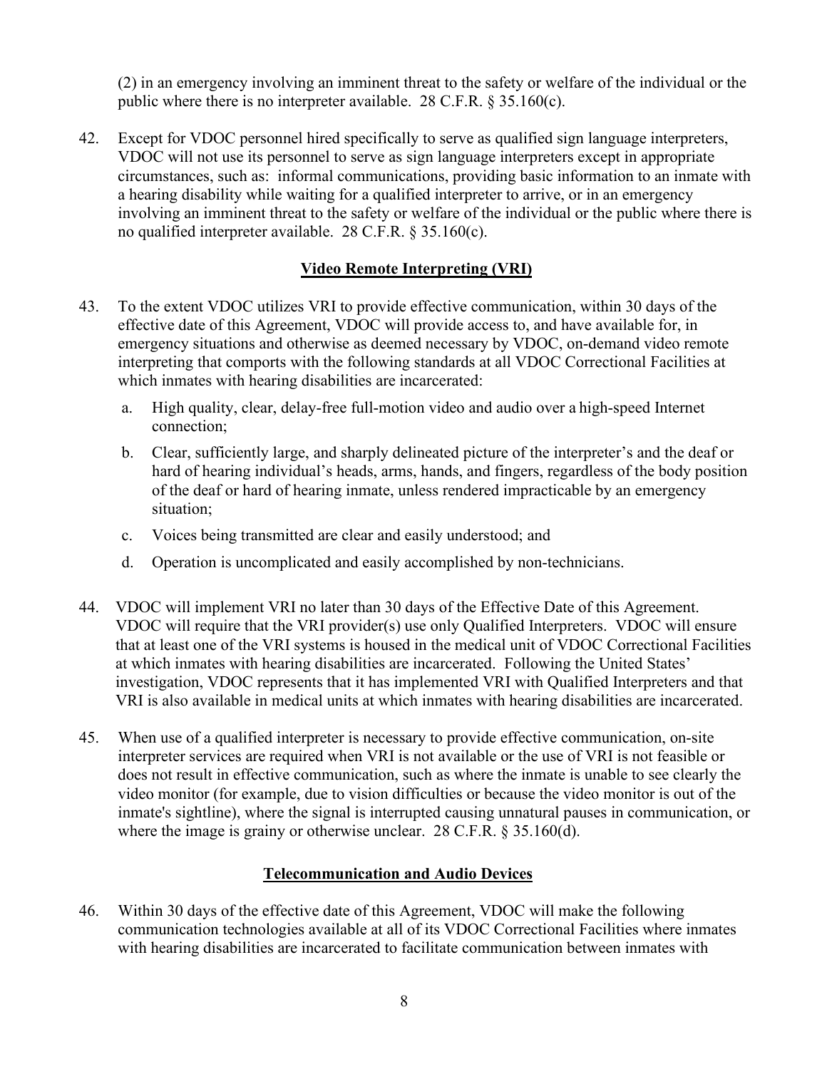(2) in an emergency involving an imminent threat to the safety or welfare of the individual or the public where there is no interpreter available. 28 C.F.R. § 35.160(c).

42. Except for VDOC personnel hired specifically to serve as qualified sign language interpreters, VDOC will not use its personnel to serve as sign language interpreters except in appropriate circumstances, such as: informal communications, providing basic information to an inmate with a hearing disability while waiting for a qualified interpreter to arrive, or in an emergency involving an imminent threat to the safety or welfare of the individual or the public where there is no qualified interpreter available. 28 C.F.R. § 35.160(c).

## Video Remote Interpreting (VRI)

43. To the extent VDOC utilizes VRI to provide effective communication, within 30 days of the effective date of this Agreement, VDOC will provide access to, and have available for, in emergency situations and otherwise as deemed necessary by VDOC, on-demand video remote interpreting that comports with the following standards at all VDOC Correctional Facilities at which inmates with hearing disabilities are incarcerated:

    a. High quality, clear, delay-free full-motion video and audio over a high-speed Internet connection;

    b. Clear, sufficiently large, and sharply delineated picture of the interpreter's and the deaf or hard of hearing individual's heads, arms, hands, and fingers, regardless of the body position of the deaf or hard of hearing inmate, unless rendered impracticable by an emergency situation;

    c. Voices being transmitted are clear and easily understood; and

    d. Operation is uncomplicated and easily accomplished by non-technicians.

44. VDOC will implement VRI no later than 30 days of the Effective Date of this Agreement. VDOC will require that the VRI provider(s) use only Qualified Interpreters. VDOC will ensure that at least one of the VRI systems is housed in the medical unit of VDOC Correctional Facilities at which inmates with hearing disabilities are incarcerated. Following the United States' investigation, VDOC represents that it has implemented VRI with Qualified Interpreters and that VRI is also available in medical units at which inmates with hearing disabilities are incarcerated.

45. When use of a qualified interpreter is necessary to provide effective communication, on-site interpreter services are required when VRI is not available or the use of VRI is not feasible or does not result in effective communication, such as where the inmate is unable to see clearly the video monitor (for example, due to vision difficulties or because the video monitor is out of the inmate's sightline), where the signal is interrupted causing unnatural pauses in communication, or where the image is grainy or otherwise unclear. 28 C.F.R. § 35.160(d).

## Telecommunication and Audio Devices

46. Within 30 days of the effective date of this Agreement, VDOC will make the following communication technologies available at all of its VDOC Correctional Facilities where inmates with hearing disabilities are incarcerated to facilitate communication between inmates with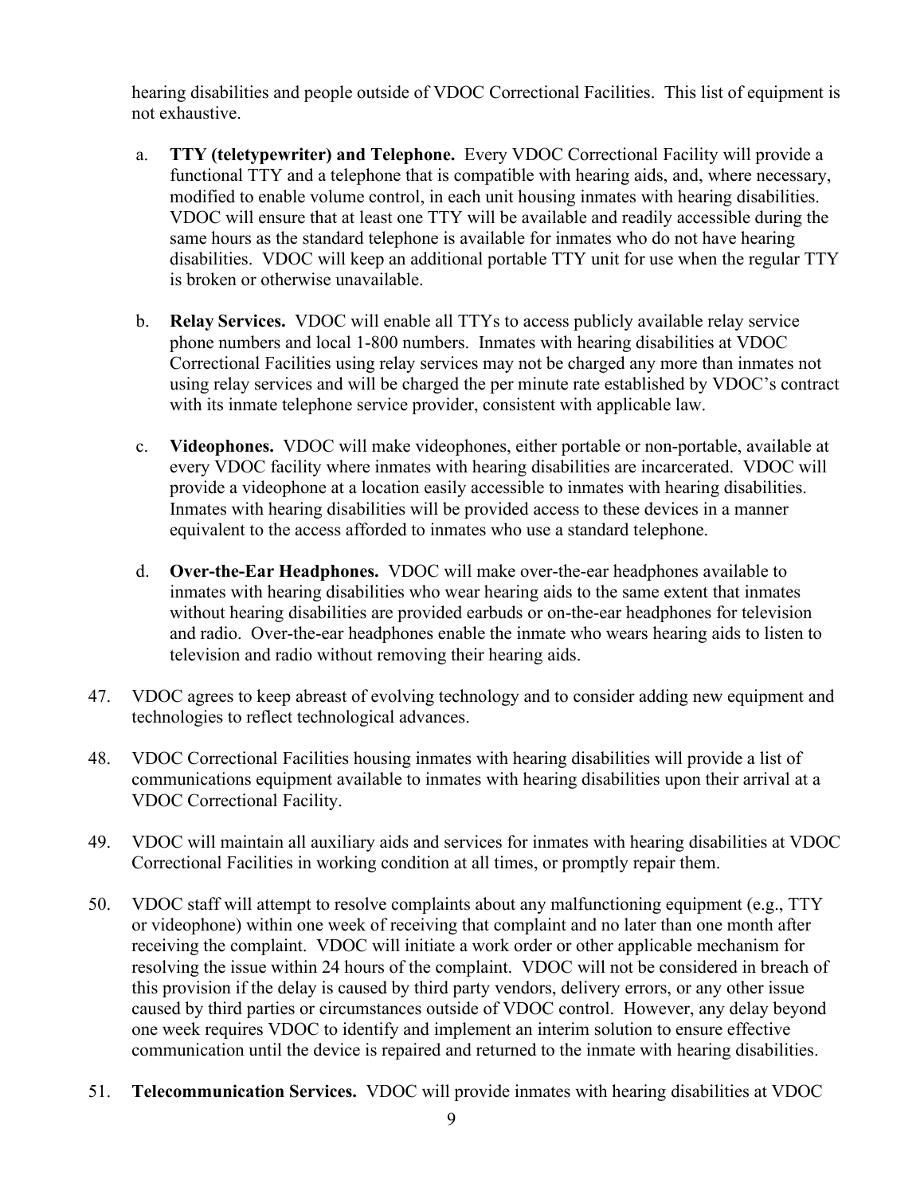hearing disabilities and people outside of VDOC Correctional Facilities. This list of equipment is not exhaustive.

a. **TTY (teletypewriter) and Telephone.** Every VDOC Correctional Facility will provide a functional TTY and a telephone that is compatible with hearing aids, and, where necessary, modified to enable volume control, in each unit housing inmates with hearing disabilities. VDOC will ensure that at least one TTY will be available and readily accessible during the same hours as the standard telephone is available for inmates who do not have hearing disabilities. VDOC will keep an additional portable TTY unit for use when the regular TTY is broken or otherwise unavailable.

b. **Relay Services.** VDOC will enable all TTYs to access publicly available relay service phone numbers and local 1-800 numbers. Inmates with hearing disabilities at VDOC Correctional Facilities using relay services may not be charged any more than inmates not using relay services and will be charged the per minute rate established by VDOC's contract with its inmate telephone service provider, consistent with applicable law.

c. **Videophones.** VDOC will make videophones, either portable or non-portable, available at every VDOC facility where inmates with hearing disabilities are incarcerated. VDOC will provide a videophone at a location easily accessible to inmates with hearing disabilities. Inmates with hearing disabilities will be provided access to these devices in a manner equivalent to the access afforded to inmates who use a standard telephone.

d. **Over-the-Ear Headphones.** VDOC will make over-the-ear headphones available to inmates with hearing disabilities who wear hearing aids to the same extent that inmates without hearing disabilities are provided earbuds or on-the-ear headphones for television and radio. Over-the-ear headphones enable the inmate who wears hearing aids to listen to television and radio without removing their hearing aids.

47. VDOC agrees to keep abreast of evolving technology and to consider adding new equipment and technologies to reflect technological advances.

48. VDOC Correctional Facilities housing inmates with hearing disabilities will provide a list of communications equipment available to inmates with hearing disabilities upon their arrival at a VDOC Correctional Facility.

49. VDOC will maintain all auxiliary aids and services for inmates with hearing disabilities at VDOC Correctional Facilities in working condition at all times, or promptly repair them.

50. VDOC staff will attempt to resolve complaints about any malfunctioning equipment (e.g., TTY or videophone) within one week of receiving that complaint and no later than one month after receiving the complaint. VDOC will initiate a work order or other applicable mechanism for resolving the issue within 24 hours of the complaint. VDOC will not be considered in breach of this provision if the delay is caused by third party vendors, delivery errors, or any other issue caused by third parties or circumstances outside of VDOC control. However, any delay beyond one week requires VDOC to identify and implement an interim solution to ensure effective communication until the device is repaired and returned to the inmate with hearing disabilities.

51. **Telecommunication Services.** VDOC will provide inmates with hearing disabilities at VDOC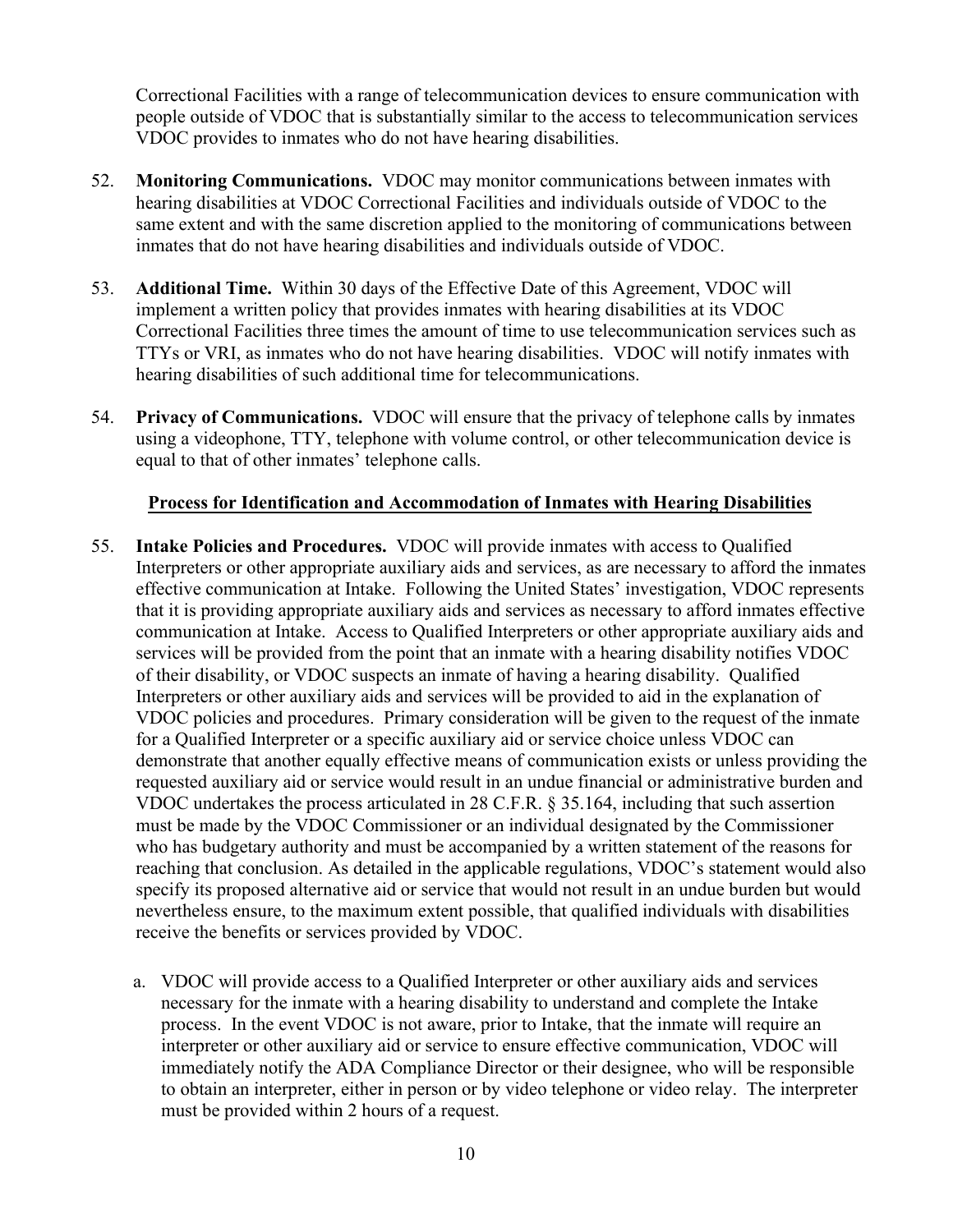Correctional Facilities with a range of telecommunication devices to ensure communication with people outside of VDOC that is substantially similar to the access to telecommunication services VDOC provides to inmates who do not have hearing disabilities.

52. **Monitoring Communications.** VDOC may monitor communications between inmates with hearing disabilities at VDOC Correctional Facilities and individuals outside of VDOC to the same extent and with the same discretion applied to the monitoring of communications between inmates that do not have hearing disabilities and individuals outside of VDOC.

53. **Additional Time.** Within 30 days of the Effective Date of this Agreement, VDOC will implement a written policy that provides inmates with hearing disabilities at its VDOC Correctional Facilities three times the amount of time to use telecommunication services such as TTYs or VRI, as inmates who do not have hearing disabilities. VDOC will notify inmates with hearing disabilities of such additional time for telecommunications.

54. **Privacy of Communications.** VDOC will ensure that the privacy of telephone calls by inmates using a videophone, TTY, telephone with volume control, or other telecommunication device is equal to that of other inmates' telephone calls.

**<u>Process for Identification and Accommodation of Inmates with Hearing Disabilities</u>**

55. **Intake Policies and Procedures.** VDOC will provide inmates with access to Qualified Interpreters or other appropriate auxiliary aids and services, as are necessary to afford the inmates effective communication at Intake. Following the United States' investigation, VDOC represents that it is providing appropriate auxiliary aids and services as necessary to afford inmates effective communication at Intake. Access to Qualified Interpreters or other appropriate auxiliary aids and services will be provided from the point that an inmate with a hearing disability notifies VDOC of their disability, or VDOC suspects an inmate of having a hearing disability. Qualified Interpreters or other auxiliary aids and services will be provided to aid in the explanation of VDOC policies and procedures. Primary consideration will be given to the request of the inmate for a Qualified Interpreter or a specific auxiliary aid or service choice unless VDOC can demonstrate that another equally effective means of communication exists or unless providing the requested auxiliary aid or service would result in an undue financial or administrative burden and VDOC undertakes the process articulated in 28 C.F.R. § 35.164, including that such assertion must be made by the VDOC Commissioner or an individual designated by the Commissioner who has budgetary authority and must be accompanied by a written statement of the reasons for reaching that conclusion. As detailed in the applicable regulations, VDOC's statement would also specify its proposed alternative aid or service that would not result in an undue burden but would nevertheless ensure, to the maximum extent possible, that qualified individuals with disabilities receive the benefits or services provided by VDOC.

    a. VDOC will provide access to a Qualified Interpreter or other auxiliary aids and services necessary for the inmate with a hearing disability to understand and complete the Intake process. In the event VDOC is not aware, prior to Intake, that the inmate will require an interpreter or other auxiliary aid or service to ensure effective communication, VDOC will immediately notify the ADA Compliance Director or their designee, who will be responsible to obtain an interpreter, either in person or by video telephone or video relay. The interpreter must be provided within 2 hours of a request.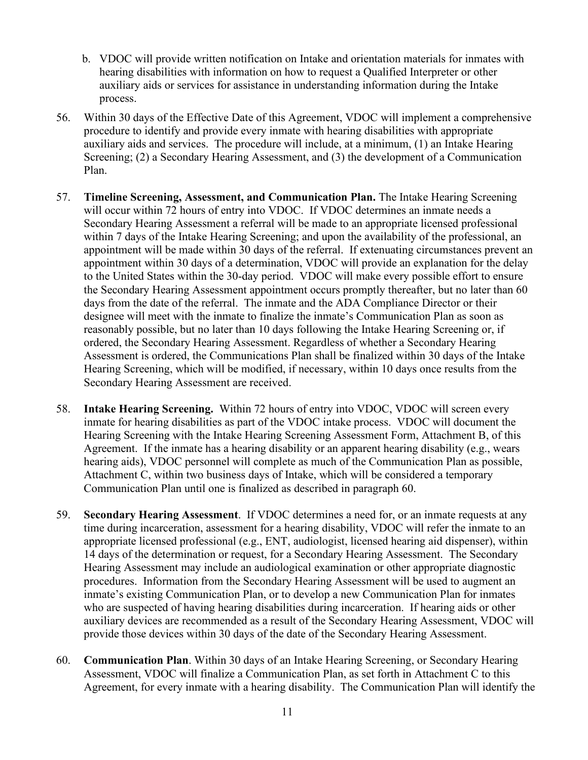b. VDOC will provide written notification on Intake and orientation materials for inmates with hearing disabilities with information on how to request a Qualified Interpreter or other auxiliary aids or services for assistance in understanding information during the Intake process.

56. Within 30 days of the Effective Date of this Agreement, VDOC will implement a comprehensive procedure to identify and provide every inmate with hearing disabilities with appropriate auxiliary aids and services. The procedure will include, at a minimum, (1) an Intake Hearing Screening; (2) a Secondary Hearing Assessment, and (3) the development of a Communication Plan.

57. **Timeline Screening, Assessment, and Communication Plan.** The Intake Hearing Screening will occur within 72 hours of entry into VDOC. If VDOC determines an inmate needs a Secondary Hearing Assessment a referral will be made to an appropriate licensed professional within 7 days of the Intake Hearing Screening; and upon the availability of the professional, an appointment will be made within 30 days of the referral. If extenuating circumstances prevent an appointment within 30 days of a determination, VDOC will provide an explanation for the delay to the United States within the 30-day period. VDOC will make every possible effort to ensure the Secondary Hearing Assessment appointment occurs promptly thereafter, but no later than 60 days from the date of the referral. The inmate and the ADA Compliance Director or their designee will meet with the inmate to finalize the inmate's Communication Plan as soon as reasonably possible, but no later than 10 days following the Intake Hearing Screening or, if ordered, the Secondary Hearing Assessment. Regardless of whether a Secondary Hearing Assessment is ordered, the Communications Plan shall be finalized within 30 days of the Intake Hearing Screening, which will be modified, if necessary, within 10 days once results from the Secondary Hearing Assessment are received.

58. **Intake Hearing Screening.** Within 72 hours of entry into VDOC, VDOC will screen every inmate for hearing disabilities as part of the VDOC intake process. VDOC will document the Hearing Screening with the Intake Hearing Screening Assessment Form, Attachment B, of this Agreement. If the inmate has a hearing disability or an apparent hearing disability (e.g., wears hearing aids), VDOC personnel will complete as much of the Communication Plan as possible, Attachment C, within two business days of Intake, which will be considered a temporary Communication Plan until one is finalized as described in paragraph 60.

59. **Secondary Hearing Assessment**. If VDOC determines a need for, or an inmate requests at any time during incarceration, assessment for a hearing disability, VDOC will refer the inmate to an appropriate licensed professional (e.g., ENT, audiologist, licensed hearing aid dispenser), within 14 days of the determination or request, for a Secondary Hearing Assessment. The Secondary Hearing Assessment may include an audiological examination or other appropriate diagnostic procedures. Information from the Secondary Hearing Assessment will be used to augment an inmate's existing Communication Plan, or to develop a new Communication Plan for inmates who are suspected of having hearing disabilities during incarceration. If hearing aids or other auxiliary devices are recommended as a result of the Secondary Hearing Assessment, VDOC will provide those devices within 30 days of the date of the Secondary Hearing Assessment.

60. **Communication Plan**. Within 30 days of an Intake Hearing Screening, or Secondary Hearing Assessment, VDOC will finalize a Communication Plan, as set forth in Attachment C to this Agreement, for every inmate with a hearing disability. The Communication Plan will identify the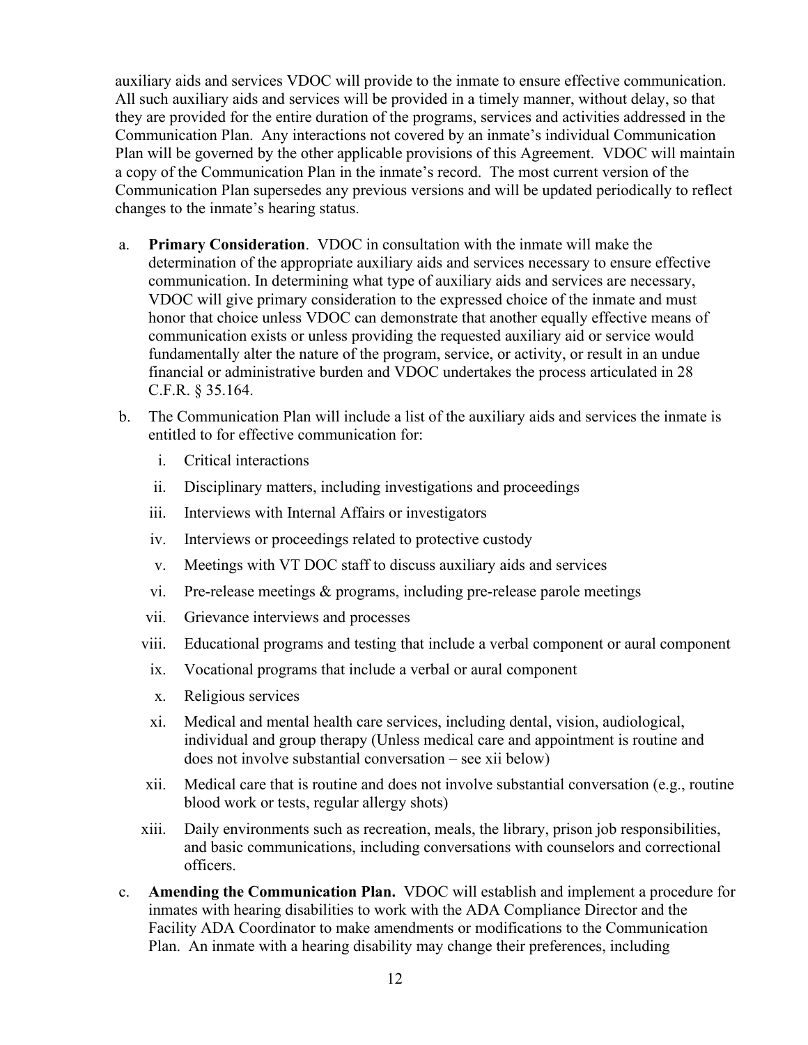auxiliary aids and services VDOC will provide to the inmate to ensure effective communication. All such auxiliary aids and services will be provided in a timely manner, without delay, so that they are provided for the entire duration of the programs, services and activities addressed in the Communication Plan. Any interactions not covered by an inmate's individual Communication Plan will be governed by the other applicable provisions of this Agreement. VDOC will maintain a copy of the Communication Plan in the inmate's record. The most current version of the Communication Plan supersedes any previous versions and will be updated periodically to reflect changes to the inmate's hearing status.

a. **Primary Consideration**. VDOC in consultation with the inmate will make the determination of the appropriate auxiliary aids and services necessary to ensure effective communication. In determining what type of auxiliary aids and services are necessary, VDOC will give primary consideration to the expressed choice of the inmate and must honor that choice unless VDOC can demonstrate that another equally effective means of communication exists or unless providing the requested auxiliary aid or service would fundamentally alter the nature of the program, service, or activity, or result in an undue financial or administrative burden and VDOC undertakes the process articulated in 28 C.F.R. § 35.164.

b. The Communication Plan will include a list of the auxiliary aids and services the inmate is entitled to for effective communication for:

   i. Critical interactions
   
   ii. Disciplinary matters, including investigations and proceedings
   
   iii. Interviews with Internal Affairs or investigators
   
   iv. Interviews or proceedings related to protective custody
   
   v. Meetings with VT DOC staff to discuss auxiliary aids and services
   
   vi. Pre-release meetings & programs, including pre-release parole meetings
   
   vii. Grievance interviews and processes
   
   viii. Educational programs and testing that include a verbal component or aural component
   
   ix. Vocational programs that include a verbal or aural component
   
   x. Religious services
   
   xi. Medical and mental health care services, including dental, vision, audiological, individual and group therapy (Unless medical care and appointment is routine and does not involve substantial conversation – see xii below)
   
   xii. Medical care that is routine and does not involve substantial conversation (e.g., routine blood work or tests, regular allergy shots)
   
   xiii. Daily environments such as recreation, meals, the library, prison job responsibilities, and basic communications, including conversations with counselors and correctional officers.

c. **Amending the Communication Plan.** VDOC will establish and implement a procedure for inmates with hearing disabilities to work with the ADA Compliance Director and the Facility ADA Coordinator to make amendments or modifications to the Communication Plan. An inmate with a hearing disability may change their preferences, including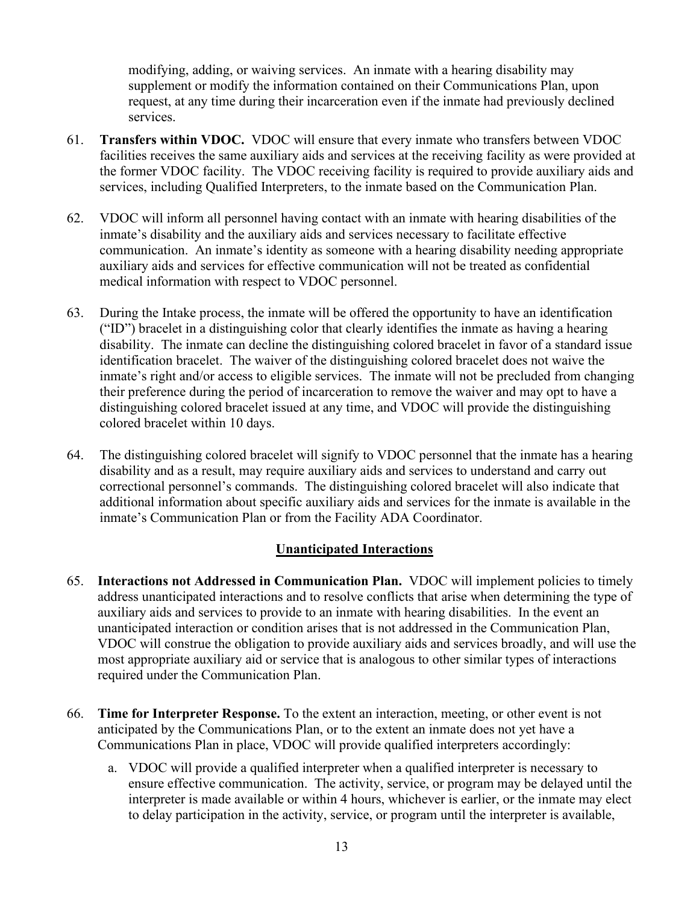modifying, adding, or waiving services. An inmate with a hearing disability may supplement or modify the information contained on their Communications Plan, upon request, at any time during their incarceration even if the inmate had previously declined services.

61. **Transfers within VDOC.** VDOC will ensure that every inmate who transfers between VDOC facilities receives the same auxiliary aids and services at the receiving facility as were provided at the former VDOC facility. The VDOC receiving facility is required to provide auxiliary aids and services, including Qualified Interpreters, to the inmate based on the Communication Plan.

62. VDOC will inform all personnel having contact with an inmate with hearing disabilities of the inmate's disability and the auxiliary aids and services necessary to facilitate effective communication. An inmate's identity as someone with a hearing disability needing appropriate auxiliary aids and services for effective communication will not be treated as confidential medical information with respect to VDOC personnel.

63. During the Intake process, the inmate will be offered the opportunity to have an identification ("ID") bracelet in a distinguishing color that clearly identifies the inmate as having a hearing disability. The inmate can decline the distinguishing colored bracelet in favor of a standard issue identification bracelet. The waiver of the distinguishing colored bracelet does not waive the inmate's right and/or access to eligible services. The inmate will not be precluded from changing their preference during the period of incarceration to remove the waiver and may opt to have a distinguishing colored bracelet issued at any time, and VDOC will provide the distinguishing colored bracelet within 10 days.

64. The distinguishing colored bracelet will signify to VDOC personnel that the inmate has a hearing disability and as a result, may require auxiliary aids and services to understand and carry out correctional personnel's commands. The distinguishing colored bracelet will also indicate that additional information about specific auxiliary aids and services for the inmate is available in the inmate's Communication Plan or from the Facility ADA Coordinator.

## Unanticipated Interactions

65. **Interactions not Addressed in Communication Plan.** VDOC will implement policies to timely address unanticipated interactions and to resolve conflicts that arise when determining the type of auxiliary aids and services to provide to an inmate with hearing disabilities. In the event an unanticipated interaction or condition arises that is not addressed in the Communication Plan, VDOC will construe the obligation to provide auxiliary aids and services broadly, and will use the most appropriate auxiliary aid or service that is analogous to other similar types of interactions required under the Communication Plan.

66. **Time for Interpreter Response.** To the extent an interaction, meeting, or other event is not anticipated by the Communications Plan, or to the extent an inmate does not yet have a Communications Plan in place, VDOC will provide qualified interpreters accordingly:

    a. VDOC will provide a qualified interpreter when a qualified interpreter is necessary to ensure effective communication. The activity, service, or program may be delayed until the interpreter is made available or within 4 hours, whichever is earlier, or the inmate may elect to delay participation in the activity, service, or program until the interpreter is available,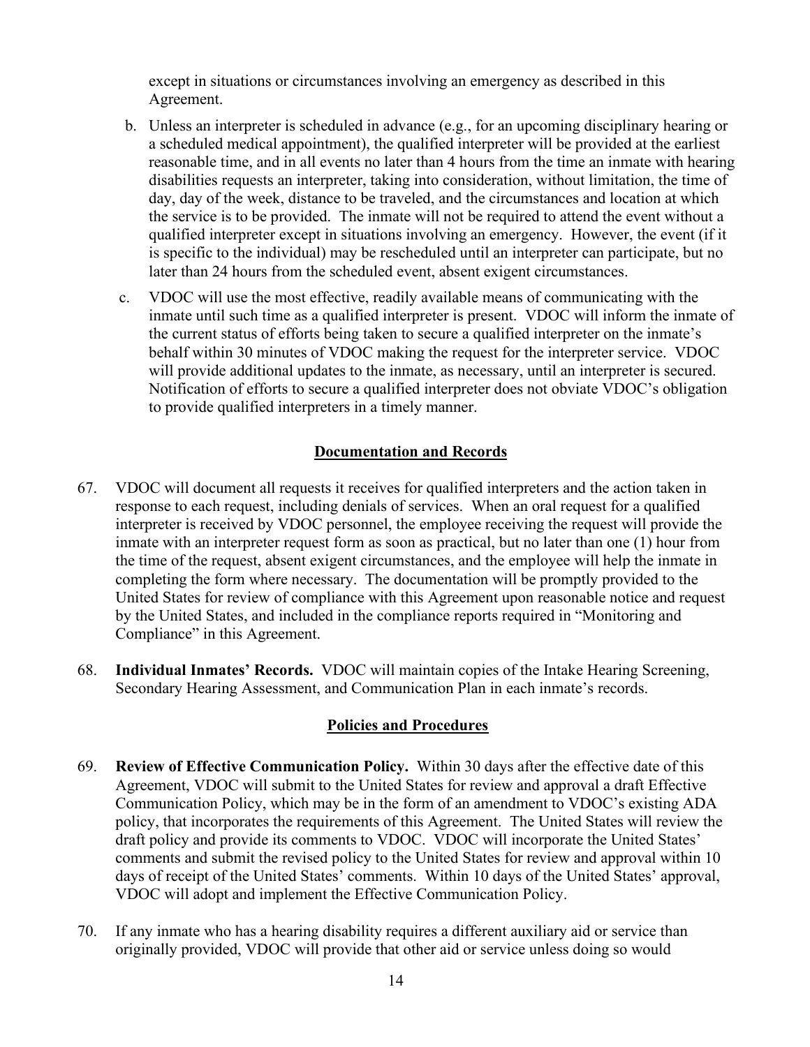except in situations or circumstances involving an emergency as described in this Agreement.

b. Unless an interpreter is scheduled in advance (e.g., for an upcoming disciplinary hearing or a scheduled medical appointment), the qualified interpreter will be provided at the earliest reasonable time, and in all events no later than 4 hours from the time an inmate with hearing disabilities requests an interpreter, taking into consideration, without limitation, the time of day, day of the week, distance to be traveled, and the circumstances and location at which the service is to be provided. The inmate will not be required to attend the event without a qualified interpreter except in situations involving an emergency. However, the event (if it is specific to the individual) may be rescheduled until an interpreter can participate, but no later than 24 hours from the scheduled event, absent exigent circumstances.

c. VDOC will use the most effective, readily available means of communicating with the inmate until such time as a qualified interpreter is present. VDOC will inform the inmate of the current status of efforts being taken to secure a qualified interpreter on the inmate's behalf within 30 minutes of VDOC making the request for the interpreter service. VDOC will provide additional updates to the inmate, as necessary, until an interpreter is secured. Notification of efforts to secure a qualified interpreter does not obviate VDOC's obligation to provide qualified interpreters in a timely manner.

## Documentation and Records

67. VDOC will document all requests it receives for qualified interpreters and the action taken in response to each request, including denials of services. When an oral request for a qualified interpreter is received by VDOC personnel, the employee receiving the request will provide the inmate with an interpreter request form as soon as practical, but no later than one (1) hour from the time of the request, absent exigent circumstances, and the employee will help the inmate in completing the form where necessary. The documentation will be promptly provided to the United States for review of compliance with this Agreement upon reasonable notice and request by the United States, and included in the compliance reports required in "Monitoring and Compliance" in this Agreement.

68. **Individual Inmates' Records.** VDOC will maintain copies of the Intake Hearing Screening, Secondary Hearing Assessment, and Communication Plan in each inmate's records.

## Policies and Procedures

69. **Review of Effective Communication Policy.** Within 30 days after the effective date of this Agreement, VDOC will submit to the United States for review and approval a draft Effective Communication Policy, which may be in the form of an amendment to VDOC's existing ADA policy, that incorporates the requirements of this Agreement. The United States will review the draft policy and provide its comments to VDOC. VDOC will incorporate the United States' comments and submit the revised policy to the United States for review and approval within 10 days of receipt of the United States' comments. Within 10 days of the United States' approval, VDOC will adopt and implement the Effective Communication Policy.

70. If any inmate who has a hearing disability requires a different auxiliary aid or service than originally provided, VDOC will provide that other aid or service unless doing so would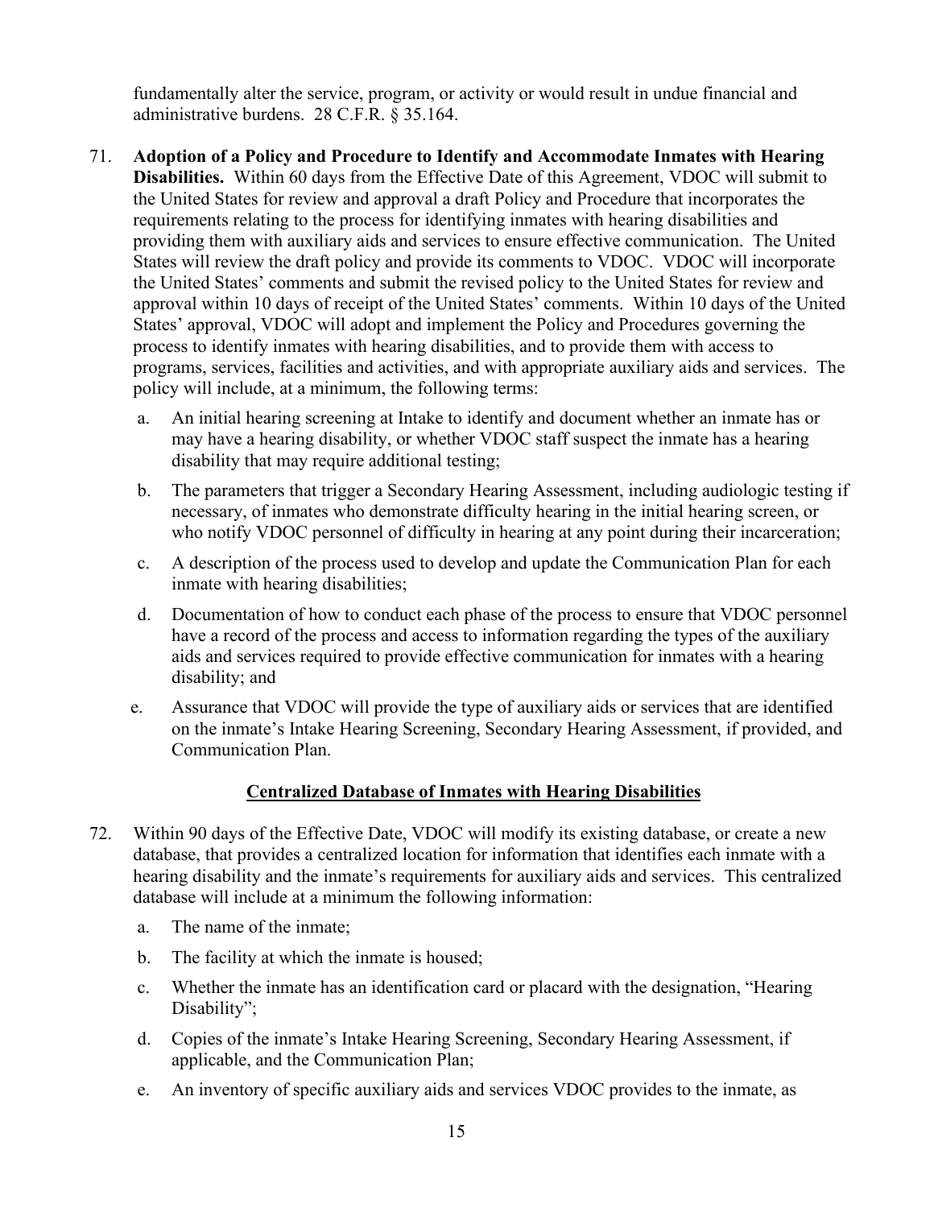fundamentally alter the service, program, or activity or would result in undue financial and administrative burdens. 28 C.F.R. § 35.164.

71. **Adoption of a Policy and Procedure to Identify and Accommodate Inmates with Hearing Disabilities.** Within 60 days from the Effective Date of this Agreement, VDOC will submit to the United States for review and approval a draft Policy and Procedure that incorporates the requirements relating to the process for identifying inmates with hearing disabilities and providing them with auxiliary aids and services to ensure effective communication. The United States will review the draft policy and provide its comments to VDOC. VDOC will incorporate the United States' comments and submit the revised policy to the United States for review and approval within 10 days of receipt of the United States' comments. Within 10 days of the United States' approval, VDOC will adopt and implement the Policy and Procedures governing the process to identify inmates with hearing disabilities, and to provide them with access to programs, services, facilities and activities, and with appropriate auxiliary aids and services. The policy will include, at a minimum, the following terms:

   a. An initial hearing screening at Intake to identify and document whether an inmate has or may have a hearing disability, or whether VDOC staff suspect the inmate has a hearing disability that may require additional testing;

   b. The parameters that trigger a Secondary Hearing Assessment, including audiologic testing if necessary, of inmates who demonstrate difficulty hearing in the initial hearing screen, or who notify VDOC personnel of difficulty in hearing at any point during their incarceration;

   c. A description of the process used to develop and update the Communication Plan for each inmate with hearing disabilities;

   d. Documentation of how to conduct each phase of the process to ensure that VDOC personnel have a record of the process and access to information regarding the types of the auxiliary aids and services required to provide effective communication for inmates with a hearing disability; and

   e. Assurance that VDOC will provide the type of auxiliary aids or services that are identified on the inmate's Intake Hearing Screening, Secondary Hearing Assessment, if provided, and Communication Plan.

## Centralized Database of Inmates with Hearing Disabilities

72. Within 90 days of the Effective Date, VDOC will modify its existing database, or create a new database, that provides a centralized location for information that identifies each inmate with a hearing disability and the inmate's requirements for auxiliary aids and services. This centralized database will include at a minimum the following information:

   a. The name of the inmate;

   b. The facility at which the inmate is housed;

   c. Whether the inmate has an identification card or placard with the designation, "Hearing Disability";

   d. Copies of the inmate's Intake Hearing Screening, Secondary Hearing Assessment, if applicable, and the Communication Plan;

   e. An inventory of specific auxiliary aids and services VDOC provides to the inmate, as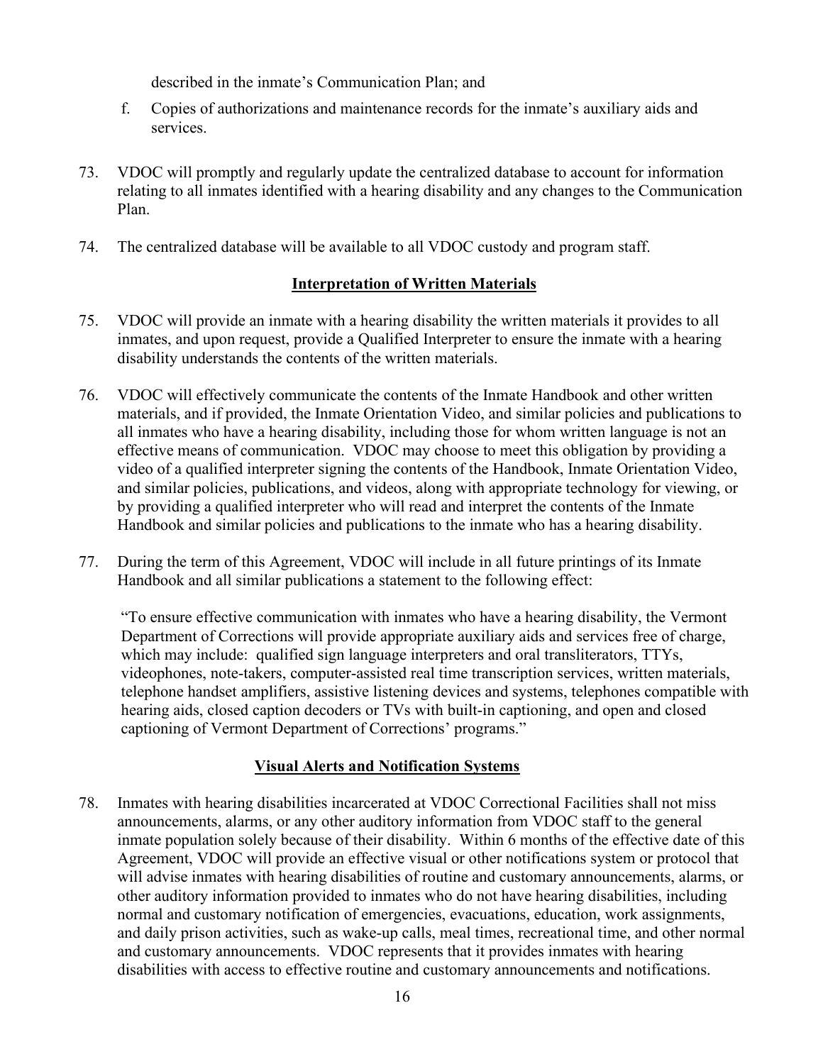described in the inmate's Communication Plan; and

f. Copies of authorizations and maintenance records for the inmate's auxiliary aids and services.

73. VDOC will promptly and regularly update the centralized database to account for information relating to all inmates identified with a hearing disability and any changes to the Communication Plan.

74. The centralized database will be available to all VDOC custody and program staff.

**Interpretation of Written Materials**

75. VDOC will provide an inmate with a hearing disability the written materials it provides to all inmates, and upon request, provide a Qualified Interpreter to ensure the inmate with a hearing disability understands the contents of the written materials.

76. VDOC will effectively communicate the contents of the Inmate Handbook and other written materials, and if provided, the Inmate Orientation Video, and similar policies and publications to all inmates who have a hearing disability, including those for whom written language is not an effective means of communication. VDOC may choose to meet this obligation by providing a video of a qualified interpreter signing the contents of the Handbook, Inmate Orientation Video, and similar policies, publications, and videos, along with appropriate technology for viewing, or by providing a qualified interpreter who will read and interpret the contents of the Inmate Handbook and similar policies and publications to the inmate who has a hearing disability.

77. During the term of this Agreement, VDOC will include in all future printings of its Inmate Handbook and all similar publications a statement to the following effect:

"To ensure effective communication with inmates who have a hearing disability, the Vermont Department of Corrections will provide appropriate auxiliary aids and services free of charge, which may include: qualified sign language interpreters and oral transliterators, TTYs, videophones, note-takers, computer-assisted real time transcription services, written materials, telephone handset amplifiers, assistive listening devices and systems, telephones compatible with hearing aids, closed caption decoders or TVs with built-in captioning, and open and closed captioning of Vermont Department of Corrections' programs."

**Visual Alerts and Notification Systems**

78. Inmates with hearing disabilities incarcerated at VDOC Correctional Facilities shall not miss announcements, alarms, or any other auditory information from VDOC staff to the general inmate population solely because of their disability. Within 6 months of the effective date of this Agreement, VDOC will provide an effective visual or other notifications system or protocol that will advise inmates with hearing disabilities of routine and customary announcements, alarms, or other auditory information provided to inmates who do not have hearing disabilities, including normal and customary notification of emergencies, evacuations, education, work assignments, and daily prison activities, such as wake-up calls, meal times, recreational time, and other normal and customary announcements. VDOC represents that it provides inmates with hearing disabilities with access to effective routine and customary announcements and notifications.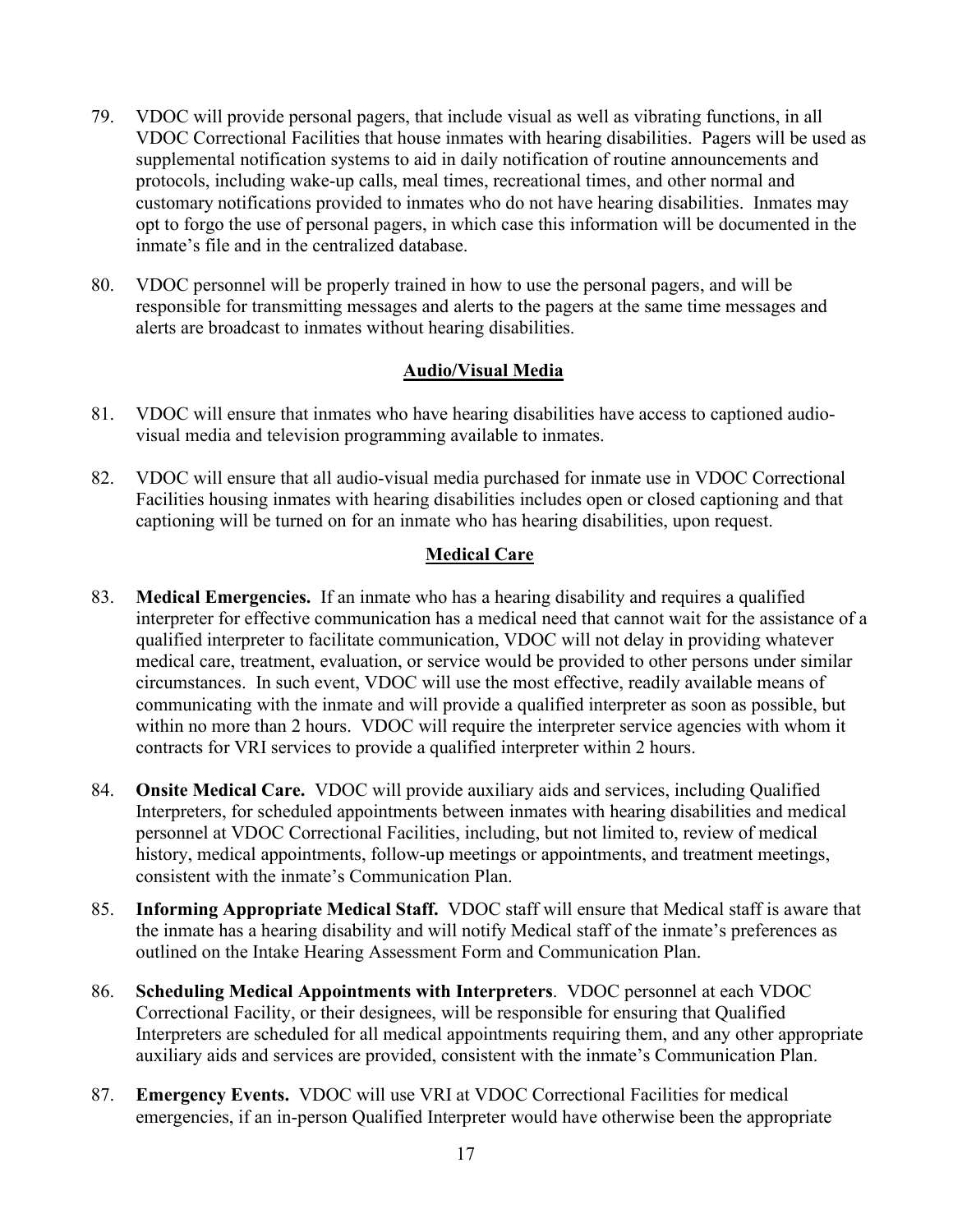79. VDOC will provide personal pagers, that include visual as well as vibrating functions, in all VDOC Correctional Facilities that house inmates with hearing disabilities. Pagers will be used as supplemental notification systems to aid in daily notification of routine announcements and protocols, including wake-up calls, meal times, recreational times, and other normal and customary notifications provided to inmates who do not have hearing disabilities. Inmates may opt to forgo the use of personal pagers, in which case this information will be documented in the inmate's file and in the centralized database.

80. VDOC personnel will be properly trained in how to use the personal pagers, and will be responsible for transmitting messages and alerts to the pagers at the same time messages and alerts are broadcast to inmates without hearing disabilities.

## Audio/Visual Media

81. VDOC will ensure that inmates who have hearing disabilities have access to captioned audio-visual media and television programming available to inmates.

82. VDOC will ensure that all audio-visual media purchased for inmate use in VDOC Correctional Facilities housing inmates with hearing disabilities includes open or closed captioning and that captioning will be turned on for an inmate who has hearing disabilities, upon request.

## Medical Care

83. **Medical Emergencies.** If an inmate who has a hearing disability and requires a qualified interpreter for effective communication has a medical need that cannot wait for the assistance of a qualified interpreter to facilitate communication, VDOC will not delay in providing whatever medical care, treatment, evaluation, or service would be provided to other persons under similar circumstances. In such event, VDOC will use the most effective, readily available means of communicating with the inmate and will provide a qualified interpreter as soon as possible, but within no more than 2 hours. VDOC will require the interpreter service agencies with whom it contracts for VRI services to provide a qualified interpreter within 2 hours.

84. **Onsite Medical Care.** VDOC will provide auxiliary aids and services, including Qualified Interpreters, for scheduled appointments between inmates with hearing disabilities and medical personnel at VDOC Correctional Facilities, including, but not limited to, review of medical history, medical appointments, follow-up meetings or appointments, and treatment meetings, consistent with the inmate's Communication Plan.

85. **Informing Appropriate Medical Staff.** VDOC staff will ensure that Medical staff is aware that the inmate has a hearing disability and will notify Medical staff of the inmate's preferences as outlined on the Intake Hearing Assessment Form and Communication Plan.

86. **Scheduling Medical Appointments with Interpreters**. VDOC personnel at each VDOC Correctional Facility, or their designees, will be responsible for ensuring that Qualified Interpreters are scheduled for all medical appointments requiring them, and any other appropriate auxiliary aids and services are provided, consistent with the inmate's Communication Plan.

87. **Emergency Events.** VDOC will use VRI at VDOC Correctional Facilities for medical emergencies, if an in-person Qualified Interpreter would have otherwise been the appropriate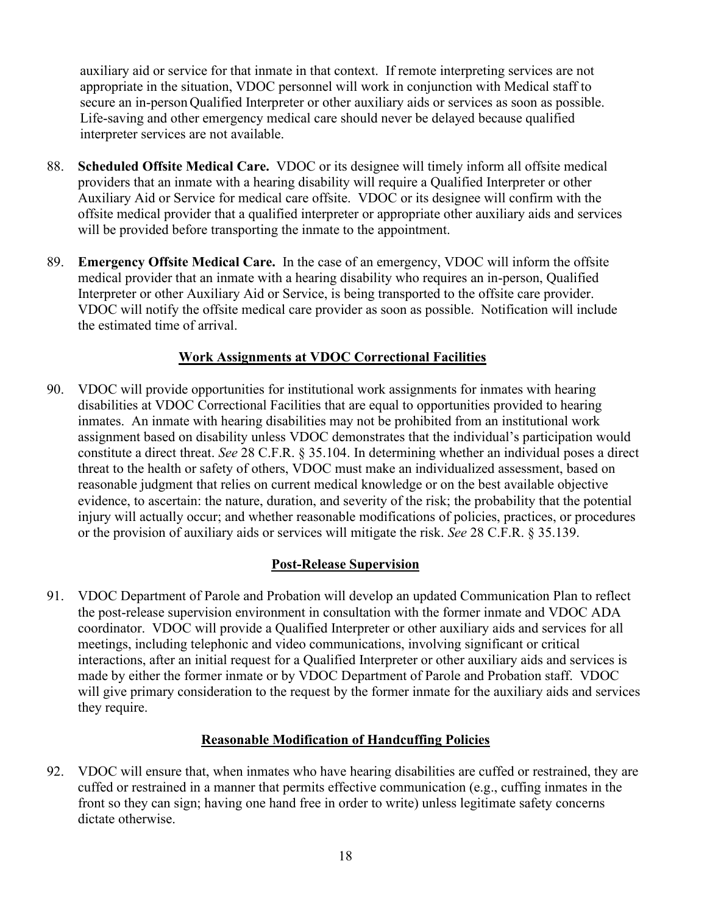auxiliary aid or service for that inmate in that context. If remote interpreting services are not appropriate in the situation, VDOC personnel will work in conjunction with Medical staff to secure an in-person Qualified Interpreter or other auxiliary aids or services as soon as possible. Life-saving and other emergency medical care should never be delayed because qualified interpreter services are not available.

88. **Scheduled Offsite Medical Care.** VDOC or its designee will timely inform all offsite medical providers that an inmate with a hearing disability will require a Qualified Interpreter or other Auxiliary Aid or Service for medical care offsite. VDOC or its designee will confirm with the offsite medical provider that a qualified interpreter or appropriate other auxiliary aids and services will be provided before transporting the inmate to the appointment.

89. **Emergency Offsite Medical Care.** In the case of an emergency, VDOC will inform the offsite medical provider that an inmate with a hearing disability who requires an in-person, Qualified Interpreter or other Auxiliary Aid or Service, is being transported to the offsite care provider. VDOC will notify the offsite medical care provider as soon as possible. Notification will include the estimated time of arrival.

## Work Assignments at VDOC Correctional Facilities

90. VDOC will provide opportunities for institutional work assignments for inmates with hearing disabilities at VDOC Correctional Facilities that are equal to opportunities provided to hearing inmates. An inmate with hearing disabilities may not be prohibited from an institutional work assignment based on disability unless VDOC demonstrates that the individual's participation would constitute a direct threat. *See* 28 C.F.R. § 35.104. In determining whether an individual poses a direct threat to the health or safety of others, VDOC must make an individualized assessment, based on reasonable judgment that relies on current medical knowledge or on the best available objective evidence, to ascertain: the nature, duration, and severity of the risk; the probability that the potential injury will actually occur; and whether reasonable modifications of policies, practices, or procedures or the provision of auxiliary aids or services will mitigate the risk. *See* 28 C.F.R. § 35.139.

## Post-Release Supervision

91. VDOC Department of Parole and Probation will develop an updated Communication Plan to reflect the post-release supervision environment in consultation with the former inmate and VDOC ADA coordinator. VDOC will provide a Qualified Interpreter or other auxiliary aids and services for all meetings, including telephonic and video communications, involving significant or critical interactions, after an initial request for a Qualified Interpreter or other auxiliary aids and services is made by either the former inmate or by VDOC Department of Parole and Probation staff. VDOC will give primary consideration to the request by the former inmate for the auxiliary aids and services they require.

## Reasonable Modification of Handcuffing Policies

92. VDOC will ensure that, when inmates who have hearing disabilities are cuffed or restrained, they are cuffed or restrained in a manner that permits effective communication (e.g., cuffing inmates in the front so they can sign; having one hand free in order to write) unless legitimate safety concerns dictate otherwise.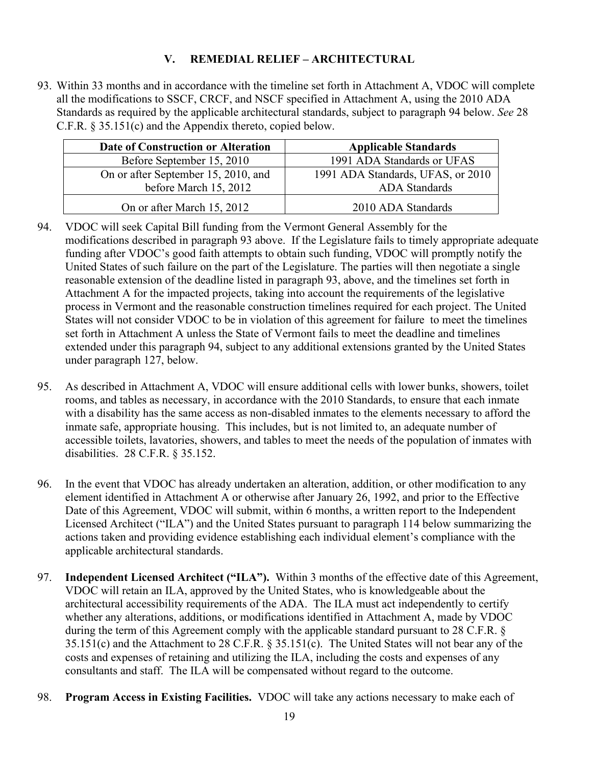## V. REMEDIAL RELIEF – ARCHITECTURAL

93. Within 33 months and in accordance with the timeline set forth in Attachment A, VDOC will complete all the modifications to SSCF, CRCF, and NSCF specified in Attachment A, using the 2010 ADA Standards as required by the applicable architectural standards, subject to paragraph 94 below. *See* 28 C.F.R. § 35.151(c) and the Appendix thereto, copied below.

| Date of Construction or Alteration | Applicable Standards |
|---|---|
| Before September 15, 2010 | 1991 ADA Standards or UFAS |
| On or after September 15, 2010, and before March 15, 2012 | 1991 ADA Standards, UFAS, or 2010 ADA Standards |
| On or after March 15, 2012 | 2010 ADA Standards |

94. VDOC will seek Capital Bill funding from the Vermont General Assembly for the modifications described in paragraph 93 above. If the Legislature fails to timely appropriate adequate funding after VDOC's good faith attempts to obtain such funding, VDOC will promptly notify the United States of such failure on the part of the Legislature. The parties will then negotiate a single reasonable extension of the deadline listed in paragraph 93, above, and the timelines set forth in Attachment A for the impacted projects, taking into account the requirements of the legislative process in Vermont and the reasonable construction timelines required for each project. The United States will not consider VDOC to be in violation of this agreement for failure to meet the timelines set forth in Attachment A unless the State of Vermont fails to meet the deadline and timelines extended under this paragraph 94, subject to any additional extensions granted by the United States under paragraph 127, below.

95. As described in Attachment A, VDOC will ensure additional cells with lower bunks, showers, toilet rooms, and tables as necessary, in accordance with the 2010 Standards, to ensure that each inmate with a disability has the same access as non-disabled inmates to the elements necessary to afford the inmate safe, appropriate housing. This includes, but is not limited to, an adequate number of accessible toilets, lavatories, showers, and tables to meet the needs of the population of inmates with disabilities. 28 C.F.R. § 35.152.

96. In the event that VDOC has already undertaken an alteration, addition, or other modification to any element identified in Attachment A or otherwise after January 26, 1992, and prior to the Effective Date of this Agreement, VDOC will submit, within 6 months, a written report to the Independent Licensed Architect ("ILA") and the United States pursuant to paragraph 114 below summarizing the actions taken and providing evidence establishing each individual element's compliance with the applicable architectural standards.

97. **Independent Licensed Architect ("ILA").** Within 3 months of the effective date of this Agreement, VDOC will retain an ILA, approved by the United States, who is knowledgeable about the architectural accessibility requirements of the ADA. The ILA must act independently to certify whether any alterations, additions, or modifications identified in Attachment A, made by VDOC during the term of this Agreement comply with the applicable standard pursuant to 28 C.F.R. § 35.151(c) and the Attachment to 28 C.F.R. § 35.151(c). The United States will not bear any of the costs and expenses of retaining and utilizing the ILA, including the costs and expenses of any consultants and staff. The ILA will be compensated without regard to the outcome.

98. **Program Access in Existing Facilities.** VDOC will take any actions necessary to make each of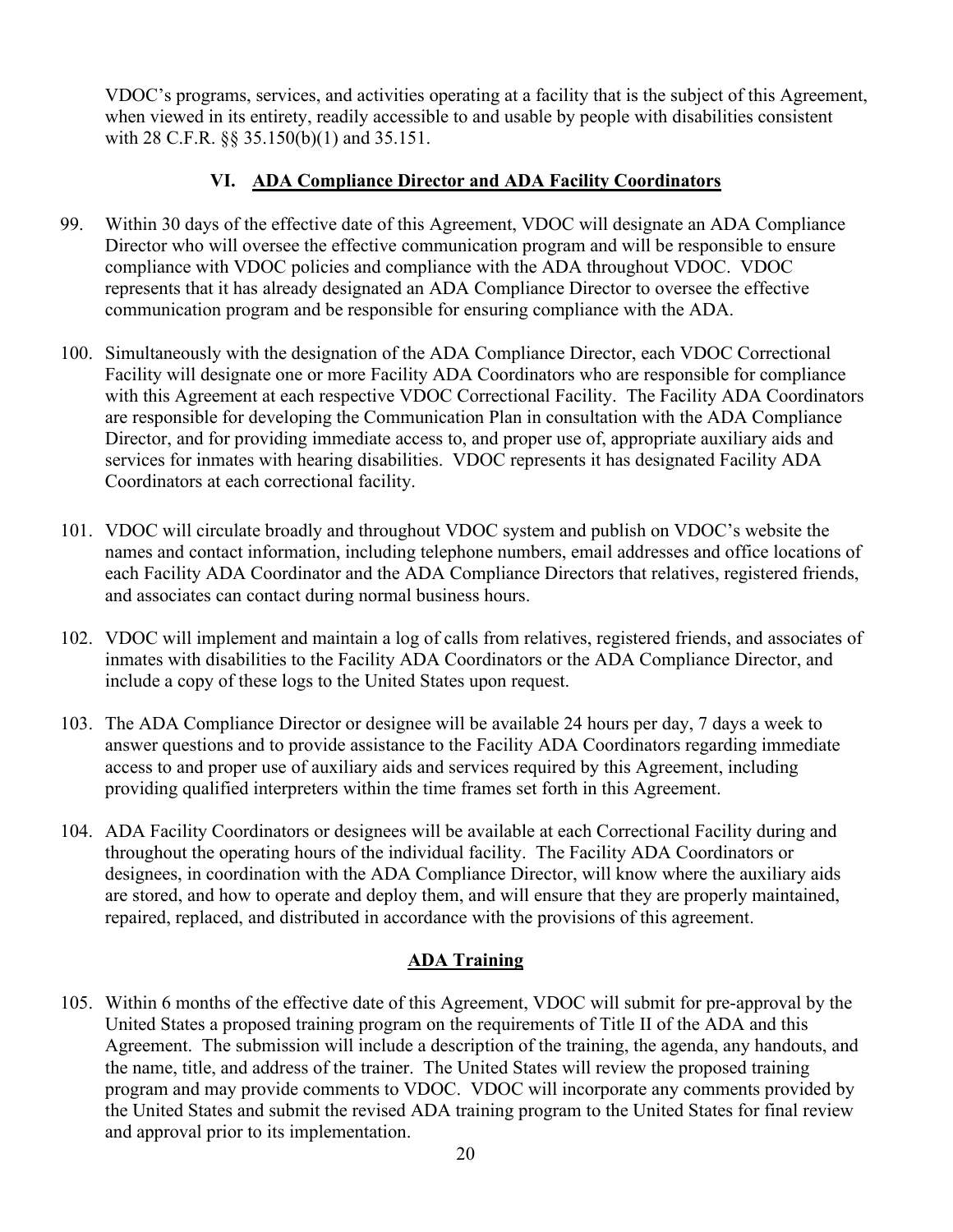VDOC's programs, services, and activities operating at a facility that is the subject of this Agreement, when viewed in its entirety, readily accessible to and usable by people with disabilities consistent with 28 C.F.R. §§ 35.150(b)(1) and 35.151.

## VI. ADA Compliance Director and ADA Facility Coordinators

99. Within 30 days of the effective date of this Agreement, VDOC will designate an ADA Compliance Director who will oversee the effective communication program and will be responsible to ensure compliance with VDOC policies and compliance with the ADA throughout VDOC. VDOC represents that it has already designated an ADA Compliance Director to oversee the effective communication program and be responsible for ensuring compliance with the ADA.

100. Simultaneously with the designation of the ADA Compliance Director, each VDOC Correctional Facility will designate one or more Facility ADA Coordinators who are responsible for compliance with this Agreement at each respective VDOC Correctional Facility. The Facility ADA Coordinators are responsible for developing the Communication Plan in consultation with the ADA Compliance Director, and for providing immediate access to, and proper use of, appropriate auxiliary aids and services for inmates with hearing disabilities. VDOC represents it has designated Facility ADA Coordinators at each correctional facility.

101. VDOC will circulate broadly and throughout VDOC system and publish on VDOC's website the names and contact information, including telephone numbers, email addresses and office locations of each Facility ADA Coordinator and the ADA Compliance Directors that relatives, registered friends, and associates can contact during normal business hours.

102. VDOC will implement and maintain a log of calls from relatives, registered friends, and associates of inmates with disabilities to the Facility ADA Coordinators or the ADA Compliance Director, and include a copy of these logs to the United States upon request.

103. The ADA Compliance Director or designee will be available 24 hours per day, 7 days a week to answer questions and to provide assistance to the Facility ADA Coordinators regarding immediate access to and proper use of auxiliary aids and services required by this Agreement, including providing qualified interpreters within the time frames set forth in this Agreement.

104. ADA Facility Coordinators or designees will be available at each Correctional Facility during and throughout the operating hours of the individual facility. The Facility ADA Coordinators or designees, in coordination with the ADA Compliance Director, will know where the auxiliary aids are stored, and how to operate and deploy them, and will ensure that they are properly maintained, repaired, replaced, and distributed in accordance with the provisions of this agreement.

## ADA Training

105. Within 6 months of the effective date of this Agreement, VDOC will submit for pre-approval by the United States a proposed training program on the requirements of Title II of the ADA and this Agreement. The submission will include a description of the training, the agenda, any handouts, and the name, title, and address of the trainer. The United States will review the proposed training program and may provide comments to VDOC. VDOC will incorporate any comments provided by the United States and submit the revised ADA training program to the United States for final review and approval prior to its implementation.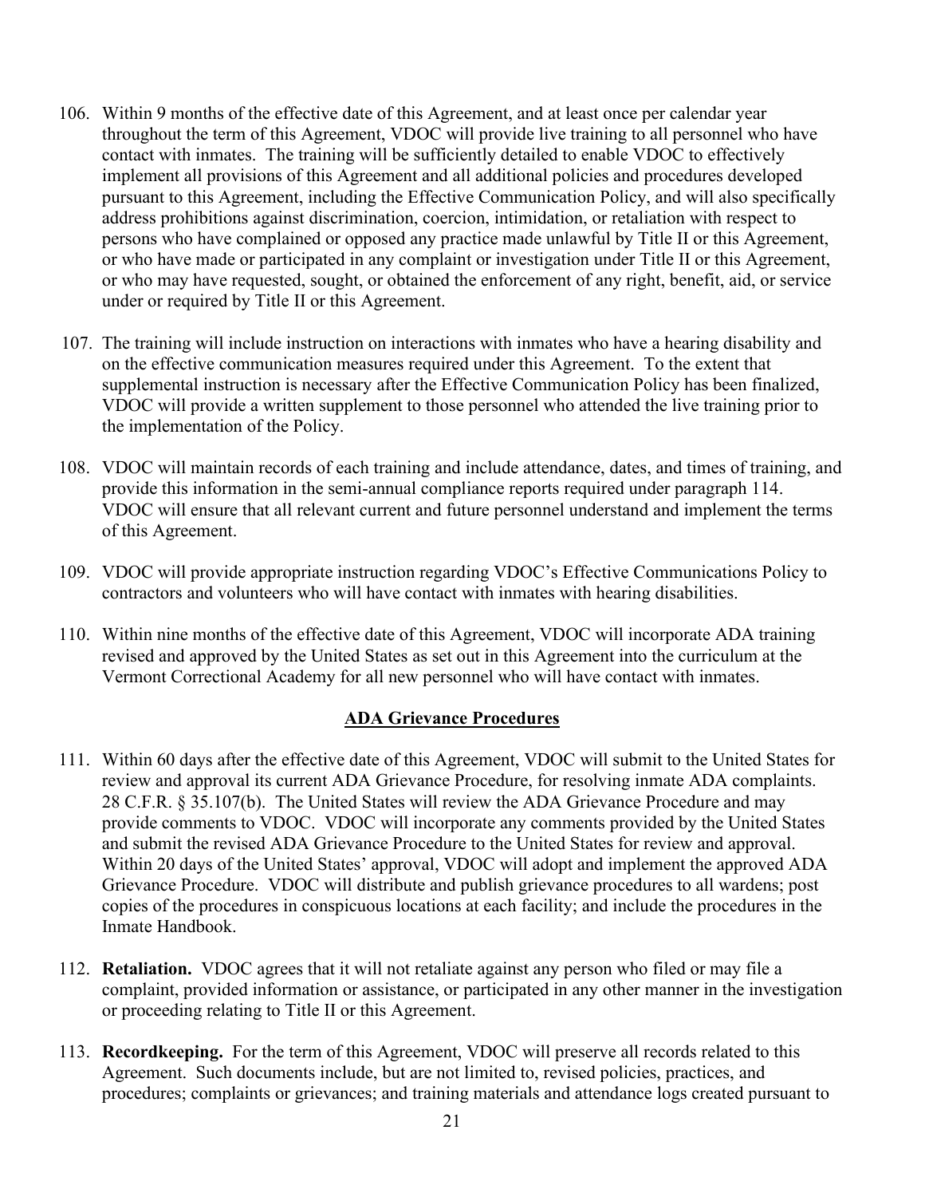106. Within 9 months of the effective date of this Agreement, and at least once per calendar year throughout the term of this Agreement, VDOC will provide live training to all personnel who have contact with inmates. The training will be sufficiently detailed to enable VDOC to effectively implement all provisions of this Agreement and all additional policies and procedures developed pursuant to this Agreement, including the Effective Communication Policy, and will also specifically address prohibitions against discrimination, coercion, intimidation, or retaliation with respect to persons who have complained or opposed any practice made unlawful by Title II or this Agreement, or who have made or participated in any complaint or investigation under Title II or this Agreement, or who may have requested, sought, or obtained the enforcement of any right, benefit, aid, or service under or required by Title II or this Agreement.

107. The training will include instruction on interactions with inmates who have a hearing disability and on the effective communication measures required under this Agreement. To the extent that supplemental instruction is necessary after the Effective Communication Policy has been finalized, VDOC will provide a written supplement to those personnel who attended the live training prior to the implementation of the Policy.

108. VDOC will maintain records of each training and include attendance, dates, and times of training, and provide this information in the semi-annual compliance reports required under paragraph 114. VDOC will ensure that all relevant current and future personnel understand and implement the terms of this Agreement.

109. VDOC will provide appropriate instruction regarding VDOC's Effective Communications Policy to contractors and volunteers who will have contact with inmates with hearing disabilities.

110. Within nine months of the effective date of this Agreement, VDOC will incorporate ADA training revised and approved by the United States as set out in this Agreement into the curriculum at the Vermont Correctional Academy for all new personnel who will have contact with inmates.

## ADA Grievance Procedures

111. Within 60 days after the effective date of this Agreement, VDOC will submit to the United States for review and approval its current ADA Grievance Procedure, for resolving inmate ADA complaints. 28 C.F.R. § 35.107(b). The United States will review the ADA Grievance Procedure and may provide comments to VDOC. VDOC will incorporate any comments provided by the United States and submit the revised ADA Grievance Procedure to the United States for review and approval. Within 20 days of the United States' approval, VDOC will adopt and implement the approved ADA Grievance Procedure. VDOC will distribute and publish grievance procedures to all wardens; post copies of the procedures in conspicuous locations at each facility; and include the procedures in the Inmate Handbook.

112. **Retaliation.** VDOC agrees that it will not retaliate against any person who filed or may file a complaint, provided information or assistance, or participated in any other manner in the investigation or proceeding relating to Title II or this Agreement.

113. **Recordkeeping.** For the term of this Agreement, VDOC will preserve all records related to this Agreement. Such documents include, but are not limited to, revised policies, practices, and procedures; complaints or grievances; and training materials and attendance logs created pursuant to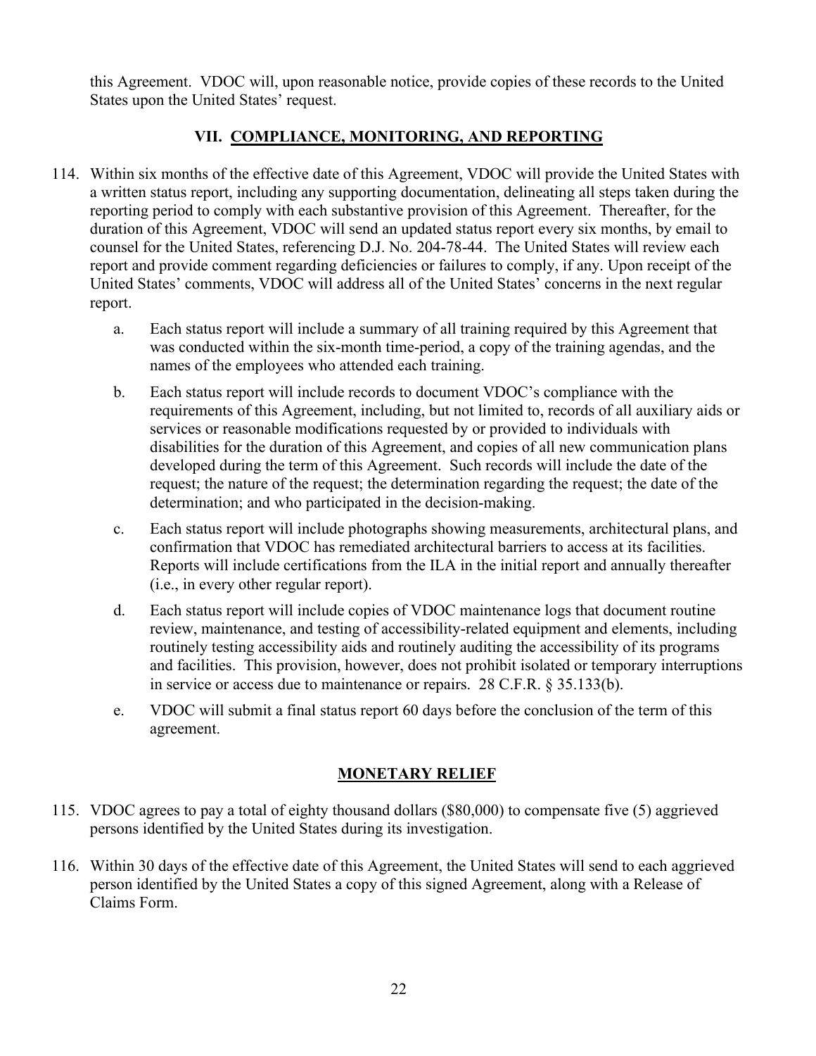this Agreement. VDOC will, upon reasonable notice, provide copies of these records to the United States upon the United States' request.

## VII. COMPLIANCE, MONITORING, AND REPORTING

114. Within six months of the effective date of this Agreement, VDOC will provide the United States with a written status report, including any supporting documentation, delineating all steps taken during the reporting period to comply with each substantive provision of this Agreement. Thereafter, for the duration of this Agreement, VDOC will send an updated status report every six months, by email to counsel for the United States, referencing D.J. No. 204-78-44. The United States will review each report and provide comment regarding deficiencies or failures to comply, if any. Upon receipt of the United States' comments, VDOC will address all of the United States' concerns in the next regular report.

    a. Each status report will include a summary of all training required by this Agreement that was conducted within the six-month time-period, a copy of the training agendas, and the names of the employees who attended each training.

    b. Each status report will include records to document VDOC's compliance with the requirements of this Agreement, including, but not limited to, records of all auxiliary aids or services or reasonable modifications requested by or provided to individuals with disabilities for the duration of this Agreement, and copies of all new communication plans developed during the term of this Agreement. Such records will include the date of the request; the nature of the request; the determination regarding the request; the date of the determination; and who participated in the decision-making.

    c. Each status report will include photographs showing measurements, architectural plans, and confirmation that VDOC has remediated architectural barriers to access at its facilities. Reports will include certifications from the ILA in the initial report and annually thereafter (i.e., in every other regular report).

    d. Each status report will include copies of VDOC maintenance logs that document routine review, maintenance, and testing of accessibility-related equipment and elements, including routinely testing accessibility aids and routinely auditing the accessibility of its programs and facilities. This provision, however, does not prohibit isolated or temporary interruptions in service or access due to maintenance or repairs. 28 C.F.R. § 35.133(b).

    e. VDOC will submit a final status report 60 days before the conclusion of the term of this agreement.

## MONETARY RELIEF

115. VDOC agrees to pay a total of eighty thousand dollars ($80,000) to compensate five (5) aggrieved persons identified by the United States during its investigation.

116. Within 30 days of the effective date of this Agreement, the United States will send to each aggrieved person identified by the United States a copy of this signed Agreement, along with a Release of Claims Form.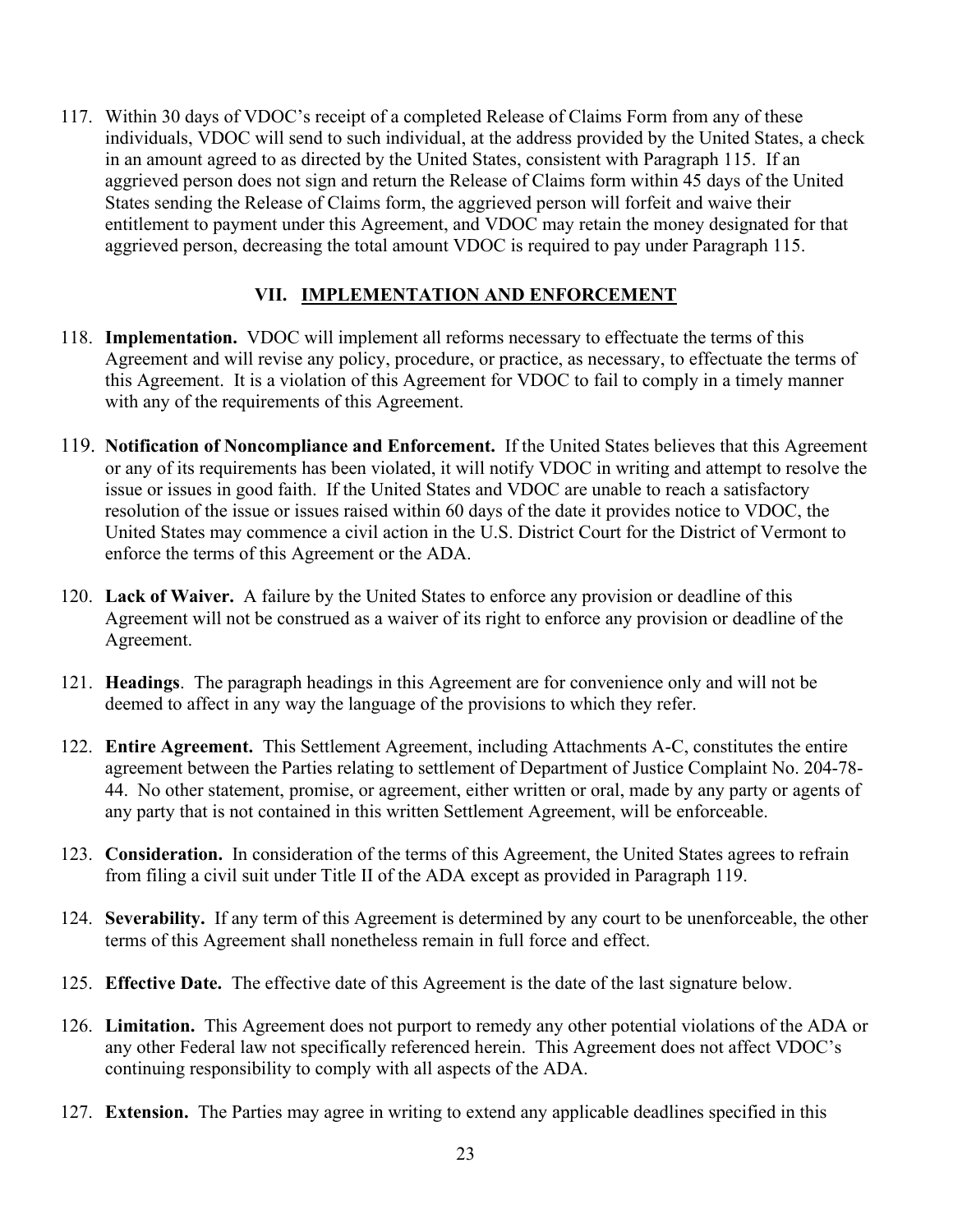117. Within 30 days of VDOC's receipt of a completed Release of Claims Form from any of these individuals, VDOC will send to such individual, at the address provided by the United States, a check in an amount agreed to as directed by the United States, consistent with Paragraph 115. If an aggrieved person does not sign and return the Release of Claims form within 45 days of the United States sending the Release of Claims form, the aggrieved person will forfeit and waive their entitlement to payment under this Agreement, and VDOC may retain the money designated for that aggrieved person, decreasing the total amount VDOC is required to pay under Paragraph 115.

## VII. IMPLEMENTATION AND ENFORCEMENT

118. **Implementation.** VDOC will implement all reforms necessary to effectuate the terms of this Agreement and will revise any policy, procedure, or practice, as necessary, to effectuate the terms of this Agreement. It is a violation of this Agreement for VDOC to fail to comply in a timely manner with any of the requirements of this Agreement.

119. **Notification of Noncompliance and Enforcement.** If the United States believes that this Agreement or any of its requirements has been violated, it will notify VDOC in writing and attempt to resolve the issue or issues in good faith. If the United States and VDOC are unable to reach a satisfactory resolution of the issue or issues raised within 60 days of the date it provides notice to VDOC, the United States may commence a civil action in the U.S. District Court for the District of Vermont to enforce the terms of this Agreement or the ADA.

120. **Lack of Waiver.** A failure by the United States to enforce any provision or deadline of this Agreement will not be construed as a waiver of its right to enforce any provision or deadline of the Agreement.

121. **Headings**. The paragraph headings in this Agreement are for convenience only and will not be deemed to affect in any way the language of the provisions to which they refer.

122. **Entire Agreement.** This Settlement Agreement, including Attachments A-C, constitutes the entire agreement between the Parties relating to settlement of Department of Justice Complaint No. 204-78-44. No other statement, promise, or agreement, either written or oral, made by any party or agents of any party that is not contained in this written Settlement Agreement, will be enforceable.

123. **Consideration.** In consideration of the terms of this Agreement, the United States agrees to refrain from filing a civil suit under Title II of the ADA except as provided in Paragraph 119.

124. **Severability.** If any term of this Agreement is determined by any court to be unenforceable, the other terms of this Agreement shall nonetheless remain in full force and effect.

125. **Effective Date.** The effective date of this Agreement is the date of the last signature below.

126. **Limitation.** This Agreement does not purport to remedy any other potential violations of the ADA or any other Federal law not specifically referenced herein. This Agreement does not affect VDOC's continuing responsibility to comply with all aspects of the ADA.

127. **Extension.** The Parties may agree in writing to extend any applicable deadlines specified in this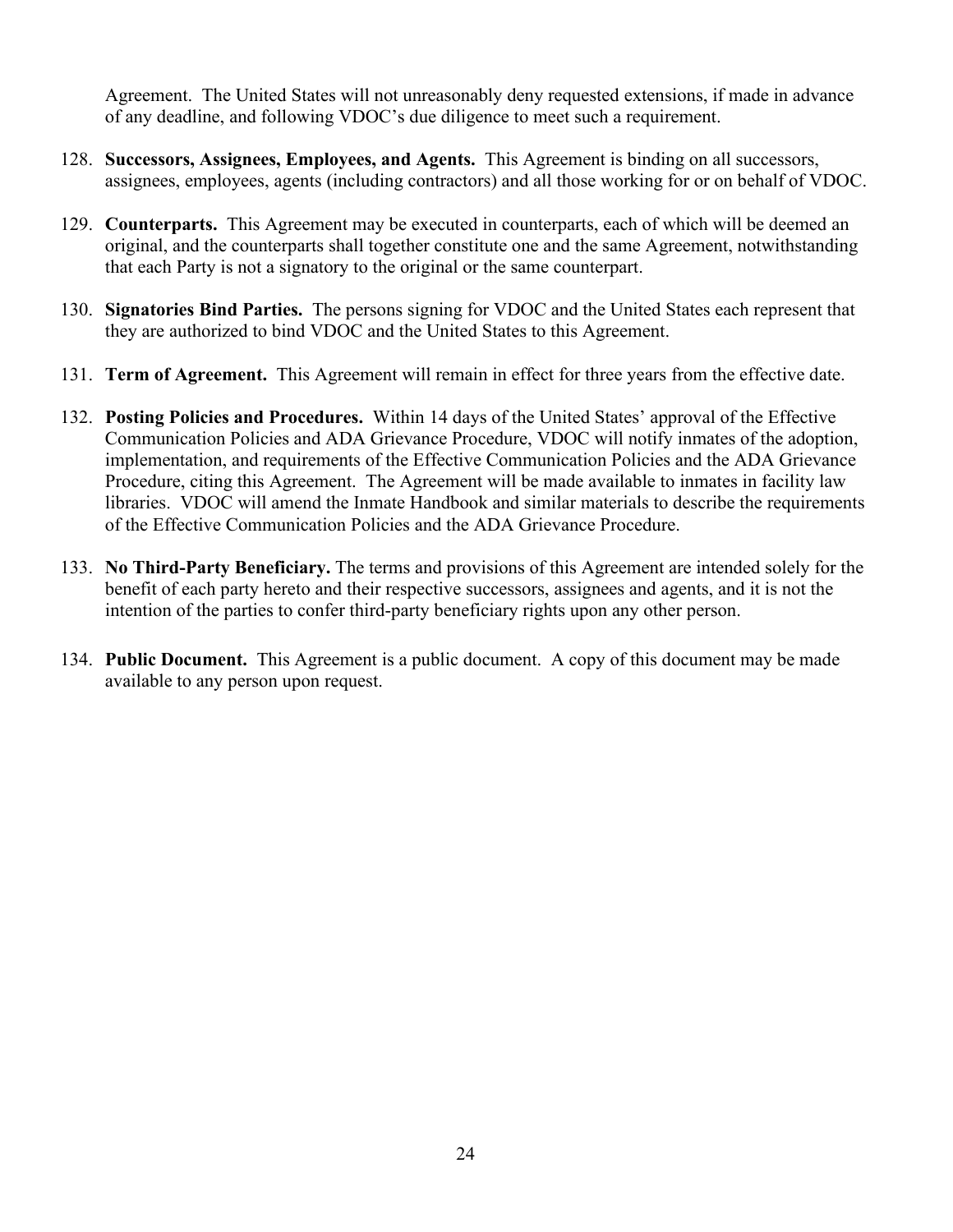Agreement. The United States will not unreasonably deny requested extensions, if made in advance of any deadline, and following VDOC's due diligence to meet such a requirement.

128. **Successors, Assignees, Employees, and Agents.** This Agreement is binding on all successors, assignees, employees, agents (including contractors) and all those working for or on behalf of VDOC.

129. **Counterparts.** This Agreement may be executed in counterparts, each of which will be deemed an original, and the counterparts shall together constitute one and the same Agreement, notwithstanding that each Party is not a signatory to the original or the same counterpart.

130. **Signatories Bind Parties.** The persons signing for VDOC and the United States each represent that they are authorized to bind VDOC and the United States to this Agreement.

131. **Term of Agreement.** This Agreement will remain in effect for three years from the effective date.

132. **Posting Policies and Procedures.** Within 14 days of the United States' approval of the Effective Communication Policies and ADA Grievance Procedure, VDOC will notify inmates of the adoption, implementation, and requirements of the Effective Communication Policies and the ADA Grievance Procedure, citing this Agreement. The Agreement will be made available to inmates in facility law libraries. VDOC will amend the Inmate Handbook and similar materials to describe the requirements of the Effective Communication Policies and the ADA Grievance Procedure.

133. **No Third-Party Beneficiary.** The terms and provisions of this Agreement are intended solely for the benefit of each party hereto and their respective successors, assignees and agents, and it is not the intention of the parties to confer third-party beneficiary rights upon any other person.

134. **Public Document.** This Agreement is a public document. A copy of this document may be made available to any person upon request.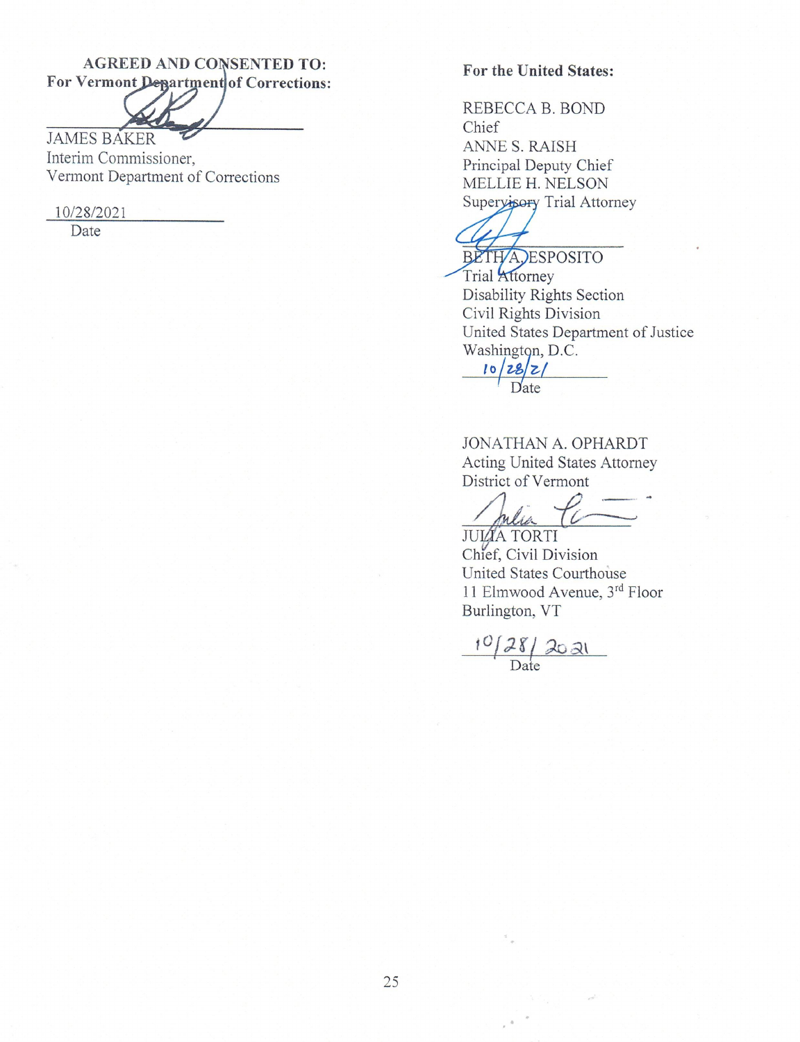**AGREED AND CONSENTED TO:**
**For Vermont Department of Corrections:**

JAMES BAKER
Interim Commissioner,
Vermont Department of Corrections

10/28/2021
Date

**For the United States:**

REBECCA B. BOND
Chief
ANNE S. RAISH
Principal Deputy Chief
MELLIE H. NELSON
Supervisory Trial Attorney

BETH A. ESPOSITO
Trial Attorney
Disability Rights Section
Civil Rights Division
United States Department of Justice
Washington, D.C.

10/28/21
Date

JONATHAN A. OPHARDT
Acting United States Attorney
District of Vermont

JULIA TORTI
Chief, Civil Division
United States Courthouse
11 Elmwood Avenue, 3rd Floor
Burlington, VT

10/28/2021
Date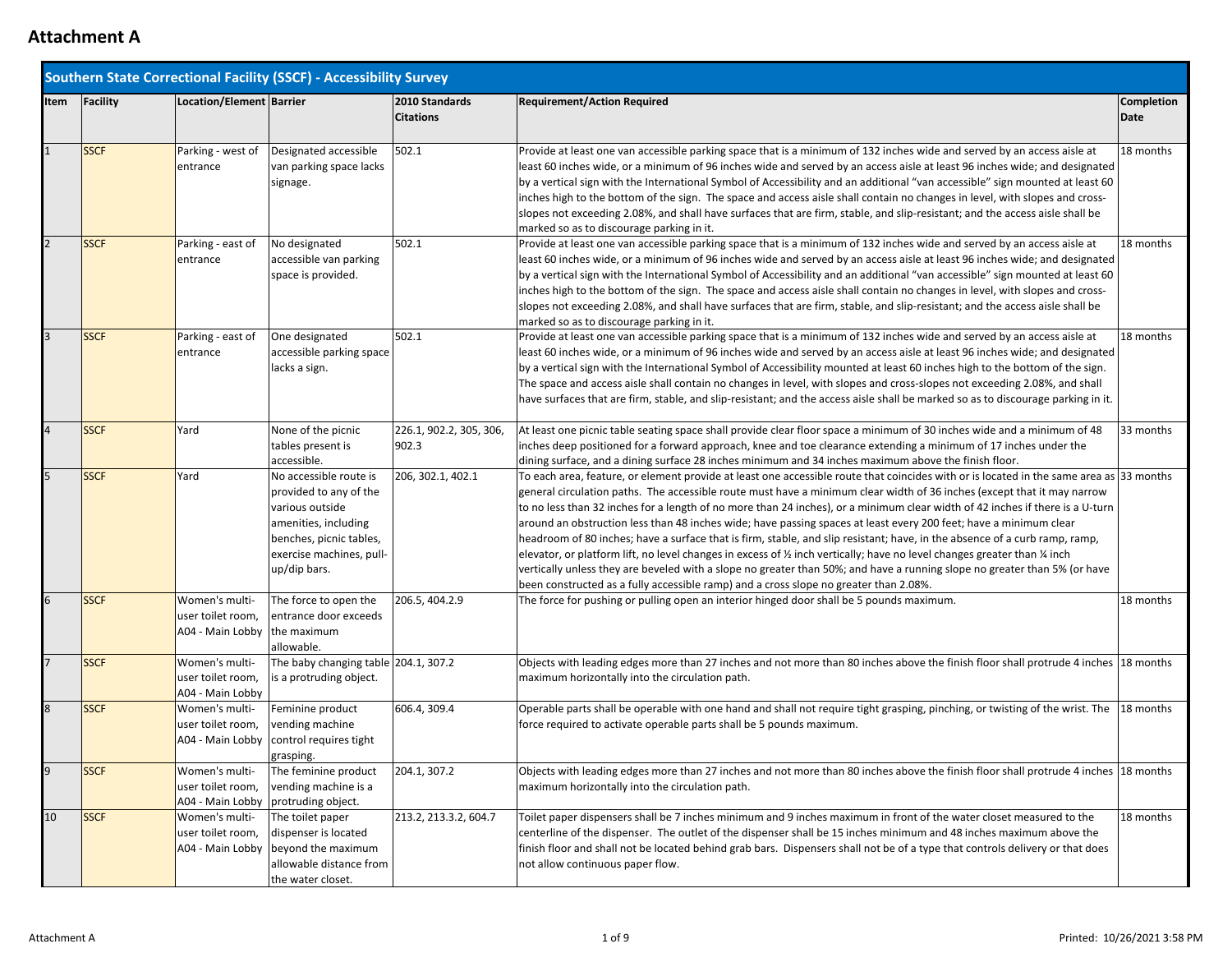# Attachment A

| Southern State Correctional Facility (SSCF) - Accessibility Survey | | | | | | |
|---|---|---|---|---|---|---|
| **Item** | **Facility** | **Location/Element** | **Barrier** | **2010 Standards Citations** | **Requirement/Action Required** | **Completion Date** |
| 1 | SSCF | Parking - west of entrance | Designated accessible van parking space lacks signage. | 502.1 | Provide at least one van accessible parking space that is a minimum of 132 inches wide and served by an access aisle at least 60 inches wide, or a minimum of 96 inches wide and served by an access aisle at least 96 inches wide; and designated by a vertical sign with the International Symbol of Accessibility and an additional "van accessible" sign mounted at least 60 inches high to the bottom of the sign. The space and access aisle shall contain no changes in level, with slopes and cross-slopes not exceeding 2.08%, and shall have surfaces that are firm, stable, and slip-resistant; and the access aisle shall be marked so as to discourage parking in it. | 18 months |
| 2 | SSCF | Parking - east of entrance | No designated accessible van parking space is provided. | 502.1 | Provide at least one van accessible parking space that is a minimum of 132 inches wide and served by an access aisle at least 60 inches wide, or a minimum of 96 inches wide and served by an access aisle at least 96 inches wide; and designated by a vertical sign with the International Symbol of Accessibility and an additional "van accessible" sign mounted at least 60 inches high to the bottom of the sign. The space and access aisle shall contain no changes in level, with slopes and cross-slopes not exceeding 2.08%, and shall have surfaces that are firm, stable, and slip-resistant; and the access aisle shall be marked so as to discourage parking in it. | 18 months |
| 3 | SSCF | Parking - east of entrance | One designated accessible parking space lacks a sign. | 502.1 | Provide at least one van accessible parking space that is a minimum of 132 inches wide and served by an access aisle at least 60 inches wide, or a minimum of 96 inches wide and served by an access aisle at least 96 inches wide; and designated by a vertical sign with the International Symbol of Accessibility mounted at least 60 inches high to the bottom of the sign. The space and access aisle shall contain no changes in level, with slopes and cross-slopes not exceeding 2.08%, and shall have surfaces that are firm, stable, and slip-resistant; and the access aisle shall be marked so as to discourage parking in it. | 18 months |
| 4 | SSCF | Yard | None of the picnic tables present is accessible. | 226.1, 902.2, 305, 306, 902.3 | At least one picnic table seating space shall provide clear floor space a minimum of 30 inches wide and a minimum of 48 inches deep positioned for a forward approach, knee and toe clearance extending a minimum of 17 inches under the dining surface, and a dining surface 28 inches minimum and 34 inches maximum above the finish floor. | 33 months |
| 5 | SSCF | Yard | No accessible route is provided to any of the various outside amenities, including benches, picnic tables, exercise machines, pull-up/dip bars. | 206, 302.1, 402.1 | To each area, feature, or element provide at least one accessible route that coincides with or is located in the same area as general circulation paths. The accessible route must have a minimum clear width of 36 inches (except that it may narrow to no less than 32 inches for a length of no more than 24 inches), or a minimum clear width of 42 inches if there is a U-turn around an obstruction less than 48 inches wide; have passing spaces at least every 200 feet; have a minimum clear headroom of 80 inches; have a surface that is firm, stable, and slip resistant; have, in the absence of a curb ramp, ramp, elevator, or platform lift, no level changes in excess of ½ inch vertically; have no level changes greater than ¼ inch vertically unless they are beveled with a slope no greater than 50%; and have a running slope no greater than 5% (or have been constructed as a fully accessible ramp) and a cross slope no greater than 2.08%. | 33 months |
| 6 | SSCF | Women's multi-user toilet room, A04 - Main Lobby | The force to open the entrance door exceeds the maximum allowable. | 206.5, 404.2.9 | The force for pushing or pulling open an interior hinged door shall be 5 pounds maximum. | 18 months |
| 7 | SSCF | Women's multi-user toilet room, A04 - Main Lobby | The baby changing table is a protruding object. | 204.1, 307.2 | Objects with leading edges more than 27 inches and not more than 80 inches above the finish floor shall protrude 4 inches maximum horizontally into the circulation path. | 18 months |
| 8 | SSCF | Women's multi-user toilet room, A04 - Main Lobby | Feminine product vending machine control requires tight grasping. | 606.4, 309.4 | Operable parts shall be operable with one hand and shall not require tight grasping, pinching, or twisting of the wrist. The force required to activate operable parts shall be 5 pounds maximum. | 18 months |
| 9 | SSCF | Women's multi-user toilet room, A04 - Main Lobby | The feminine product vending machine is a protruding object. | 204.1, 307.2 | Objects with leading edges more than 27 inches and not more than 80 inches above the finish floor shall protrude 4 inches maximum horizontally into the circulation path. | 18 months |
| 10 | SSCF | Women's multi-user toilet room, A04 - Main Lobby | The toilet paper dispenser is located beyond the maximum allowable distance from the water closet. | 213.2, 213.3.2, 604.7 | Toilet paper dispensers shall be 7 inches minimum and 9 inches maximum in front of the water closet measured to the centerline of the dispenser. The outlet of the dispenser shall be 15 inches minimum and 48 inches maximum above the finish floor and shall not be located behind grab bars. Dispensers shall not be of a type that controls delivery or that does not allow continuous paper flow. | 18 months |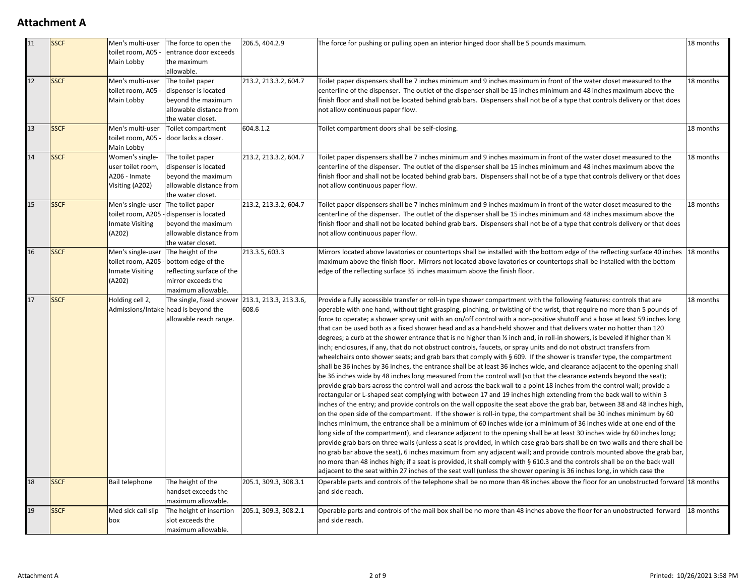# Attachment A

| | | | | | | |
|---|---|---|---|---|---|---|
| 11 | SSCF | Men's multi-user toilet room, A05 - Main Lobby | The force to open the entrance door exceeds the maximum allowable. | 206.5, 404.2.9 | The force for pushing or pulling open an interior hinged door shall be 5 pounds maximum. | 18 months |
| 12 | SSCF | Men's multi-user toilet room, A05 - Main Lobby | The toilet paper dispenser is located beyond the maximum allowable distance from the water closet. | 213.2, 213.3.2, 604.7 | Toilet paper dispensers shall be 7 inches minimum and 9 inches maximum in front of the water closet measured to the centerline of the dispenser. The outlet of the dispenser shall be 15 inches minimum and 48 inches maximum above the finish floor and shall not be located behind grab bars. Dispensers shall not be of a type that controls delivery or that does not allow continuous paper flow. | 18 months |
| 13 | SSCF | Men's multi-user toilet room, A05 - Main Lobby | Toilet compartment door lacks a closer. | 604.8.1.2 | Toilet compartment doors shall be self-closing. | 18 months |
| 14 | SSCF | Women's single-user toilet room, A206 - Inmate Visiting (A202) | The toilet paper dispenser is located beyond the maximum allowable distance from the water closet. | 213.2, 213.3.2, 604.7 | Toilet paper dispensers shall be 7 inches minimum and 9 inches maximum in front of the water closet measured to the centerline of the dispenser. The outlet of the dispenser shall be 15 inches minimum and 48 inches maximum above the finish floor and shall not be located behind grab bars. Dispensers shall not be of a type that controls delivery or that does not allow continuous paper flow. | 18 months |
| 15 | SSCF | Men's single-user toilet room, A205 - Inmate Visiting (A202) | The toilet paper dispenser is located beyond the maximum allowable distance from the water closet. | 213.2, 213.3.2, 604.7 | Toilet paper dispensers shall be 7 inches minimum and 9 inches maximum in front of the water closet measured to the centerline of the dispenser. The outlet of the dispenser shall be 15 inches minimum and 48 inches maximum above the finish floor and shall not be located behind grab bars. Dispensers shall not be of a type that controls delivery or that does not allow continuous paper flow. | 18 months |
| 16 | SSCF | Men's single-user toilet room, A205 - Inmate Visiting (A202) | The height of the bottom edge of the reflecting surface of the mirror exceeds the maximum allowable. | 213.3.5, 603.3 | Mirrors located above lavatories or countertops shall be installed with the bottom edge of the reflecting surface 40 inches maximum above the finish floor. Mirrors not located above lavatories or countertops shall be installed with the bottom edge of the reflecting surface 35 inches maximum above the finish floor. | 18 months |
| 17 | SSCF | Holding cell 2, Admissions/Intake | The single, fixed shower head is beyond the allowable reach range. | 213.1, 213.3, 213.3.6, 608.6 | Provide a fully accessible transfer or roll-in type shower compartment with the following features: controls that are operable with one hand, without tight grasping, pinching, or twisting of the wrist, that require no more than 5 pounds of force to operate; a shower spray unit with an on/off control with a non-positive shutoff and a hose at least 59 inches long that can be used both as a fixed shower head and as a hand-held shower and that delivers water no hotter than 120 degrees; a curb at the shower entrance that is no higher than ½ inch and, in roll-in showers, is beveled if higher than ¼ inch; enclosures, if any, that do not obstruct controls, faucets, or spray units and do not obstruct transfers from wheelchairs onto shower seats; and grab bars that comply with § 609. If the shower is transfer type, the compartment shall be 36 inches by 36 inches, the entrance shall be at least 36 inches wide, and clearance adjacent to the opening shall be 36 inches wide by 48 inches long measured from the control wall (so that the clearance extends beyond the seat); provide grab bars across the control wall and across the back wall to a point 18 inches from the control wall; provide a rectangular or L-shaped seat complying with between 17 and 19 inches high extending from the back wall to within 3 inches of the entry; and provide controls on the wall opposite the seat above the grab bar, between 38 and 48 inches high, on the open side of the compartment. If the shower is roll-in type, the compartment shall be 30 inches minimum by 60 inches minimum, the entrance shall be a minimum of 60 inches wide (or a minimum of 36 inches wide at one end of the long side of the compartment), and clearance adjacent to the opening shall be at least 30 inches wide by 60 inches long; provide grab bars on three walls (unless a seat is provided, in which case grab bars shall be on two walls and there shall be no grab bar above the seat), 6 inches maximum from any adjacent wall; and provide controls mounted above the grab bar, no more than 48 inches high; if a seat is provided, it shall comply with § 610.3 and the controls shall be on the back wall adjacent to the seat within 27 inches of the seat wall (unless the shower opening is 36 inches long, in which case the | 18 months |
| 18 | SSCF | Bail telephone | The height of the handset exceeds the maximum allowable. | 205.1, 309.3, 308.3.1 | Operable parts and controls of the telephone shall be no more than 48 inches above the floor for an unobstructed forward and side reach. | 18 months |
| 19 | SSCF | Med sick call slip box | The height of insertion slot exceeds the maximum allowable. | 205.1, 309.3, 308.2.1 | Operable parts and controls of the mail box shall be no more than 48 inches above the floor for an unobstructed forward and side reach. | 18 months |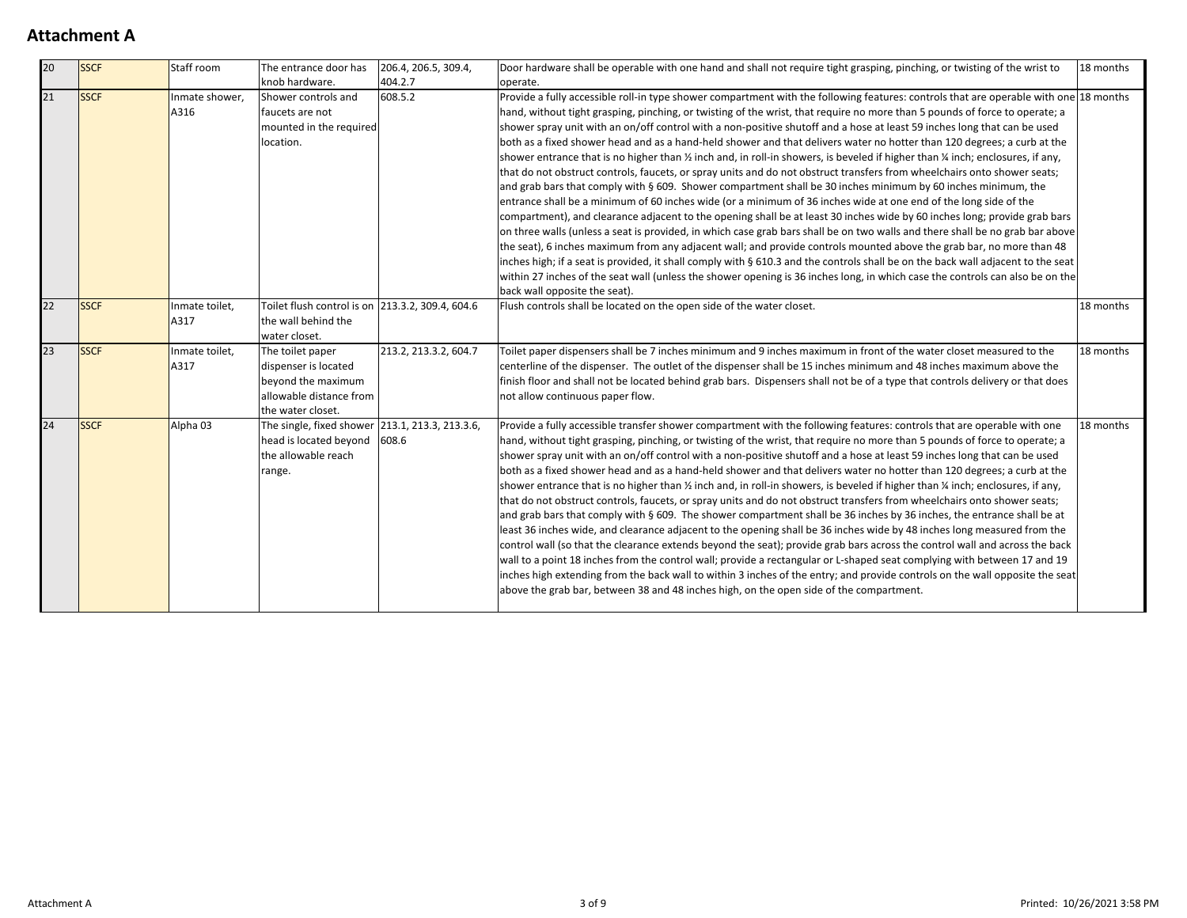## Attachment A

| | | | | | | |
|---|---|---|---|---|---|---|
| 20 | SSCF | Staff room | The entrance door has knob hardware. | 206.4, 206.5, 309.4, 404.2.7 | Door hardware shall be operable with one hand and shall not require tight grasping, pinching, or twisting of the wrist to operate. | 18 months |
| 21 | SSCF | Inmate shower, A316 | Shower controls and faucets are not mounted in the required location. | 608.5.2 | Provide a fully accessible roll-in type shower compartment with the following features: controls that are operable with one hand, without tight grasping, pinching, or twisting of the wrist, that require no more than 5 pounds of force to operate; a shower spray unit with an on/off control with a non-positive shutoff and a hose at least 59 inches long that can be used both as a fixed shower head and as a hand-held shower and that delivers water no hotter than 120 degrees; a curb at the shower entrance that is no higher than ½ inch and, in roll-in showers, is beveled if higher than ¼ inch; enclosures, if any, that do not obstruct controls, faucets, or spray units and do not obstruct transfers from wheelchairs onto shower seats; and grab bars that comply with § 609. Shower compartment shall be 30 inches minimum by 60 inches minimum, the entrance shall be a minimum of 60 inches wide (or a minimum of 36 inches wide at one end of the long side of the compartment), and clearance adjacent to the opening shall be at least 30 inches wide by 60 inches long; provide grab bars on three walls (unless a seat is provided, in which case grab bars shall be on two walls and there shall be no grab bar above the seat), 6 inches maximum from any adjacent wall; and provide controls mounted above the grab bar, no more than 48 inches high; if a seat is provided, it shall comply with § 610.3 and the controls shall be on the back wall adjacent to the seat within 27 inches of the seat wall (unless the shower opening is 36 inches long, in which case the controls can also be on the back wall opposite the seat). | 18 months |
| 22 | SSCF | Inmate toilet, A317 | Toilet flush control is on the wall behind the water closet. | 213.3.2, 309.4, 604.6 | Flush controls shall be located on the open side of the water closet. | 18 months |
| 23 | SSCF | Inmate toilet, A317 | The toilet paper dispenser is located beyond the maximum allowable distance from the water closet. | 213.2, 213.3.2, 604.7 | Toilet paper dispensers shall be 7 inches minimum and 9 inches maximum in front of the water closet measured to the centerline of the dispenser. The outlet of the dispenser shall be 15 inches minimum and 48 inches maximum above the finish floor and shall not be located behind grab bars. Dispensers shall not be of a type that controls delivery or that does not allow continuous paper flow. | 18 months |
| 24 | SSCF | Alpha 03 | The single, fixed shower head is located beyond the allowable reach range. | 213.1, 213.3, 213.3.6, 608.6 | Provide a fully accessible transfer shower compartment with the following features: controls that are operable with one hand, without tight grasping, pinching, or twisting of the wrist, that require no more than 5 pounds of force to operate; a shower spray unit with an on/off control with a non-positive shutoff and a hose at least 59 inches long that can be used both as a fixed shower head and as a hand-held shower and that delivers water no hotter than 120 degrees; a curb at the shower entrance that is no higher than ½ inch and, in roll-in showers, is beveled if higher than ¼ inch; enclosures, if any, that do not obstruct controls, faucets, or spray units and do not obstruct transfers from wheelchairs onto shower seats; and grab bars that comply with § 609. The shower compartment shall be 36 inches by 36 inches, the entrance shall be at least 36 inches wide, and clearance adjacent to the opening shall be 36 inches wide by 48 inches long measured from the control wall (so that the clearance extends beyond the seat); provide grab bars across the control wall and across the back wall to a point 18 inches from the control wall; provide a rectangular or L-shaped seat complying with between 17 and 19 inches high extending from the back wall to within 3 inches of the entry; and provide controls on the wall opposite the seat above the grab bar, between 38 and 48 inches high, on the open side of the compartment. | 18 months |

Printed: 10/26/2021 3:58 PM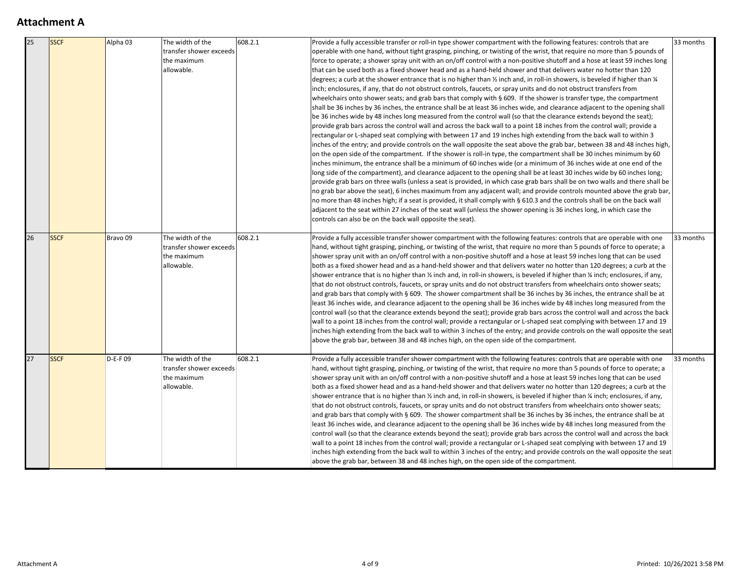## Attachment A

| | | | | | | |
|---|---|---|---|---|---|---|
| 25 | SSCF | Alpha 03 | The width of the transfer shower exceeds the maximum allowable. | 608.2.1 | Provide a fully accessible transfer or roll-in type shower compartment with the following features: controls that are operable with one hand, without tight grasping, pinching, or twisting of the wrist, that require no more than 5 pounds of force to operate; a shower spray unit with an on/off control with a non-positive shutoff and a hose at least 59 inches long that can be used both as a fixed shower head and as a hand-held shower and that delivers water no hotter than 120 degrees; a curb at the shower entrance that is no higher than ½ inch and, in roll-in showers, is beveled if higher than ¼ inch; enclosures, if any, that do not obstruct controls, faucets, or spray units and do not obstruct transfers from wheelchairs onto shower seats; and grab bars that comply with § 609. If the shower is transfer type, the compartment shall be 36 inches by 36 inches, the entrance shall be at least 36 inches wide, and clearance adjacent to the opening shall be 36 inches wide by 48 inches long measured from the control wall (so that the clearance extends beyond the seat); provide grab bars across the control wall and across the back wall to a point 18 inches from the control wall; provide a rectangular or L-shaped seat complying with between 17 and 19 inches high extending from the back wall to within 3 inches of the entry; and provide controls on the wall opposite the seat above the grab bar, between 38 and 48 inches high, on the open side of the compartment. If the shower is roll-in type, the compartment shall be 30 inches minimum by 60 inches minimum, the entrance shall be a minimum of 60 inches wide (or a minimum of 36 inches wide at one end of the long side of the compartment), and clearance adjacent to the opening shall be at least 30 inches wide by 60 inches long; provide grab bars on three walls (unless a seat is provided, in which case grab bars shall be on two walls and there shall be no grab bar above the seat), 6 inches maximum from any adjacent wall; and provide controls mounted above the grab bar, no more than 48 inches high; if a seat is provided, it shall comply with § 610.3 and the controls shall be on the back wall adjacent to the seat within 27 inches of the seat wall (unless the shower opening is 36 inches long, in which case the controls can also be on the back wall opposite the seat). | 33 months |
| 26 | SSCF | Bravo 09 | The width of the transfer shower exceeds the maximum allowable. | 608.2.1 | Provide a fully accessible transfer shower compartment with the following features: controls that are operable with one hand, without tight grasping, pinching, or twisting of the wrist, that require no more than 5 pounds of force to operate; a shower spray unit with an on/off control with a non-positive shutoff and a hose at least 59 inches long that can be used both as a fixed shower head and as a hand-held shower and that delivers water no hotter than 120 degrees; a curb at the shower entrance that is no higher than ½ inch and, in roll-in showers, is beveled if higher than ¼ inch; enclosures, if any, that do not obstruct controls, faucets, or spray units and do not obstruct transfers from wheelchairs onto shower seats; and grab bars that comply with § 609. The shower compartment shall be 36 inches by 36 inches, the entrance shall be at least 36 inches wide, and clearance adjacent to the opening shall be 36 inches wide by 48 inches long measured from the control wall (so that the clearance extends beyond the seat); provide grab bars across the control wall and across the back wall to a point 18 inches from the control wall; provide a rectangular or L-shaped seat complying with between 17 and 19 inches high extending from the back wall to within 3 inches of the entry; and provide controls on the wall opposite the seat above the grab bar, between 38 and 48 inches high, on the open side of the compartment. | 33 months |
| 27 | SSCF | D-E-F 09 | The width of the transfer shower exceeds the maximum allowable. | 608.2.1 | Provide a fully accessible transfer shower compartment with the following features: controls that are operable with one hand, without tight grasping, pinching, or twisting of the wrist, that require no more than 5 pounds of force to operate; a shower spray unit with an on/off control with a non-positive shutoff and a hose at least 59 inches long that can be used both as a fixed shower head and as a hand-held shower and that delivers water no hotter than 120 degrees; a curb at the shower entrance that is no higher than ½ inch and, in roll-in showers, is beveled if higher than ¼ inch; enclosures, if any, that do not obstruct controls, faucets, or spray units and do not obstruct transfers from wheelchairs onto shower seats; and grab bars that comply with § 609. The shower compartment shall be 36 inches by 36 inches, the entrance shall be at least 36 inches wide, and clearance adjacent to the opening shall be 36 inches wide by 48 inches long measured from the control wall (so that the clearance extends beyond the seat); provide grab bars across the control wall and across the back wall to a point 18 inches from the control wall; provide a rectangular or L-shaped seat complying with between 17 and 19 inches high extending from the back wall to within 3 inches of the entry; and provide controls on the wall opposite the seat above the grab bar, between 38 and 48 inches high, on the open side of the compartment. | 33 months |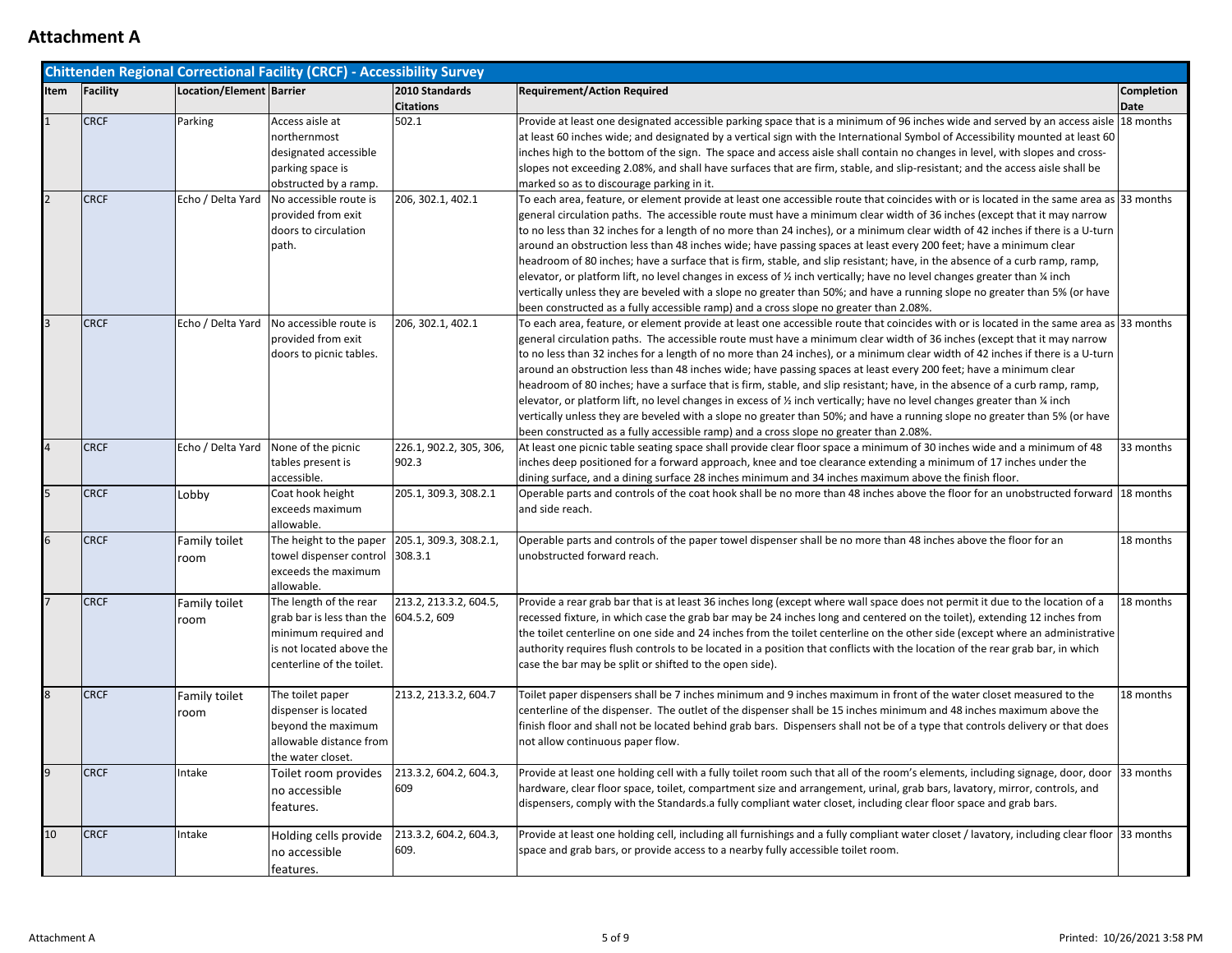# Attachment A

| Chittenden Regional Correctional Facility (CRCF) - Accessibility Survey | | | | | | |
|---|---|---|---|---|---|---|
| **Item** | **Facility** | **Location/Element** | **Barrier** | **2010 Standards Citations** | **Requirement/Action Required** | **Completion Date** |
| 1 | CRCF | Parking | Access aisle at northernmost designated accessible parking space is obstructed by a ramp. | 502.1 | Provide at least one designated accessible parking space that is a minimum of 96 inches wide and served by an access aisle at least 60 inches wide; and designated by a vertical sign with the International Symbol of Accessibility mounted at least 60 inches high to the bottom of the sign. The space and access aisle shall contain no changes in level, with slopes and cross-slopes not exceeding 2.08%, and shall have surfaces that are firm, stable, and slip-resistant; and the access aisle shall be marked so as to discourage parking in it. | 18 months |
| 2 | CRCF | Echo / Delta Yard | No accessible route is provided from exit doors to circulation path. | 206, 302.1, 402.1 | To each area, feature, or element provide at least one accessible route that coincides with or is located in the same area as general circulation paths. The accessible route must have a minimum clear width of 36 inches (except that it may narrow to no less than 32 inches for a length of no more than 24 inches), or a minimum clear width of 42 inches if there is a U-turn around an obstruction less than 48 inches wide; have passing spaces at least every 200 feet; have a minimum clear headroom of 80 inches; have a surface that is firm, stable, and slip resistant; have, in the absence of a curb ramp, ramp, elevator, or platform lift, no level changes in excess of ½ inch vertically; have no level changes greater than ¼ inch vertically unless they are beveled with a slope no greater than 50%; and have a running slope no greater than 5% (or have been constructed as a fully accessible ramp) and a cross slope no greater than 2.08%. | 33 months |
| 3 | CRCF | Echo / Delta Yard | No accessible route is provided from exit doors to picnic tables. | 206, 302.1, 402.1 | To each area, feature, or element provide at least one accessible route that coincides with or is located in the same area as general circulation paths. The accessible route must have a minimum clear width of 36 inches (except that it may narrow to no less than 32 inches for a length of no more than 24 inches), or a minimum clear width of 42 inches if there is a U-turn around an obstruction less than 48 inches wide; have passing spaces at least every 200 feet; have a minimum clear headroom of 80 inches; have a surface that is firm, stable, and slip resistant; have, in the absence of a curb ramp, ramp, elevator, or platform lift, no level changes in excess of ½ inch vertically; have no level changes greater than ¼ inch vertically unless they are beveled with a slope no greater than 50%; and have a running slope no greater than 5% (or have been constructed as a fully accessible ramp) and a cross slope no greater than 2.08%. | 33 months |
| 4 | CRCF | Echo / Delta Yard | None of the picnic tables present is accessible. | 226.1, 902.2, 305, 306, 902.3 | At least one picnic table seating space shall provide clear floor space a minimum of 30 inches wide and a minimum of 48 inches deep positioned for a forward approach, knee and toe clearance extending a minimum of 17 inches under the dining surface, and a dining surface 28 inches minimum and 34 inches maximum above the finish floor. | 33 months |
| 5 | CRCF | Lobby | Coat hook height exceeds maximum allowable. | 205.1, 309.3, 308.2.1 | Operable parts and controls of the coat hook shall be no more than 48 inches above the floor for an unobstructed forward and side reach. | 18 months |
| 6 | CRCF | Family toilet room | The height to the paper towel dispenser control exceeds the maximum allowable. | 205.1, 309.3, 308.2.1, 308.3.1 | Operable parts and controls of the paper towel dispenser shall be no more than 48 inches above the floor for an unobstructed forward reach. | 18 months |
| 7 | CRCF | Family toilet room | The length of the rear grab bar is less than the minimum required and is not located above the centerline of the toilet. | 213.2, 213.3.2, 604.5, 604.5.2, 609 | Provide a rear grab bar that is at least 36 inches long (except where wall space does not permit it due to the location of a recessed fixture, in which case the grab bar may be 24 inches long and centered on the toilet), extending 12 inches from the toilet centerline on one side and 24 inches from the toilet centerline on the other side (except where an administrative authority requires flush controls to be located in a position that conflicts with the location of the rear grab bar, in which case the bar may be split or shifted to the open side). | 18 months |
| 8 | CRCF | Family toilet room | The toilet paper dispenser is located beyond the maximum allowable distance from the water closet. | 213.2, 213.3.2, 604.7 | Toilet paper dispensers shall be 7 inches minimum and 9 inches maximum in front of the water closet measured to the centerline of the dispenser. The outlet of the dispenser shall be 15 inches minimum and 48 inches maximum above the finish floor and shall not be located behind grab bars. Dispensers shall not be of a type that controls delivery or that does not allow continuous paper flow. | 18 months |
| 9 | CRCF | Intake | Toilet room provides no accessible features. | 213.3.2, 604.2, 604.3, 609 | Provide at least one holding cell with a fully toilet room such that all of the room's elements, including signage, door, door hardware, clear floor space, toilet, compartment size and arrangement, urinal, grab bars, lavatory, mirror, controls, and dispensers, comply with the Standards.a fully compliant water closet, including clear floor space and grab bars. | 33 months |
| 10 | CRCF | Intake | Holding cells provide no accessible features. | 213.3.2, 604.2, 604.3, 609. | Provide at least one holding cell, including all furnishings and a fully compliant water closet / lavatory, including clear floor space and grab bars, or provide access to a nearby fully accessible toilet room. | 33 months |

Printed: 10/26/2021 3:58 PM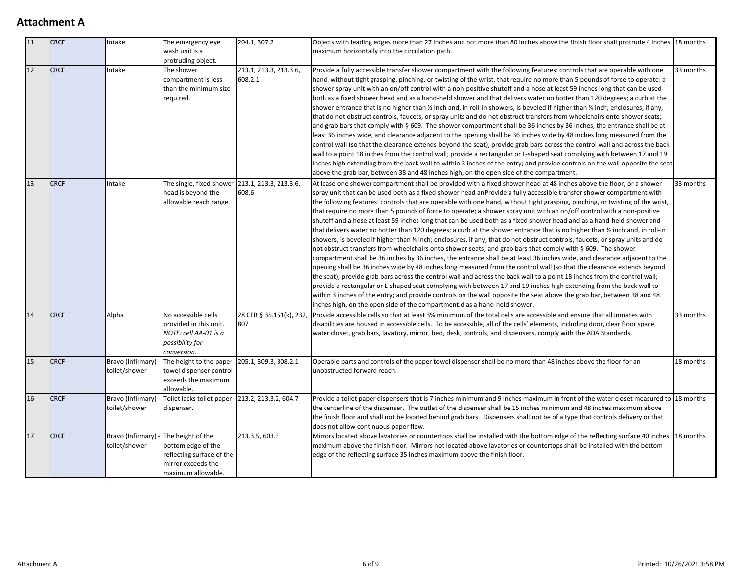## Attachment A

| | | | | | | |
|---|---|---|---|---|---|---|
| 11 | CRCF | Intake | The emergency eye wash unit is a protruding object. | 204.1, 307.2 | Objects with leading edges more than 27 inches and not more than 80 inches above the finish floor shall protrude 4 inches maximum horizontally into the circulation path. | 18 months |
| 12 | CRCF | Intake | The shower compartment is less than the minimum size required. | 213.1, 213.3, 213.3.6, 608.2.1 | Provide a fully accessible transfer shower compartment with the following features: controls that are operable with one hand, without tight grasping, pinching, or twisting of the wrist, that require no more than 5 pounds of force to operate; a shower spray unit with an on/off control with a non-positive shutoff and a hose at least 59 inches long that can be used both as a fixed shower head and as a hand-held shower and that delivers water no hotter than 120 degrees; a curb at the shower entrance that is no higher than ½ inch and, in roll-in showers, is beveled if higher than ¼ inch; enclosures, if any, that do not obstruct controls, faucets, or spray units and do not obstruct transfers from wheelchairs onto shower seats; and grab bars that comply with § 609. The shower compartment shall be 36 inches by 36 inches, the entrance shall be at least 36 inches wide, and clearance adjacent to the opening shall be 36 inches wide by 48 inches long measured from the control wall (so that the clearance extends beyond the seat); provide grab bars across the control wall and across the back wall to a point 18 inches from the control wall; provide a rectangular or L-shaped seat complying with between 17 and 19 inches high extending from the back wall to within 3 inches of the entry; and provide controls on the wall opposite the seat above the grab bar, between 38 and 48 inches high, on the open side of the compartment. | 33 months |
| 13 | CRCF | Intake | The single, fixed shower head is beyond the allowable reach range. | 213.1, 213.3, 213.3.6, 608.6 | At lease one shower compartment shall be provided with a fixed shower head at 48 inches above the floor, or a shower spray unit that can be used both as a fixed shower head anProvide a fully accessible transfer shower compartment with the following features: controls that are operable with one hand, without tight grasping, pinching, or twisting of the wrist, that require no more than 5 pounds of force to operate; a shower spray unit with an on/off control with a non-positive shutoff and a hose at least 59 inches long that can be used both as a fixed shower head and as a hand-held shower and that delivers water no hotter than 120 degrees; a curb at the shower entrance that is no higher than ½ inch and, in roll-in showers, is beveled if higher than ¼ inch; enclosures, if any, that do not obstruct controls, faucets, or spray units and do not obstruct transfers from wheelchairs onto shower seats; and grab bars that comply with § 609. The shower compartment shall be 36 inches by 36 inches, the entrance shall be at least 36 inches wide, and clearance adjacent to the opening shall be 36 inches wide by 48 inches long measured from the control wall (so that the clearance extends beyond the seat); provide grab bars across the control wall and across the back wall to a point 18 inches from the control wall; provide a rectangular or L-shaped seat complying with between 17 and 19 inches high extending from the back wall to within 3 inches of the entry; and provide controls on the wall opposite the seat above the grab bar, between 38 and 48 inches high, on the open side of the compartment.d as a hand-held shower. | 33 months |
| 14 | CRCF | Alpha | No accessible cells provided in this unit. *NOTE: cell AA-01 is a possibility for conversion.* | 28 CFR § 35.151(k), 232, 807 | Provide accessible cells so that at least 3% minimum of the total cells are accessible and ensure that all inmates with disabilities are housed in accessible cells. To be accessible, all of the cells' elements, including door, clear floor space, water closet, grab bars, lavatory, mirror, bed, desk, controls, and dispensers, comply with the ADA Standards. | 33 months |
| 15 | CRCF | Bravo (Infirmary) - toilet/shower | The height to the paper towel dispenser control exceeds the maximum allowable. | 205.1, 309.3, 308.2.1 | Operable parts and controls of the paper towel dispenser shall be no more than 48 inches above the floor for an unobstructed forward reach. | 18 months |
| 16 | CRCF | Bravo (Infirmary) - toilet/shower | Toilet lacks toilet paper dispenser. | 213.2, 213.3.2, 604.7 | Provide a toilet paper dispensers that is 7 inches minimum and 9 inches maximum in front of the water closet measured to the centerline of the dispenser. The outlet of the dispenser shall be 15 inches minimum and 48 inches maximum above the finish floor and shall not be located behind grab bars. Dispensers shall not be of a type that controls delivery or that does not allow continuous paper flow. | 18 months |
| 17 | CRCF | Bravo (Infirmary) - toilet/shower | The height of the bottom edge of the reflecting surface of the mirror exceeds the maximum allowable. | 213.3.5, 603.3 | Mirrors located above lavatories or countertops shall be installed with the bottom edge of the reflecting surface 40 inches maximum above the finish floor. Mirrors not located above lavatories or countertops shall be installed with the bottom edge of the reflecting surface 35 inches maximum above the finish floor. | 18 months |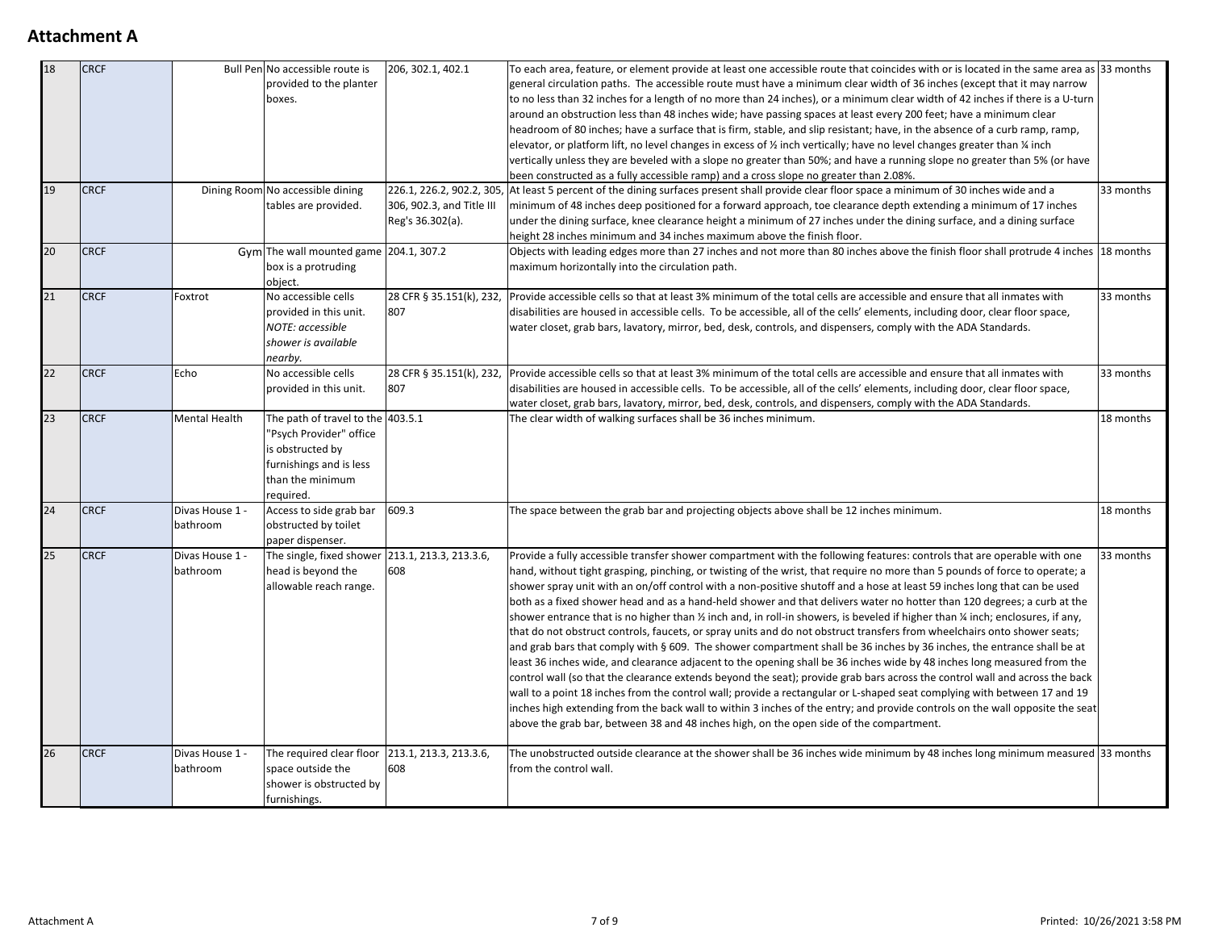## Attachment A

| | | | | | | |
|---|---|---|---|---|---|---|
| 18 | CRCF | Bull Pen | No accessible route is provided to the planter boxes. | 206, 302.1, 402.1 | To each area, feature, or element provide at least one accessible route that coincides with or is located in the same area as general circulation paths. The accessible route must have a minimum clear width of 36 inches (except that it may narrow to no less than 32 inches for a length of no more than 24 inches), or a minimum clear width of 42 inches if there is a U-turn around an obstruction less than 48 inches wide; have passing spaces at least every 200 feet; have a minimum clear headroom of 80 inches; have a surface that is firm, stable, and slip resistant; have, in the absence of a curb ramp, ramp, elevator, or platform lift, no level changes in excess of ½ inch vertically; have no level changes greater than ¼ inch vertically unless they are beveled with a slope no greater than 50%; and have a running slope no greater than 5% (or have been constructed as a fully accessible ramp) and a cross slope no greater than 2.08%. | 33 months |
| 19 | CRCF | Dining Room | No accessible dining tables are provided. | 226.1, 226.2, 902.2, 305, 306, 902.3, and Title III Reg's 36.302(a). | At least 5 percent of the dining surfaces present shall provide clear floor space a minimum of 30 inches wide and a minimum of 48 inches deep positioned for a forward approach, toe clearance depth extending a minimum of 17 inches under the dining surface, knee clearance height a minimum of 27 inches under the dining surface, and a dining surface height 28 inches minimum and 34 inches maximum above the finish floor. | 33 months |
| 20 | CRCF | Gym | The wall mounted game box is a protruding object. | 204.1, 307.2 | Objects with leading edges more than 27 inches and not more than 80 inches above the finish floor shall protrude 4 inches maximum horizontally into the circulation path. | 18 months |
| 21 | CRCF | Foxtrot | No accessible cells provided in this unit. *NOTE: accessible shower is available nearby.* | 28 CFR § 35.151(k), 232, 807 | Provide accessible cells so that at least 3% minimum of the total cells are accessible and ensure that all inmates with disabilities are housed in accessible cells. To be accessible, all of the cells' elements, including door, clear floor space, water closet, grab bars, lavatory, mirror, bed, desk, controls, and dispensers, comply with the ADA Standards. | 33 months |
| 22 | CRCF | Echo | No accessible cells provided in this unit. | 28 CFR § 35.151(k), 232, 807 | Provide accessible cells so that at least 3% minimum of the total cells are accessible and ensure that all inmates with disabilities are housed in accessible cells. To be accessible, all of the cells' elements, including door, clear floor space, water closet, grab bars, lavatory, mirror, bed, desk, controls, and dispensers, comply with the ADA Standards. | 33 months |
| 23 | CRCF | Mental Health | The path of travel to the "Psych Provider" office is obstructed by furnishings and is less than the minimum required. | 403.5.1 | The clear width of walking surfaces shall be 36 inches minimum. | 18 months |
| 24 | CRCF | Divas House 1 - bathroom | Access to side grab bar obstructed by toilet paper dispenser. | 609.3 | The space between the grab bar and projecting objects above shall be 12 inches minimum. | 18 months |
| 25 | CRCF | Divas House 1 - bathroom | The single, fixed shower head is beyond the allowable reach range. | 213.1, 213.3, 213.3.6, 608 | Provide a fully accessible transfer shower compartment with the following features: controls that are operable with one hand, without tight grasping, pinching, or twisting of the wrist, that require no more than 5 pounds of force to operate; a shower spray unit with an on/off control with a non-positive shutoff and a hose at least 59 inches long that can be used both as a fixed shower head and as a hand-held shower and that delivers water no hotter than 120 degrees; a curb at the shower entrance that is no higher than ½ inch and, in roll-in showers, is beveled if higher than ¼ inch; enclosures, if any, that do not obstruct controls, faucets, or spray units and do not obstruct transfers from wheelchairs onto shower seats; and grab bars that comply with § 609. The shower compartment shall be 36 inches by 36 inches, the entrance shall be at least 36 inches wide, and clearance adjacent to the opening shall be 36 inches wide by 48 inches long measured from the control wall (so that the clearance extends beyond the seat); provide grab bars across the control wall and across the back wall to a point 18 inches from the control wall; provide a rectangular or L-shaped seat complying with between 17 and 19 inches high extending from the back wall to within 3 inches of the entry; and provide controls on the wall opposite the seat above the grab bar, between 38 and 48 inches high, on the open side of the compartment. | 33 months |
| 26 | CRCF | Divas House 1 - bathroom | The required clear floor space outside the shower is obstructed by furnishings. | 213.1, 213.3, 213.3.6, 608 | The unobstructed outside clearance at the shower shall be 36 inches wide minimum by 48 inches long minimum measured from the control wall. | 33 months |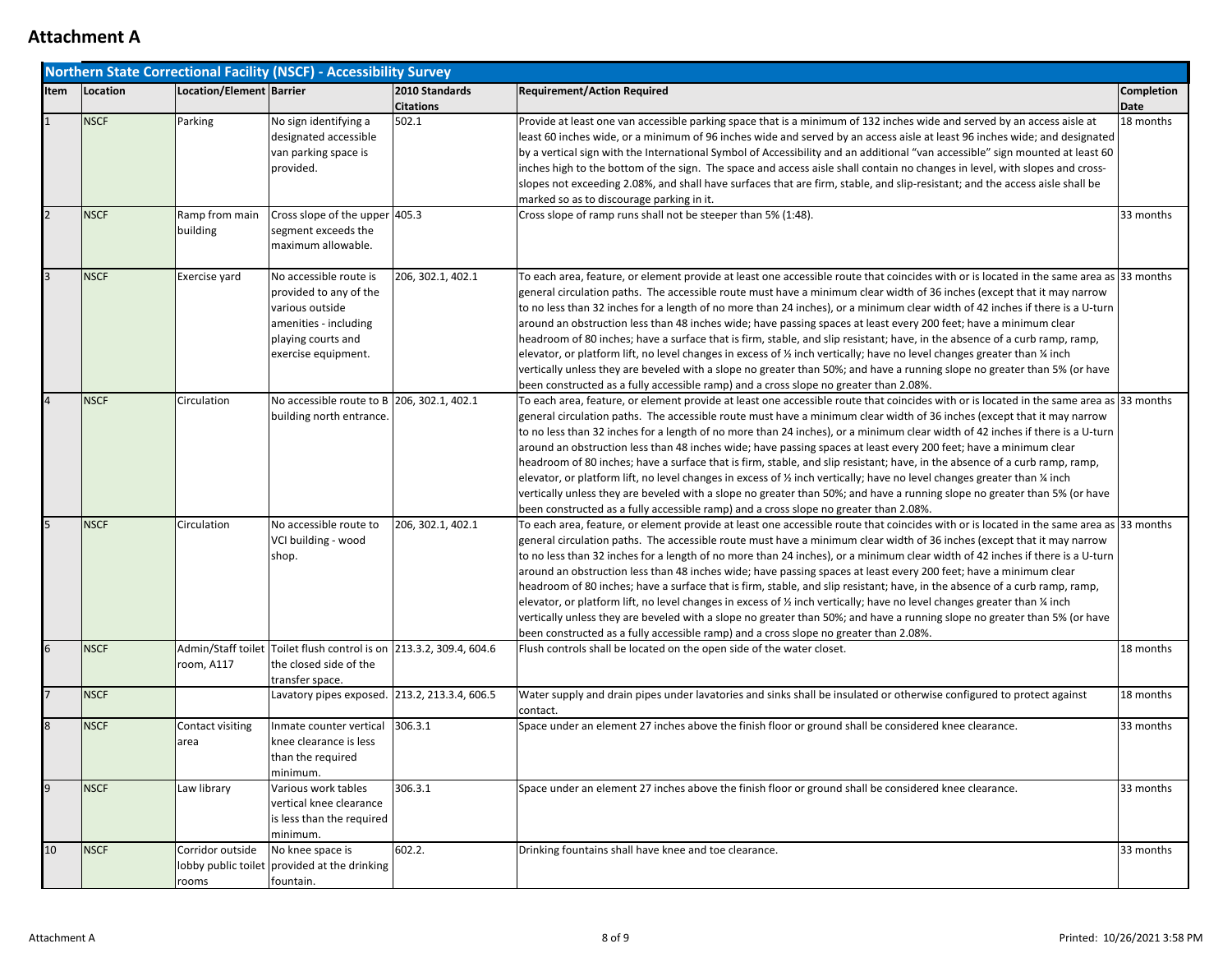# Attachment A

| Northern State Correctional Facility (NSCF) - Accessibility Survey | | | | | | |
|---|---|---|---|---|---|---|
| **Item** | **Location** | **Location/Element** | **Barrier** | **2010 Standards Citations** | **Requirement/Action Required** | **Completion Date** |
| 1 | NSCF | Parking | No sign identifying a designated accessible van parking space is provided. | 502.1 | Provide at least one van accessible parking space that is a minimum of 132 inches wide and served by an access aisle at least 60 inches wide, or a minimum of 96 inches wide and served by an access aisle at least 96 inches wide; and designated by a vertical sign with the International Symbol of Accessibility and an additional "van accessible" sign mounted at least 60 inches high to the bottom of the sign. The space and access aisle shall contain no changes in level, with slopes and cross-slopes not exceeding 2.08%, and shall have surfaces that are firm, stable, and slip-resistant; and the access aisle shall be marked so as to discourage parking in it. | 18 months |
| 2 | NSCF | Ramp from main building | Cross slope of the upper segment exceeds the maximum allowable. | 405.3 | Cross slope of ramp runs shall not be steeper than 5% (1:48). | 33 months |
| 3 | NSCF | Exercise yard | No accessible route is provided to any of the various outside amenities - including playing courts and exercise equipment. | 206, 302.1, 402.1 | To each area, feature, or element provide at least one accessible route that coincides with or is located in the same area as general circulation paths. The accessible route must have a minimum clear width of 36 inches (except that it may narrow to no less than 32 inches for a length of no more than 24 inches), or a minimum clear width of 42 inches if there is a U-turn around an obstruction less than 48 inches wide; have passing spaces at least every 200 feet; have a minimum clear headroom of 80 inches; have a surface that is firm, stable, and slip resistant; have, in the absence of a curb ramp, ramp, elevator, or platform lift, no level changes in excess of ½ inch vertically; have no level changes greater than ¼ inch vertically unless they are beveled with a slope no greater than 50%; and have a running slope no greater than 5% (or have been constructed as a fully accessible ramp) and a cross slope no greater than 2.08%. | 33 months |
| 4 | NSCF | Circulation | No accessible route to B building north entrance. | 206, 302.1, 402.1 | To each area, feature, or element provide at least one accessible route that coincides with or is located in the same area as general circulation paths. The accessible route must have a minimum clear width of 36 inches (except that it may narrow to no less than 32 inches for a length of no more than 24 inches), or a minimum clear width of 42 inches if there is a U-turn around an obstruction less than 48 inches wide; have passing spaces at least every 200 feet; have a minimum clear headroom of 80 inches; have a surface that is firm, stable, and slip resistant; have, in the absence of a curb ramp, ramp, elevator, or platform lift, no level changes in excess of ½ inch vertically; have no level changes greater than ¼ inch vertically unless they are beveled with a slope no greater than 50%; and have a running slope no greater than 5% (or have been constructed as a fully accessible ramp) and a cross slope no greater than 2.08%. | 33 months |
| 5 | NSCF | Circulation | No accessible route to VCI building - wood shop. | 206, 302.1, 402.1 | To each area, feature, or element provide at least one accessible route that coincides with or is located in the same area as general circulation paths. The accessible route must have a minimum clear width of 36 inches (except that it may narrow to no less than 32 inches for a length of no more than 24 inches), or a minimum clear width of 42 inches if there is a U-turn around an obstruction less than 48 inches wide; have passing spaces at least every 200 feet; have a minimum clear headroom of 80 inches; have a surface that is firm, stable, and slip resistant; have, in the absence of a curb ramp, ramp, elevator, or platform lift, no level changes in excess of ½ inch vertically; have no level changes greater than ¼ inch vertically unless they are beveled with a slope no greater than 50%; and have a running slope no greater than 5% (or have been constructed as a fully accessible ramp) and a cross slope no greater than 2.08%. | 33 months |
| 6 | NSCF | Admin/Staff toilet room, A117 | Toilet flush control is on the closed side of the transfer space. | 213.3.2, 309.4, 604.6 | Flush controls shall be located on the open side of the water closet. | 18 months |
| 7 | NSCF | | Lavatory pipes exposed. | 213.2, 213.3.4, 606.5 | Water supply and drain pipes under lavatories and sinks shall be insulated or otherwise configured to protect against contact. | 18 months |
| 8 | NSCF | Contact visiting area | Inmate counter vertical knee clearance is less than the required minimum. | 306.3.1 | Space under an element 27 inches above the finish floor or ground shall be considered knee clearance. | 33 months |
| 9 | NSCF | Law library | Various work tables vertical knee clearance is less than the required minimum. | 306.3.1 | Space under an element 27 inches above the finish floor or ground shall be considered knee clearance. | 33 months |
| 10 | NSCF | Corridor outside lobby public toilet rooms | No knee space is provided at the drinking fountain. | 602.2. | Drinking fountains shall have knee and toe clearance. | 33 months |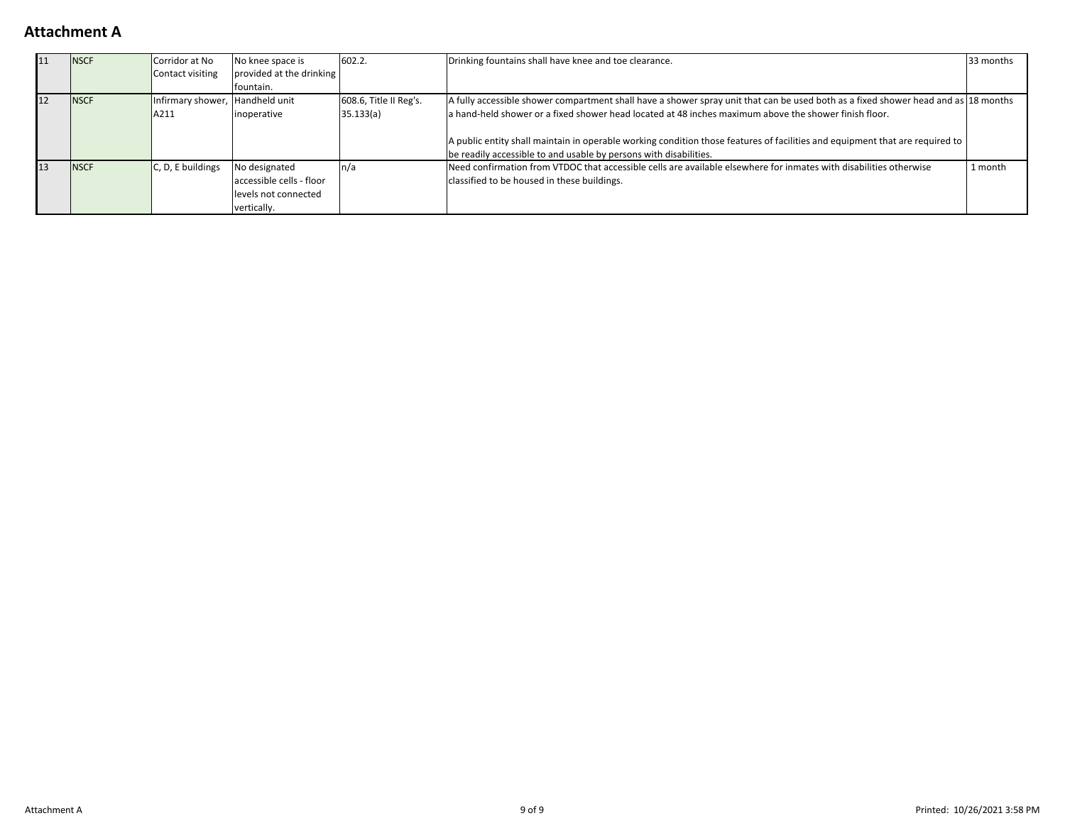# Attachment A

| | | | | | | |
|---|---|---|---|---|---|---|
| 11 | NSCF | Corridor at No Contact visiting | No knee space is provided at the drinking fountain. | 602.2. | Drinking fountains shall have knee and toe clearance. | 33 months |
| 12 | NSCF | Infirmary shower, A211 | Handheld unit inoperative | 608.6, Title II Reg's. 35.133(a) | A fully accessible shower compartment shall have a shower spray unit that can be used both as a fixed shower head and as a hand-held shower or a fixed shower head located at 48 inches maximum above the shower finish floor.<br><br>A public entity shall maintain in operable working condition those features of facilities and equipment that are required to be readily accessible to and usable by persons with disabilities. | 18 months |
| 13 | NSCF | C, D, E buildings | No designated accessible cells - floor levels not connected vertically. | n/a | Need confirmation from VTDOC that accessible cells are available elsewhere for inmates with disabilities otherwise classified to be housed in these buildings. | 1 month |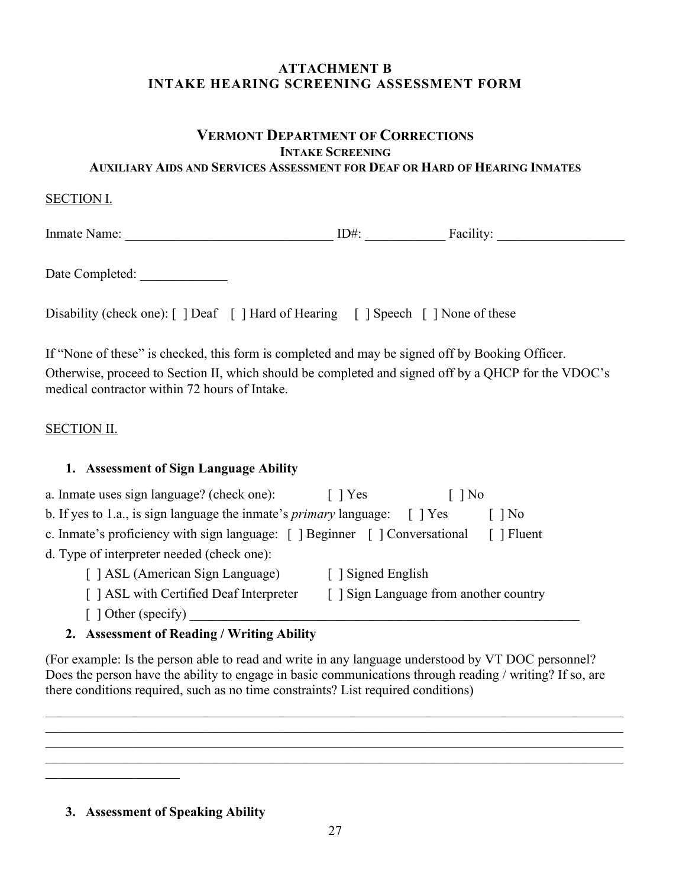**ATTACHMENT B**
**INTAKE HEARING SCREENING ASSESSMENT FORM**

**VERMONT DEPARTMENT OF CORRECTIONS**
**INTAKE SCREENING**
**AUXILIARY AIDS AND SERVICES ASSESSMENT FOR DEAF OR HARD OF HEARING INMATES**

SECTION I.

Inmate Name: _______________________________ ID#: ___________ Facility: __________________

Date Completed: _____________

Disability (check one): [ ] Deaf [ ] Hard of Hearing [ ] Speech [ ] None of these

If "None of these" is checked, this form is completed and may be signed off by Booking Officer.
Otherwise, proceed to Section II, which should be completed and signed off by a QHCP for the VDOC's medical contractor within 72 hours of Intake.

SECTION II.

**1. Assessment of Sign Language Ability**

a. Inmate uses sign language? (check one): [ ] Yes [ ] No
b. If yes to 1.a., is sign language the inmate's *primary* language: [ ] Yes [ ] No
c. Inmate's proficiency with sign language: [ ] Beginner [ ] Conversational [ ] Fluent
d. Type of interpreter needed (check one):

- [ ] ASL (American Sign Language) [ ] Signed English
- [ ] ASL with Certified Deaf Interpreter [ ] Sign Language from another country
- [ ] Other (specify) ____________________________________________________________

**2. Assessment of Reading / Writing Ability**

(For example: Is the person able to read and write in any language understood by VT DOC personnel? Does the person have the ability to engage in basic communications through reading / writing? If so, are there conditions required, such as no time constraints? List required conditions)

_____________________________________________________________________________________
_____________________________________________________________________________________
_____________________________________________________________________________________
_____________________________________________________________________________________
____________________

**3. Assessment of Speaking Ability**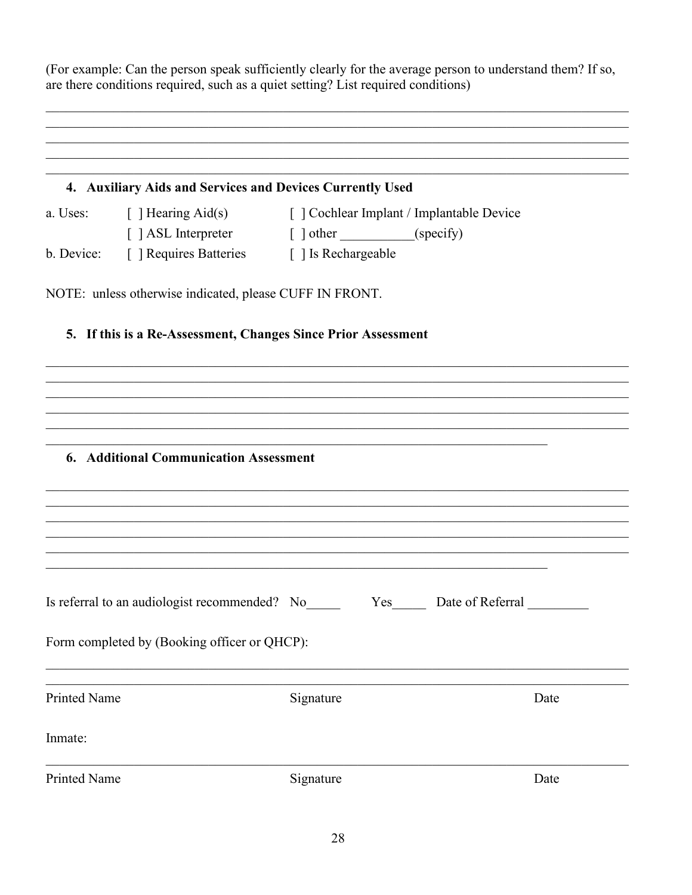(For example: Can the person speak sufficiently clearly for the average person to understand them? If so, are there conditions required, such as a quiet setting? List required conditions)

\_\_\_\_\_\_\_\_\_\_\_\_\_\_\_\_\_\_\_\_\_\_\_\_\_\_\_\_\_\_\_\_\_\_\_\_\_\_\_\_\_\_\_\_\_\_\_\_\_\_\_\_\_\_\_\_\_\_\_\_\_\_\_\_\_\_\_\_\_\_\_\_\_\_\_\_\_\_
\_\_\_\_\_\_\_\_\_\_\_\_\_\_\_\_\_\_\_\_\_\_\_\_\_\_\_\_\_\_\_\_\_\_\_\_\_\_\_\_\_\_\_\_\_\_\_\_\_\_\_\_\_\_\_\_\_\_\_\_\_\_\_\_\_\_\_\_\_\_\_\_\_\_\_\_\_\_
\_\_\_\_\_\_\_\_\_\_\_\_\_\_\_\_\_\_\_\_\_\_\_\_\_\_\_\_\_\_\_\_\_\_\_\_\_\_\_\_\_\_\_\_\_\_\_\_\_\_\_\_\_\_\_\_\_\_\_\_\_\_\_\_\_\_\_\_\_\_\_\_\_\_\_\_\_\_
\_\_\_\_\_\_\_\_\_\_\_\_\_\_\_\_\_\_\_\_\_\_\_\_\_\_\_\_\_\_\_\_\_\_\_\_\_\_\_\_\_\_\_\_\_\_\_\_\_\_\_\_\_\_\_\_\_\_\_\_\_\_\_\_\_\_\_\_\_\_\_\_\_\_\_\_\_\_
\_\_\_\_\_\_\_\_\_\_\_\_\_\_\_\_\_\_\_\_\_\_\_\_\_\_\_\_\_\_\_\_\_\_\_\_\_\_\_\_\_\_\_\_\_\_\_\_\_\_\_\_\_\_\_\_\_\_\_\_\_\_\_\_\_\_\_\_\_\_\_\_\_\_\_\_\_\_

**4. Auxiliary Aids and Services and Devices Currently Used**

a. Uses: [ ] Hearing Aid(s) [ ] Cochlear Implant / Implantable Device
[ ] ASL Interpreter [ ] other \_\_\_\_\_\_\_\_\_\_\_(specify)

b. Device: [ ] Requires Batteries [ ] Is Rechargeable

NOTE: unless otherwise indicated, please CUFF IN FRONT.

**5. If this is a Re-Assessment, Changes Since Prior Assessment**

\_\_\_\_\_\_\_\_\_\_\_\_\_\_\_\_\_\_\_\_\_\_\_\_\_\_\_\_\_\_\_\_\_\_\_\_\_\_\_\_\_\_\_\_\_\_\_\_\_\_\_\_\_\_\_\_\_\_\_\_\_\_\_\_\_\_\_\_\_\_\_\_\_\_\_\_\_\_
\_\_\_\_\_\_\_\_\_\_\_\_\_\_\_\_\_\_\_\_\_\_\_\_\_\_\_\_\_\_\_\_\_\_\_\_\_\_\_\_\_\_\_\_\_\_\_\_\_\_\_\_\_\_\_\_\_\_\_\_\_\_\_\_\_\_\_\_\_\_\_\_\_\_\_\_\_\_
\_\_\_\_\_\_\_\_\_\_\_\_\_\_\_\_\_\_\_\_\_\_\_\_\_\_\_\_\_\_\_\_\_\_\_\_\_\_\_\_\_\_\_\_\_\_\_\_\_\_\_\_\_\_\_\_\_\_\_\_\_\_\_\_\_\_\_\_\_\_\_\_\_\_\_\_\_\_
\_\_\_\_\_\_\_\_\_\_\_\_\_\_\_\_\_\_\_\_\_\_\_\_\_\_\_\_\_\_\_\_\_\_\_\_\_\_\_\_\_\_\_\_\_\_\_\_\_\_\_\_\_\_\_\_\_\_\_\_\_\_\_\_\_\_\_\_\_\_\_\_\_\_\_\_\_\_
\_\_\_\_\_\_\_\_\_\_\_\_\_\_\_\_\_\_\_\_\_\_\_\_\_\_\_\_\_\_\_\_\_\_\_\_\_\_\_\_\_\_\_\_\_\_\_\_\_\_\_\_\_\_\_\_\_\_\_\_\_\_\_\_\_\_\_\_\_\_\_\_\_\_\_\_\_\_
\_\_\_\_\_\_\_\_\_\_\_\_\_\_\_\_\_\_\_\_\_\_\_\_\_\_\_\_\_\_\_\_\_\_\_\_\_\_\_\_\_\_\_\_\_\_\_\_\_\_\_\_\_\_\_\_\_\_\_\_\_\_\_\_\_\_\_\_\_\_\_\_

**6. Additional Communication Assessment**

\_\_\_\_\_\_\_\_\_\_\_\_\_\_\_\_\_\_\_\_\_\_\_\_\_\_\_\_\_\_\_\_\_\_\_\_\_\_\_\_\_\_\_\_\_\_\_\_\_\_\_\_\_\_\_\_\_\_\_\_\_\_\_\_\_\_\_\_\_\_\_\_\_\_\_\_\_\_
\_\_\_\_\_\_\_\_\_\_\_\_\_\_\_\_\_\_\_\_\_\_\_\_\_\_\_\_\_\_\_\_\_\_\_\_\_\_\_\_\_\_\_\_\_\_\_\_\_\_\_\_\_\_\_\_\_\_\_\_\_\_\_\_\_\_\_\_\_\_\_\_\_\_\_\_\_\_
\_\_\_\_\_\_\_\_\_\_\_\_\_\_\_\_\_\_\_\_\_\_\_\_\_\_\_\_\_\_\_\_\_\_\_\_\_\_\_\_\_\_\_\_\_\_\_\_\_\_\_\_\_\_\_\_\_\_\_\_\_\_\_\_\_\_\_\_\_\_\_\_\_\_\_\_\_\_
\_\_\_\_\_\_\_\_\_\_\_\_\_\_\_\_\_\_\_\_\_\_\_\_\_\_\_\_\_\_\_\_\_\_\_\_\_\_\_\_\_\_\_\_\_\_\_\_\_\_\_\_\_\_\_\_\_\_\_\_\_\_\_\_\_\_\_\_\_\_\_\_\_\_\_\_\_\_
\_\_\_\_\_\_\_\_\_\_\_\_\_\_\_\_\_\_\_\_\_\_\_\_\_\_\_\_\_\_\_\_\_\_\_\_\_\_\_\_\_\_\_\_\_\_\_\_\_\_\_\_\_\_\_\_\_\_\_\_\_\_\_\_\_\_\_\_\_\_\_\_\_\_\_\_\_\_
\_\_\_\_\_\_\_\_\_\_\_\_\_\_\_\_\_\_\_\_\_\_\_\_\_\_\_\_\_\_\_\_\_\_\_\_\_\_\_\_\_\_\_\_\_\_\_\_\_\_\_\_\_\_\_\_\_\_\_\_\_\_\_\_\_\_\_\_\_\_\_\_

Is referral to an audiologist recommended? No\_\_\_\_\_ Yes\_\_\_\_\_ Date of Referral \_\_\_\_\_\_\_\_\_

Form completed by (Booking officer or QHCP):

\_\_\_\_\_\_\_\_\_\_\_\_\_\_\_\_\_\_\_\_\_\_\_\_\_\_\_\_\_\_\_\_\_\_\_\_\_\_\_\_\_\_\_\_\_\_\_\_\_\_\_\_\_\_\_\_\_\_\_\_\_\_\_\_\_\_\_\_\_\_\_\_\_\_\_\_\_\_
\_\_\_\_\_\_\_\_\_\_\_\_\_\_\_\_\_\_\_\_\_\_\_\_\_\_\_\_\_\_\_\_\_\_\_\_\_\_\_\_\_\_\_\_\_\_\_\_\_\_\_\_\_\_\_\_\_\_\_\_\_\_\_\_\_\_\_\_\_\_\_\_\_\_\_\_\_\_

Printed Name Signature Date

Inmate:

\_\_\_\_\_\_\_\_\_\_\_\_\_\_\_\_\_\_\_\_\_\_\_\_\_\_\_\_\_\_\_\_\_\_\_\_\_\_\_\_\_\_\_\_\_\_\_\_\_\_\_\_\_\_\_\_\_\_\_\_\_\_\_\_\_\_\_\_\_\_\_\_\_\_\_\_\_\_

Printed Name Signature Date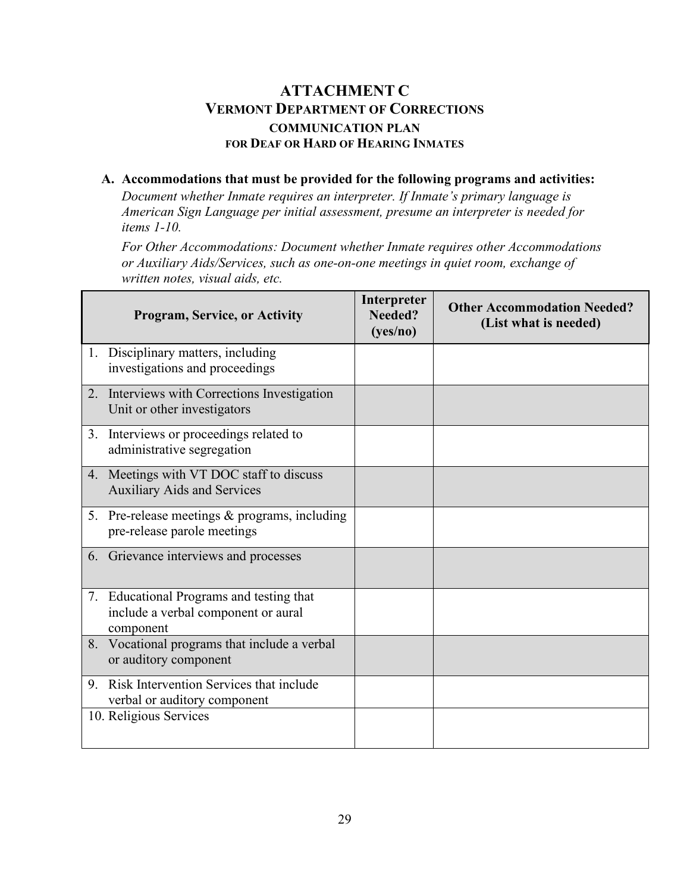# ATTACHMENT C

## VERMONT DEPARTMENT OF CORRECTIONS

### COMMUNICATION PLAN

#### FOR DEAF OR HARD OF HEARING INMATES

**A. Accommodations that must be provided for the following programs and activities:**

*Document whether Inmate requires an interpreter. If Inmate's primary language is American Sign Language per initial assessment, presume an interpreter is needed for items 1-10.*

*For Other Accommodations: Document whether Inmate requires other Accommodations or Auxiliary Aids/Services, such as one-on-one meetings in quiet room, exchange of written notes, visual aids, etc.*

| Program, Service, or Activity | Interpreter Needed? (yes/no) | Other Accommodation Needed? (List what is needed) |
|---|---|---|
| 1. Disciplinary matters, including investigations and proceedings | | |
| 2. Interviews with Corrections Investigation Unit or other investigators | | |
| 3. Interviews or proceedings related to administrative segregation | | |
| 4. Meetings with VT DOC staff to discuss Auxiliary Aids and Services | | |
| 5. Pre-release meetings & programs, including pre-release parole meetings | | |
| 6. Grievance interviews and processes | | |
| 7. Educational Programs and testing that include a verbal component or aural component | | |
| 8. Vocational programs that include a verbal or auditory component | | |
| 9. Risk Intervention Services that include verbal or auditory component | | |
| 10. Religious Services | | |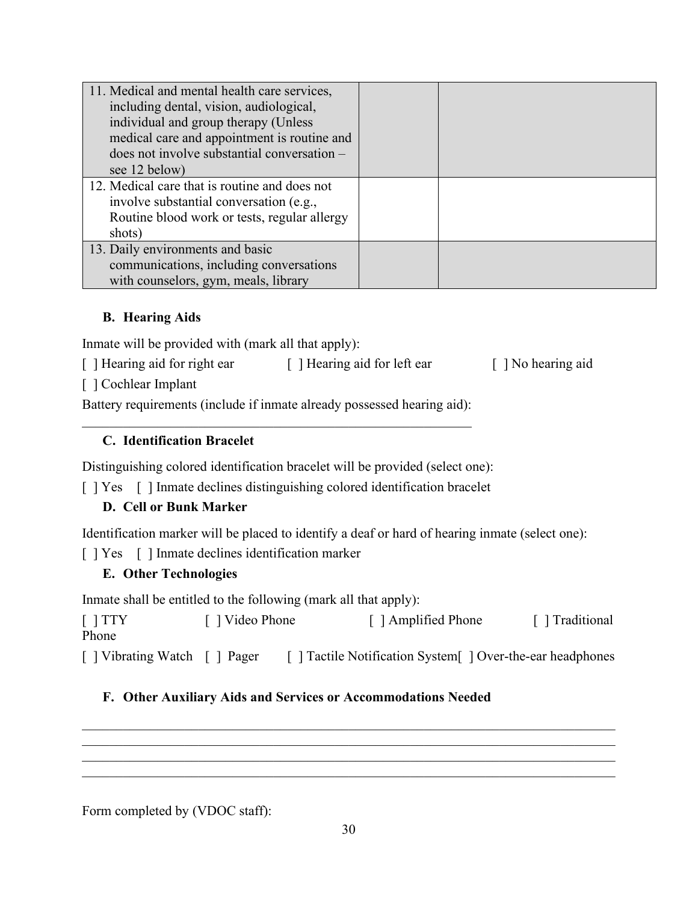| | | |
|---|---|---|
| 11. Medical and mental health care services, including dental, vision, audiological, individual and group therapy (Unless medical care and appointment is routine and does not involve substantial conversation – see 12 below) | | |
| 12. Medical care that is routine and does not involve substantial conversation (e.g., Routine blood work or tests, regular allergy shots) | | |
| 13. Daily environments and basic communications, including conversations with counselors, gym, meals, library | | |

### B. Hearing Aids

Inmate will be provided with (mark all that apply):

[ ] Hearing aid for right ear [ ] Hearing aid for left ear [ ] No hearing aid

[ ] Cochlear Implant

Battery requirements (include if inmate already possessed hearing aid):

\_\_\_\_\_\_\_\_\_\_\_\_\_\_\_\_\_\_\_\_\_\_\_\_\_\_\_\_\_\_\_\_\_\_\_\_\_\_\_\_\_\_\_\_\_\_\_\_\_\_\_\_\_\_\_\_\_\_\_\_

### C. Identification Bracelet

Distinguishing colored identification bracelet will be provided (select one):

[ ] Yes [ ] Inmate declines distinguishing colored identification bracelet

### D. Cell or Bunk Marker

Identification marker will be placed to identify a deaf or hard of hearing inmate (select one):

[ ] Yes [ ] Inmate declines identification marker

### E. Other Technologies

Inmate shall be entitled to the following (mark all that apply):

[ ] TTY [ ] Video Phone [ ] Amplified Phone [ ] Traditional Phone

[ ] Vibrating Watch [ ] Pager [ ] Tactile Notification System [ ] Over-the-ear headphones

### F. Other Auxiliary Aids and Services or Accommodations Needed

\_\_\_\_\_\_\_\_\_\_\_\_\_\_\_\_\_\_\_\_\_\_\_\_\_\_\_\_\_\_\_\_\_\_\_\_\_\_\_\_\_\_\_\_\_\_\_\_\_\_\_\_\_\_\_\_\_\_\_\_\_\_\_\_\_\_\_\_\_\_\_\_\_\_\_\_\_\_\_\_\_\_\_\_
\_\_\_\_\_\_\_\_\_\_\_\_\_\_\_\_\_\_\_\_\_\_\_\_\_\_\_\_\_\_\_\_\_\_\_\_\_\_\_\_\_\_\_\_\_\_\_\_\_\_\_\_\_\_\_\_\_\_\_\_\_\_\_\_\_\_\_\_\_\_\_\_\_\_\_\_\_\_\_\_\_\_\_\_
\_\_\_\_\_\_\_\_\_\_\_\_\_\_\_\_\_\_\_\_\_\_\_\_\_\_\_\_\_\_\_\_\_\_\_\_\_\_\_\_\_\_\_\_\_\_\_\_\_\_\_\_\_\_\_\_\_\_\_\_\_\_\_\_\_\_\_\_\_\_\_\_\_\_\_\_\_\_\_\_\_\_\_\_
\_\_\_\_\_\_\_\_\_\_\_\_\_\_\_\_\_\_\_\_\_\_\_\_\_\_\_\_\_\_\_\_\_\_\_\_\_\_\_\_\_\_\_\_\_\_\_\_\_\_\_\_\_\_\_\_\_\_\_\_\_\_\_\_\_\_\_\_\_\_\_\_\_\_\_\_\_\_\_\_\_\_\_\_

Form completed by (VDOC staff):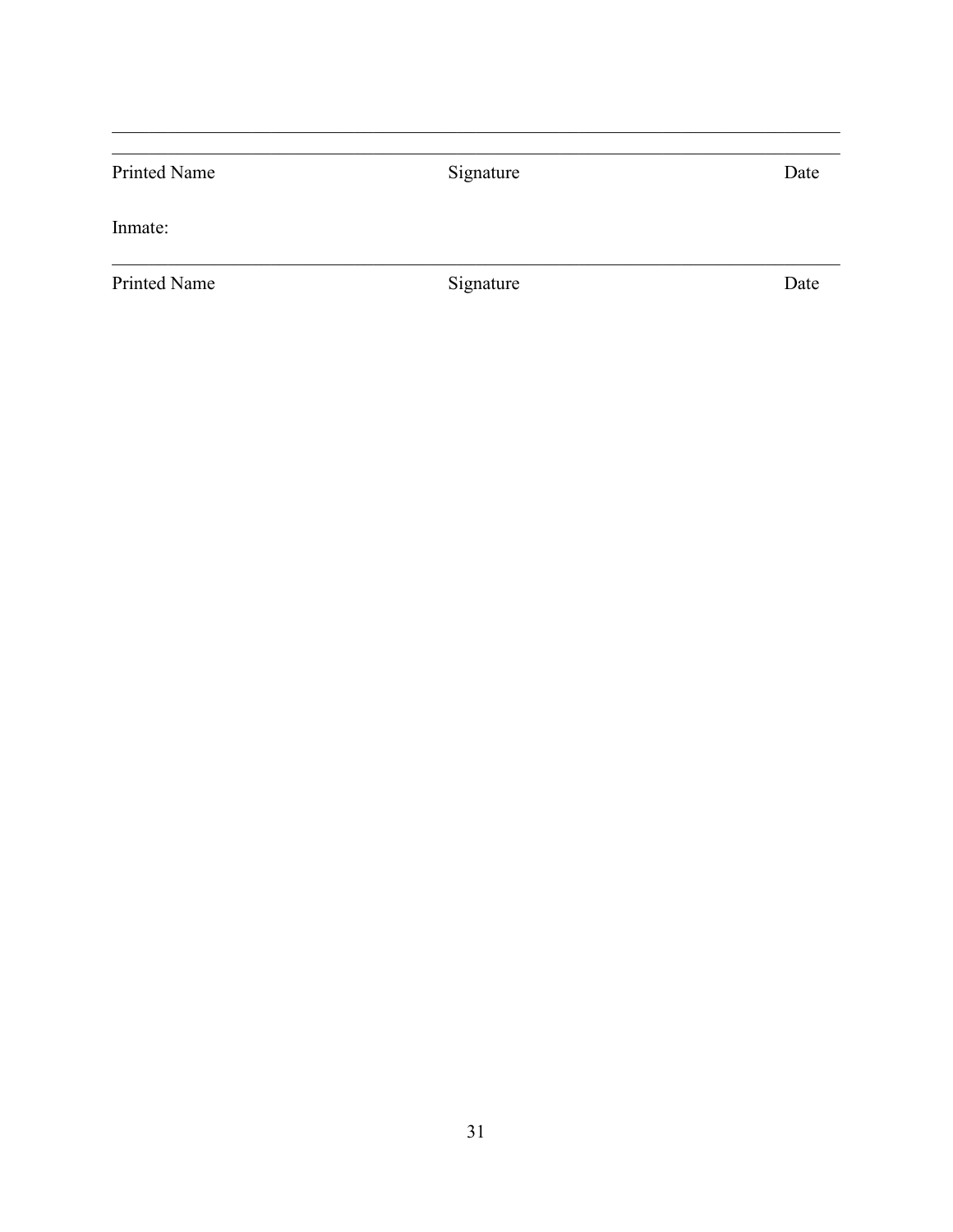| Printed Name | Signature | Date |
|---|---|---|

Inmate:

| Printed Name | Signature | Date |
|---|---|---|